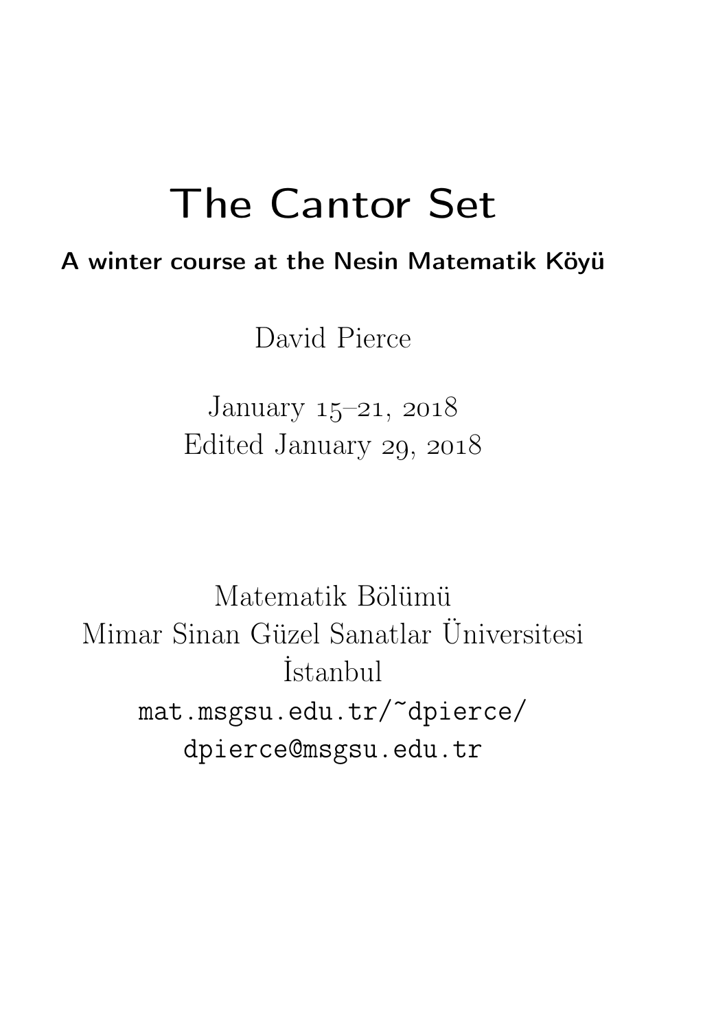# The Cantor Set

**A winter course at the Nesin Matematik Köyü**

David Pierce

January 15–21, 2018
Edited January 29, 2018

Matematik Bölümü
Mimar Sinan Güzel Sanatlar Üniversitesi
İstanbul
mat.msgsu.edu.tr/~dpierce/
dpierce@msgsu.edu.tr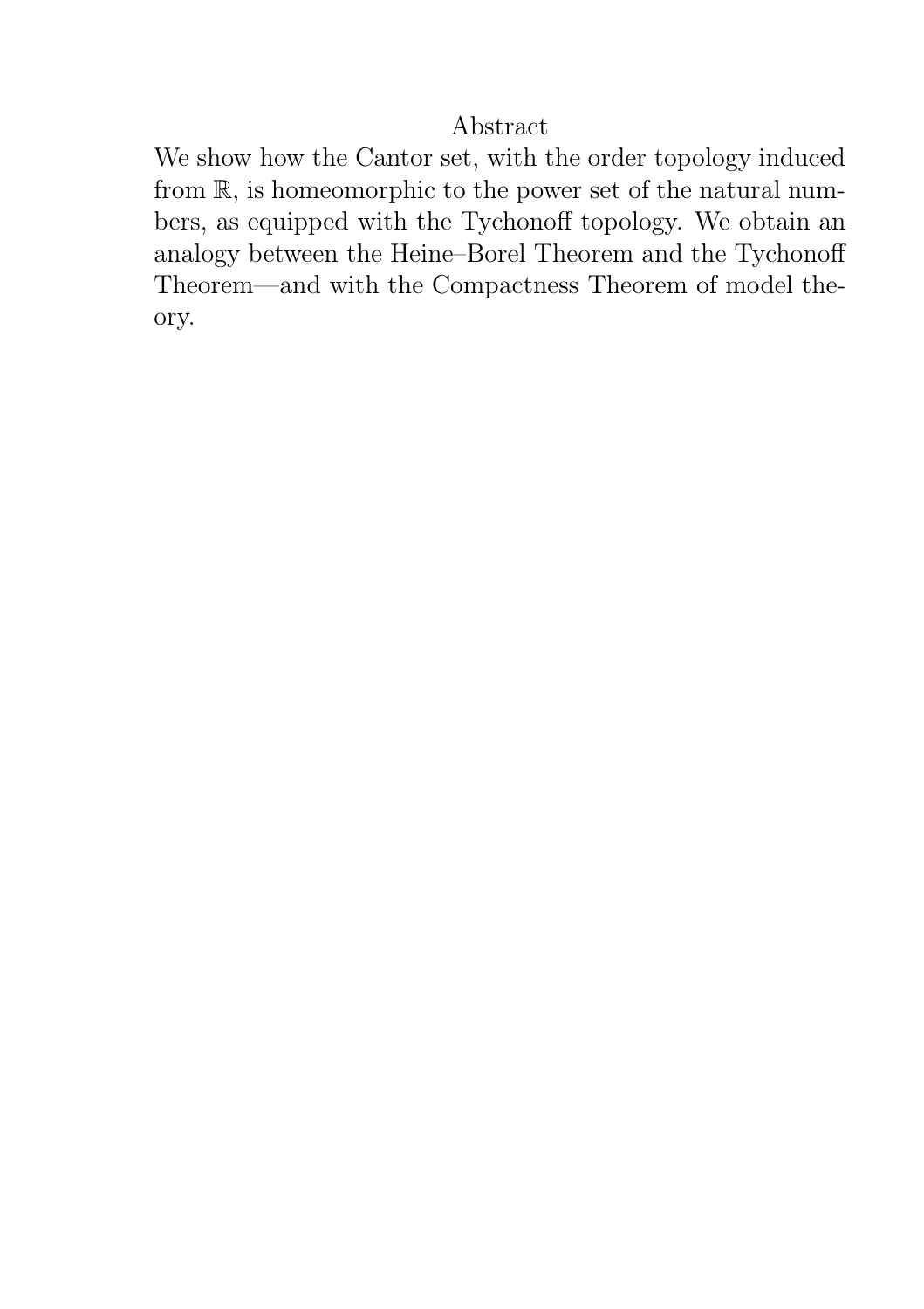## Abstract

We show how the Cantor set, with the order topology induced from $\mathbb{R}$, is homeomorphic to the power set of the natural numbers, as equipped with the Tychonoff topology. We obtain an analogy between the Heine–Borel Theorem and the Tychonoff Theorem—and with the Compactness Theorem of model theory.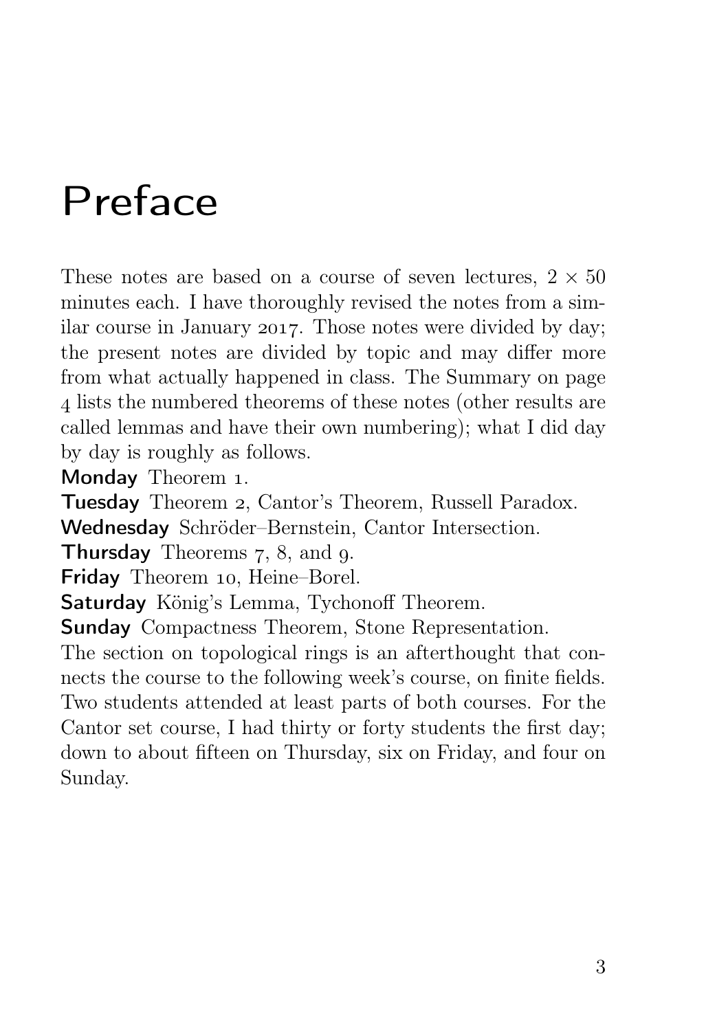# Preface

These notes are based on a course of seven lectures, $2 \times 50$ minutes each. I have thoroughly revised the notes from a similar course in January 2017. Those notes were divided by day; the present notes are divided by topic and may differ more from what actually happened in class. The Summary on page 4 lists the numbered theorems of these notes (other results are called lemmas and have their own numbering); what I did day by day is roughly as follows.

**Monday** Theorem 1.

**Tuesday** Theorem 2, Cantor's Theorem, Russell Paradox.

**Wednesday** Schröder–Bernstein, Cantor Intersection.

**Thursday** Theorems 7, 8, and 9.

**Friday** Theorem 10, Heine–Borel.

**Saturday** König's Lemma, Tychonoff Theorem.

**Sunday** Compactness Theorem, Stone Representation.

The section on topological rings is an afterthought that connects the course to the following week's course, on finite fields. Two students attended at least parts of both courses. For the Cantor set course, I had thirty or forty students the first day; down to about fifteen on Thursday, six on Friday, and four on Sunday.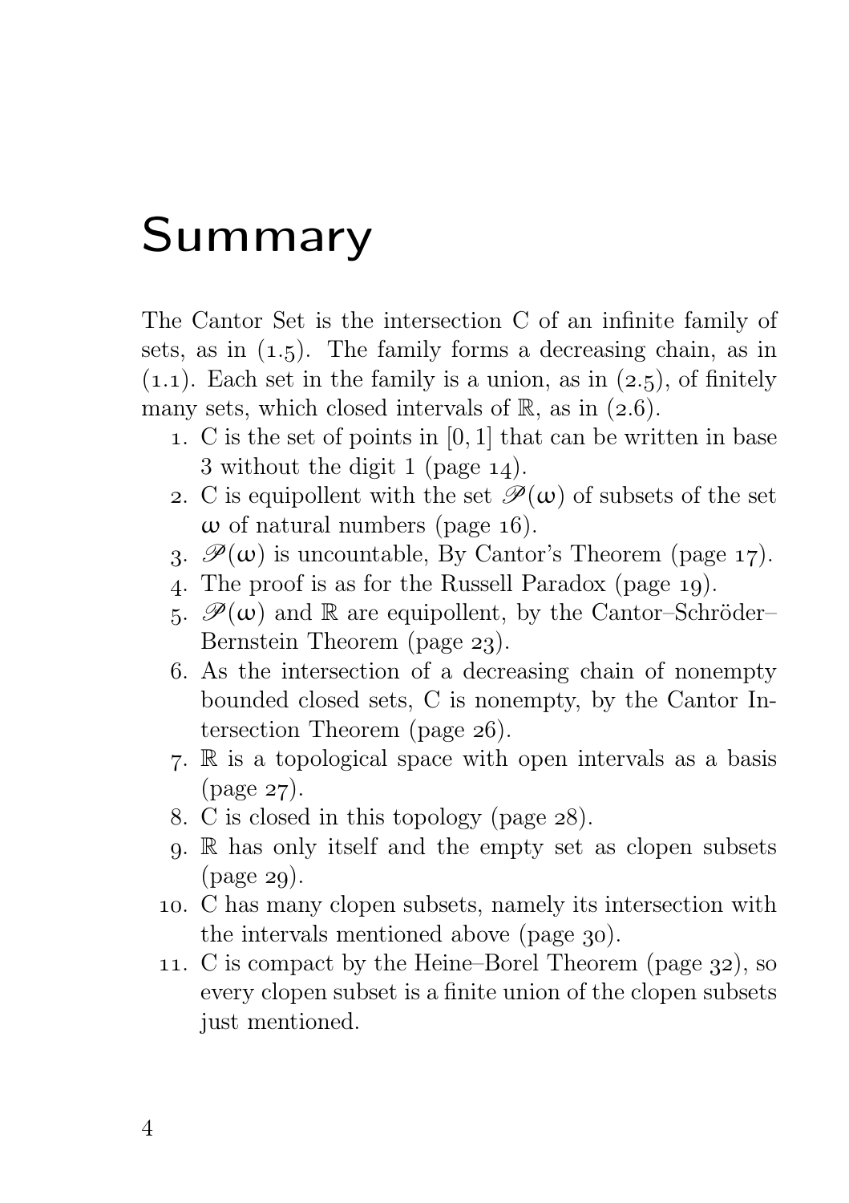# Summary

The Cantor Set is the intersection C of an infinite family of sets, as in (1.5). The family forms a decreasing chain, as in (1.1). Each set in the family is a union, as in (2.5), of finitely many sets, which closed intervals of $\mathbb{R}$, as in (2.6).

1. C is the set of points in $[0, 1]$ that can be written in base 3 without the digit 1 (page 14).
2. C is equipollent with the set $\mathscr{P}(\omega)$ of subsets of the set $\omega$ of natural numbers (page 16).
3. $\mathscr{P}(\omega)$ is uncountable, By Cantor's Theorem (page 17).
4. The proof is as for the Russell Paradox (page 19).
5. $\mathscr{P}(\omega)$ and $\mathbb{R}$ are equipollent, by the Cantor–Schröder–Bernstein Theorem (page 23).
6. As the intersection of a decreasing chain of nonempty bounded closed sets, C is nonempty, by the Cantor Intersection Theorem (page 26).
7. $\mathbb{R}$ is a topological space with open intervals as a basis (page 27).
8. C is closed in this topology (page 28).
9. $\mathbb{R}$ has only itself and the empty set as clopen subsets (page 29).
10. C has many clopen subsets, namely its intersection with the intervals mentioned above (page 30).
11. C is compact by the Heine–Borel Theorem (page 32), so every clopen subset is a finite union of the clopen subsets just mentioned.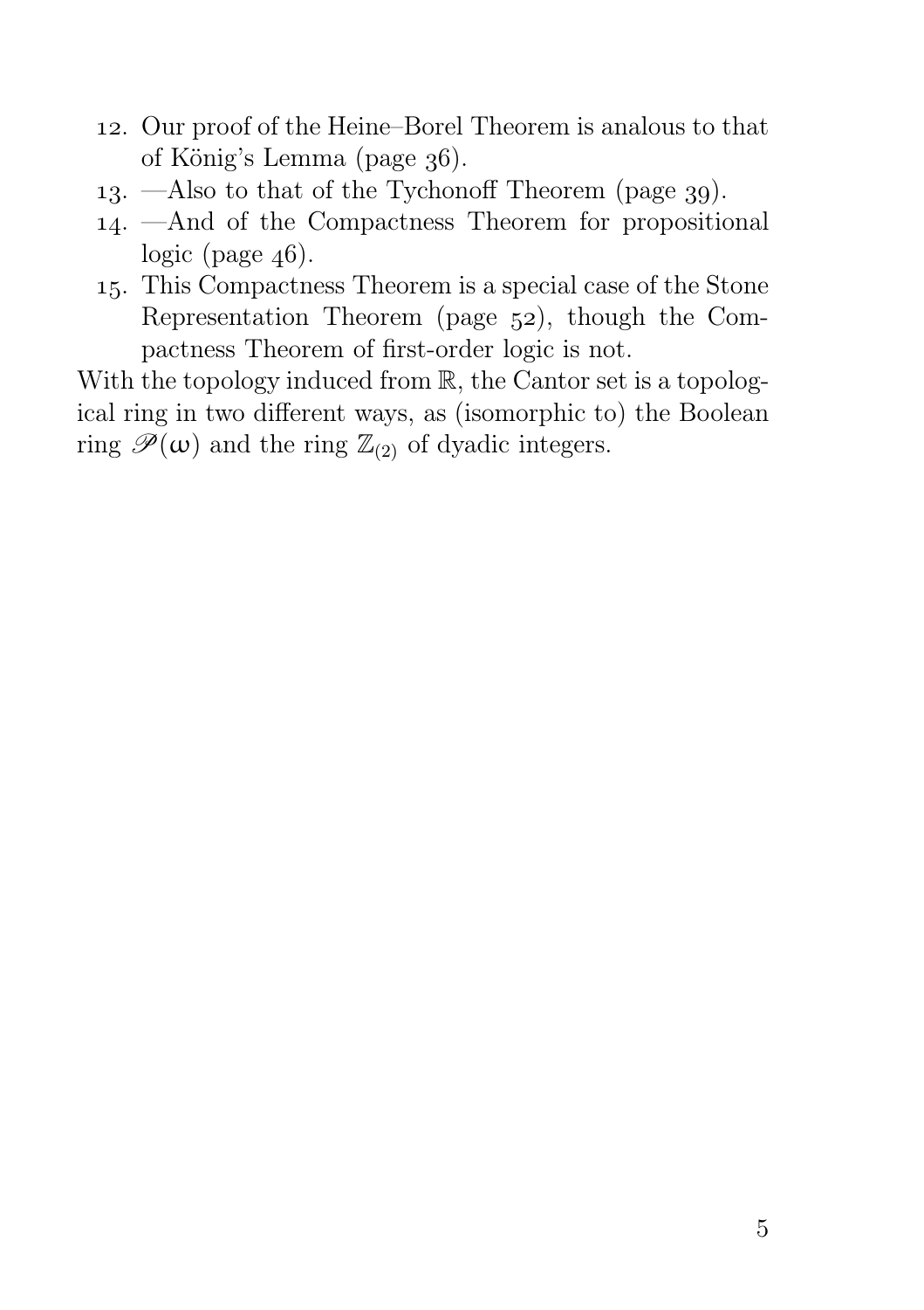12. Our proof of the Heine–Borel Theorem is analous to that of König's Lemma (page 36).
13. —Also to that of the Tychonoff Theorem (page 39).
14. —And of the Compactness Theorem for propositional logic (page 46).
15. This Compactness Theorem is a special case of the Stone Representation Theorem (page 52), though the Compactness Theorem of first-order logic is not.

With the topology induced from $\mathbb{R}$, the Cantor set is a topological ring in two different ways, as (isomorphic to) the Boolean ring $\mathscr{P}(\omega)$ and the ring $\mathbb{Z}_{(2)}$ of dyadic integers.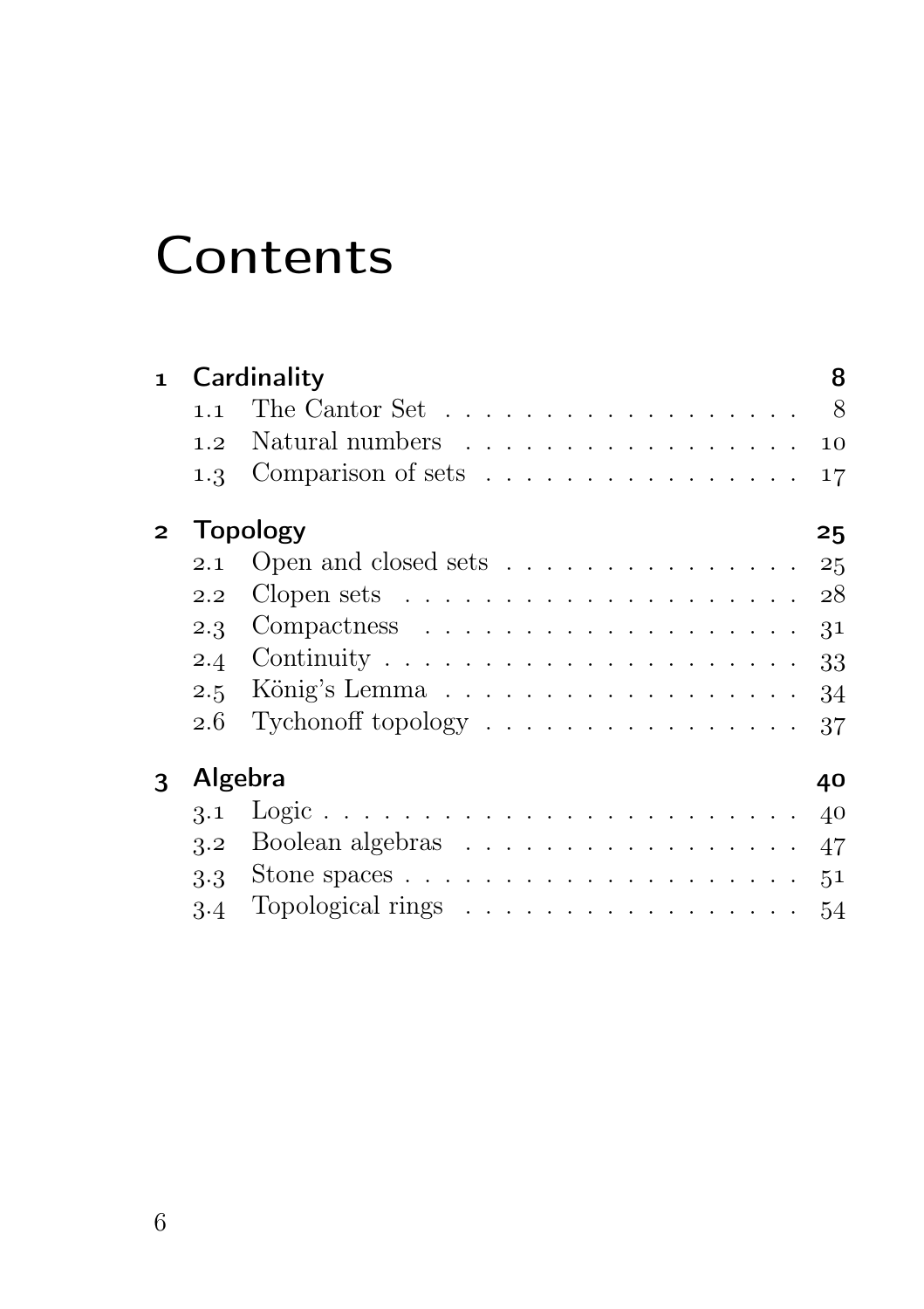# Contents

**1 Cardinality** — 8

- 1.1 The Cantor Set — 8
- 1.2 Natural numbers — 10
- 1.3 Comparison of sets — 17

**2 Topology** — 25

- 2.1 Open and closed sets — 25
- 2.2 Clopen sets — 28
- 2.3 Compactness — 31
- 2.4 Continuity — 33
- 2.5 König's Lemma — 34
- 2.6 Tychonoff topology — 37

**3 Algebra** — 40

- 3.1 Logic — 40
- 3.2 Boolean algebras — 47
- 3.3 Stone spaces — 51
- 3.4 Topological rings — 54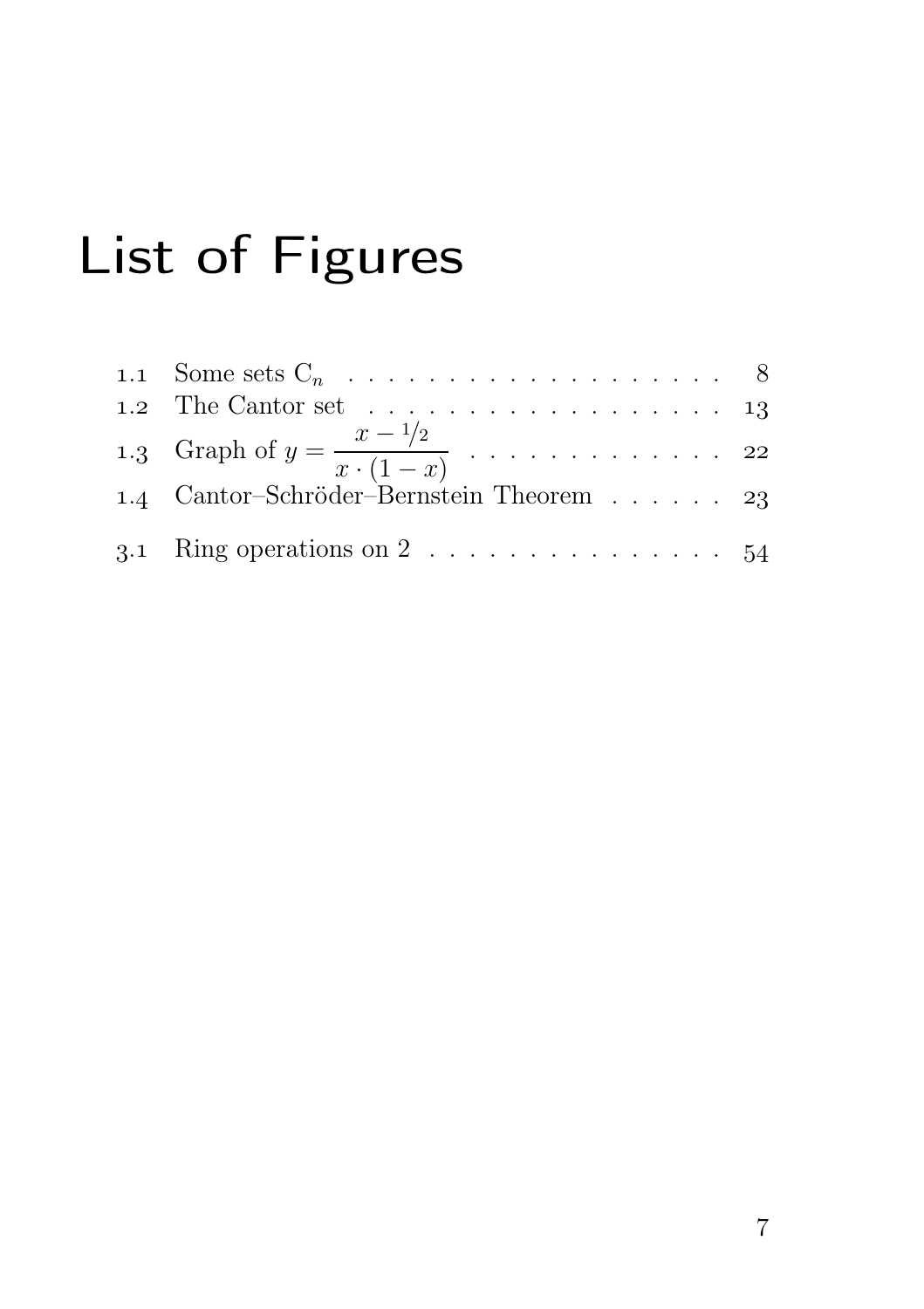# List of Figures

1.1 Some sets $C_n$ . . . . . . . . . . . . . . . . . . . . 8
1.2 The Cantor set . . . . . . . . . . . . . . . . . . . . 13
1.3 Graph of $y = \dfrac{x - 1/2}{x \cdot (1 - x)}$ . . . . . . . . . . . . . 22
1.4 Cantor–Schröder–Bernstein Theorem . . . . . . 23

3.1 Ring operations on 2 . . . . . . . . . . . . . . . . 54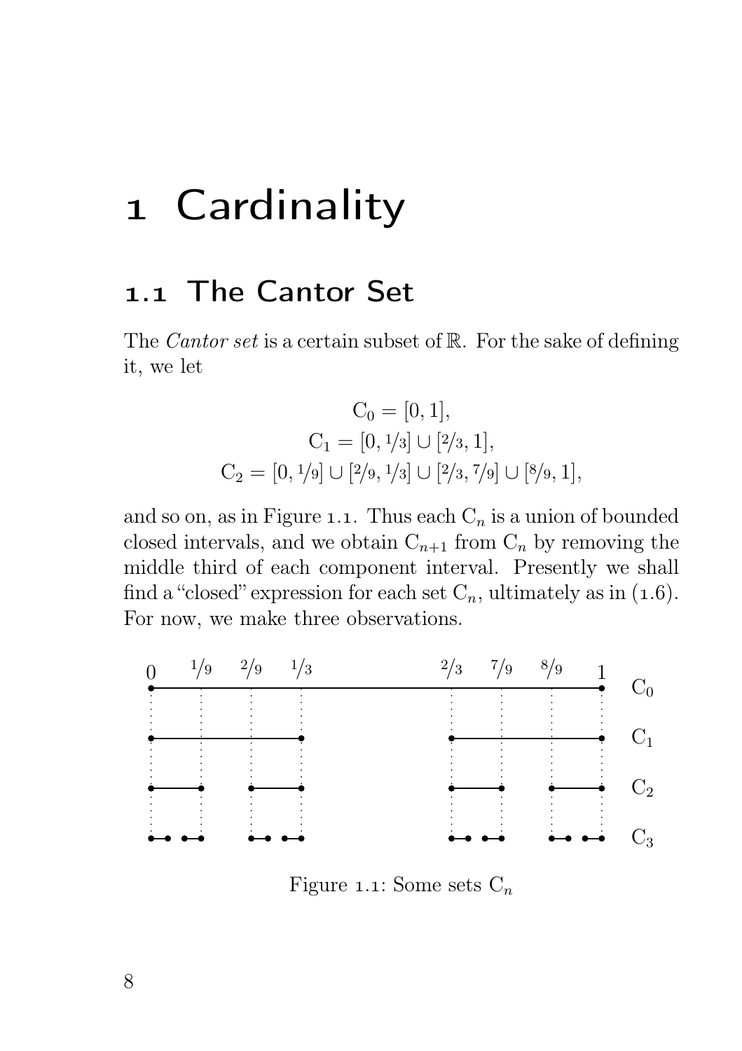# 1 Cardinality

## 1.1 The Cantor Set

The *Cantor set* is a certain subset of $\mathbb{R}$. For the sake of defining it, we let

$$\begin{gathered}
\mathrm{C}_0 = [0, 1], \\
\mathrm{C}_1 = [0, 1/3] \cup [2/3, 1], \\
\mathrm{C}_2 = [0, 1/9] \cup [2/9, 1/3] \cup [2/3, 7/9] \cup [8/9, 1],
\end{gathered}$$

and so on, as in Figure 1.1. Thus each $\mathrm{C}_n$ is a union of bounded closed intervals, and we obtain $\mathrm{C}_{n+1}$ from $\mathrm{C}_n$ by removing the middle third of each component interval. Presently we shall find a "closed" expression for each set $\mathrm{C}_n$, ultimately as in (1.6). For now, we make three observations.

Figure 1.1: Some sets $\mathrm{C}_n$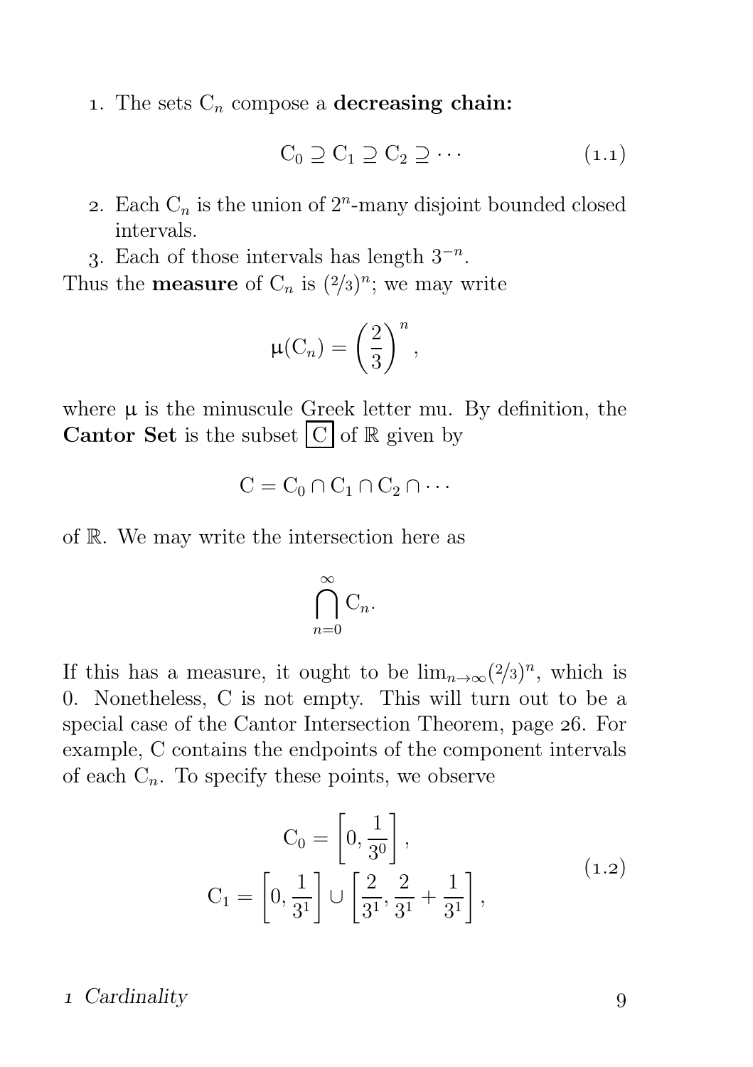1. The sets $\mathrm{C}_n$ compose a **decreasing chain:**

$$\mathrm{C}_0 \supseteq \mathrm{C}_1 \supseteq \mathrm{C}_2 \supseteq \cdots \tag{1.1}$$

2. Each $\mathrm{C}_n$ is the union of $2^n$-many disjoint bounded closed intervals.
3. Each of those intervals has length $3^{-n}$.

Thus the **measure** of $\mathrm{C}_n$ is $(2/3)^n$; we may write

$$\mu(\mathrm{C}_n) = \left(\frac{2}{3}\right)^n,$$

where $\mu$ is the minuscule Greek letter mu. By definition, the **Cantor Set** is the subset $\boxed{\mathrm{C}}$ of $\mathbb{R}$ given by

$$\mathrm{C} = \mathrm{C}_0 \cap \mathrm{C}_1 \cap \mathrm{C}_2 \cap \cdots$$

of $\mathbb{R}$. We may write the intersection here as

$$\bigcap_{n=0}^{\infty} \mathrm{C}_n.$$

If this has a measure, it ought to be $\lim_{n\to\infty}(2/3)^n$, which is 0. Nonetheless, C is not empty. This will turn out to be a special case of the Cantor Intersection Theorem, page 26. For example, C contains the endpoints of the component intervals of each $\mathrm{C}_n$. To specify these points, we observe

$$\begin{gathered}\mathrm{C}_0 = \left[0, \frac{1}{3^0}\right], \\ \mathrm{C}_1 = \left[0, \frac{1}{3^1}\right] \cup \left[\frac{2}{3^1}, \frac{2}{3^1} + \frac{1}{3^1}\right],\end{gathered} \tag{1.2}$$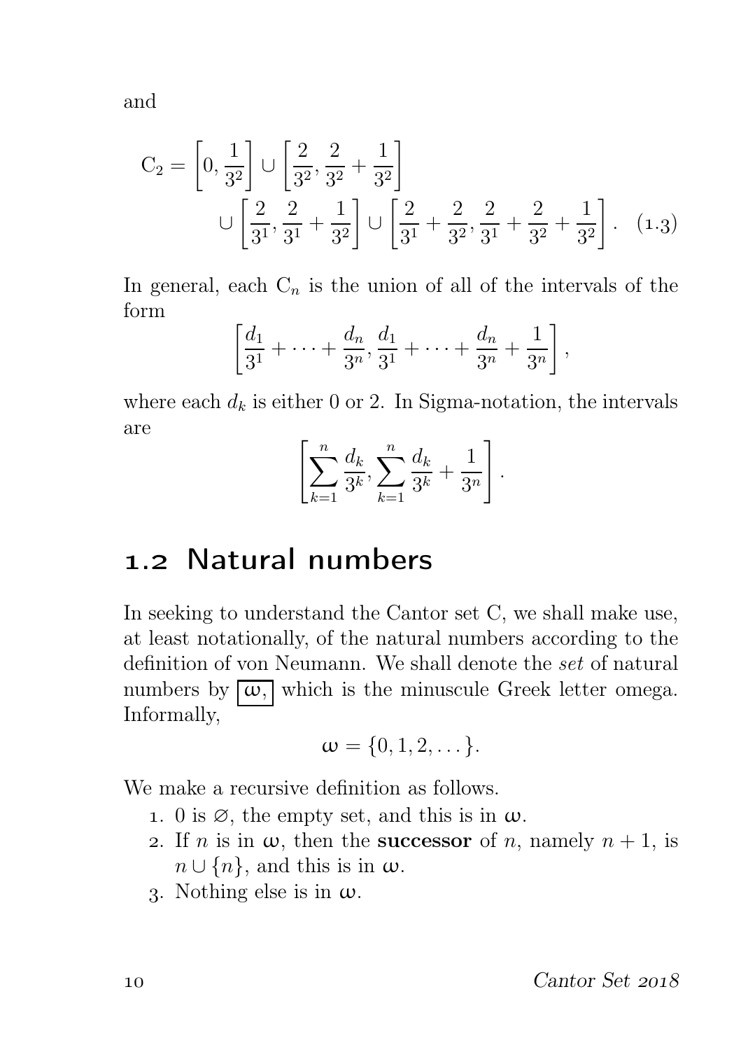and

$$\mathrm{C}_2 = \left[0, \frac{1}{3^2}\right] \cup \left[\frac{2}{3^2}, \frac{2}{3^2} + \frac{1}{3^2}\right] \\ \cup \left[\frac{2}{3^1}, \frac{2}{3^1} + \frac{1}{3^2}\right] \cup \left[\frac{2}{3^1} + \frac{2}{3^2}, \frac{2}{3^1} + \frac{2}{3^2} + \frac{1}{3^2}\right]. \quad (1.3)$$

In general, each $\mathrm{C}_n$ is the union of all of the intervals of the form

$$\left[\frac{d_1}{3^1} + \cdots + \frac{d_n}{3^n}, \frac{d_1}{3^1} + \cdots + \frac{d_n}{3^n} + \frac{1}{3^n}\right],$$

where each $d_k$ is either 0 or 2. In Sigma-notation, the intervals are

$$\left[\sum_{k=1}^{n} \frac{d_k}{3^k}, \sum_{k=1}^{n} \frac{d_k}{3^k} + \frac{1}{3^n}\right].$$

## 1.2 Natural numbers

In seeking to understand the Cantor set C, we shall make use, at least notationally, of the natural numbers according to the definition of von Neumann. We shall denote the *set* of natural numbers by $\boxed{\omega,}$ which is the minuscule Greek letter omega. Informally,

$$\omega = \{0, 1, 2, \dots\}.$$

We make a recursive definition as follows.

1. 0 is $\varnothing$, the empty set, and this is in $\omega$.
2. If $n$ is in $\omega$, then the **successor** of $n$, namely $n + 1$, is $n \cup \{n\}$, and this is in $\omega$.
3. Nothing else is in $\omega$.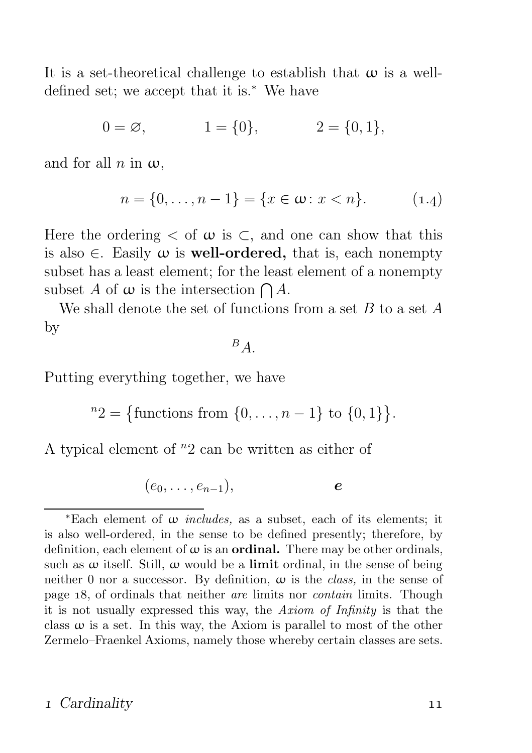It is a set-theoretical challenge to establish that $\omega$ is a well-defined set; we accept that it is.* We have

$$0 = \varnothing, \qquad 1 = \{0\}, \qquad 2 = \{0, 1\},$$

and for all $n$ in $\omega$,

$$n = \{0, \ldots, n-1\} = \{x \in \omega \colon x < n\}. \tag{1.4}$$

Here the ordering $<$ of $\omega$ is $\subset$, and one can show that this is also $\in$. Easily $\omega$ is **well-ordered,** that is, each nonempty subset has a least element; for the least element of a nonempty subset $A$ of $\omega$ is the intersection $\bigcap A$.

We shall denote the set of functions from a set $B$ to a set $A$ by

$${}^{B}A.$$

Putting everything together, we have

$${}^{n}2 = \bigl\{\text{functions from } \{0, \ldots, n-1\} \text{ to } \{0, 1\}\bigr\}.$$

A typical element of ${}^{n}2$ can be written as either of

$$(e_0, \ldots, e_{n-1}), \qquad \boldsymbol{e}$$

---

*Each element of $\omega$ *includes,* as a subset, each of its elements; it is also well-ordered, in the sense to be defined presently; therefore, by definition, each element of $\omega$ is an **ordinal.** There may be other ordinals, such as $\omega$ itself. Still, $\omega$ would be a **limit** ordinal, in the sense of being neither $0$ nor a successor. By definition, $\omega$ is the *class,* in the sense of page 18, of ordinals that neither *are* limits nor *contain* limits. Though it is not usually expressed this way, the *Axiom of Infinity* is that the class $\omega$ is a set. In this way, the Axiom is parallel to most of the other Zermelo–Fraenkel Axioms, namely those whereby certain classes are sets.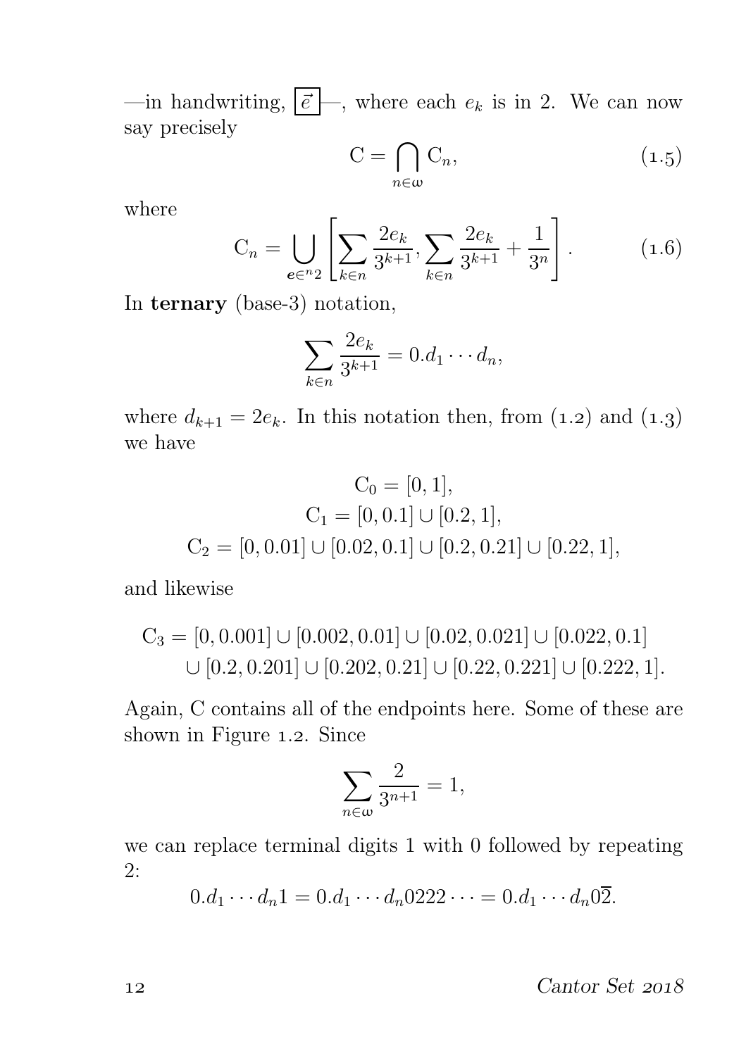—in handwriting, $\boxed{\vec{e}}$—, where each $e_k$ is in 2. We can now say precisely

$$\mathrm{C} = \bigcap_{n \in \omega} \mathrm{C}_n, \tag{1.5}$$

where

$$\mathrm{C}_n = \bigcup_{\boldsymbol{e} \in {}^n 2} \left[ \sum_{k \in n} \frac{2e_k}{3^{k+1}}, \sum_{k \in n} \frac{2e_k}{3^{k+1}} + \frac{1}{3^n} \right]. \tag{1.6}$$

In **ternary** (base-3) notation,

$$\sum_{k \in n} \frac{2e_k}{3^{k+1}} = 0.d_1 \cdots d_n,$$

where $d_{k+1} = 2e_k$. In this notation then, from (1.2) and (1.3) we have

$$\begin{gathered}
\mathrm{C}_0 = [0, 1], \\
\mathrm{C}_1 = [0, 0.1] \cup [0.2, 1], \\
\mathrm{C}_2 = [0, 0.01] \cup [0.02, 0.1] \cup [0.2, 0.21] \cup [0.22, 1],
\end{gathered}$$

and likewise

$$\begin{aligned}
\mathrm{C}_3 = {} & [0, 0.001] \cup [0.002, 0.01] \cup [0.02, 0.021] \cup [0.022, 0.1] \\
& \cup [0.2, 0.201] \cup [0.202, 0.21] \cup [0.22, 0.221] \cup [0.222, 1].
\end{aligned}$$

Again, C contains all of the endpoints here. Some of these are shown in Figure 1.2. Since

$$\sum_{n \in \omega} \frac{2}{3^{n+1}} = 1,$$

we can replace terminal digits 1 with 0 followed by repeating 2:

$$0.d_1 \cdots d_n 1 = 0.d_1 \cdots d_n 0222 \cdots = 0.d_1 \cdots d_n 0\overline{2}.$$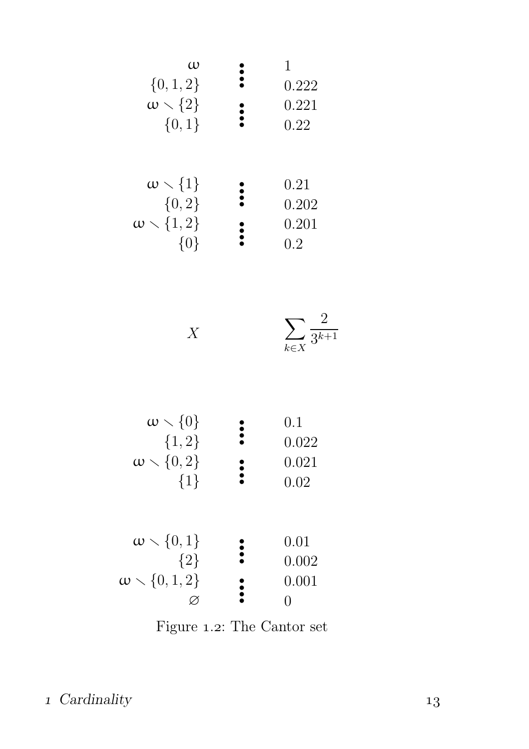| | | |
|---|---|---|
| $\omega$ | $\vdots$ | $1$ |
| $\{0,1,2\}$ | | $0.222$ |
| $\omega \setminus \{2\}$ | $\vdots$ | $0.221$ |
| $\{0,1\}$ | | $0.22$ |
| | | |
| $\omega \setminus \{1\}$ | $\vdots$ | $0.21$ |
| $\{0,2\}$ | | $0.202$ |
| $\omega \setminus \{1,2\}$ | $\vdots$ | $0.201$ |
| $\{0\}$ | | $0.2$ |
| | | |
| $X$ | | $\displaystyle\sum_{k \in X} \frac{2}{3^{k+1}}$ |
| | | |
| $\omega \setminus \{0\}$ | $\vdots$ | $0.1$ |
| $\{1,2\}$ | | $0.022$ |
| $\omega \setminus \{0,2\}$ | $\vdots$ | $0.021$ |
| $\{1\}$ | | $0.02$ |
| | | |
| $\omega \setminus \{0,1\}$ | $\vdots$ | $0.01$ |
| $\{2\}$ | | $0.002$ |
| $\omega \setminus \{0,1,2\}$ | $\vdots$ | $0.001$ |
| $\varnothing$ | | $0$ |

Figure 1.2: The Cantor set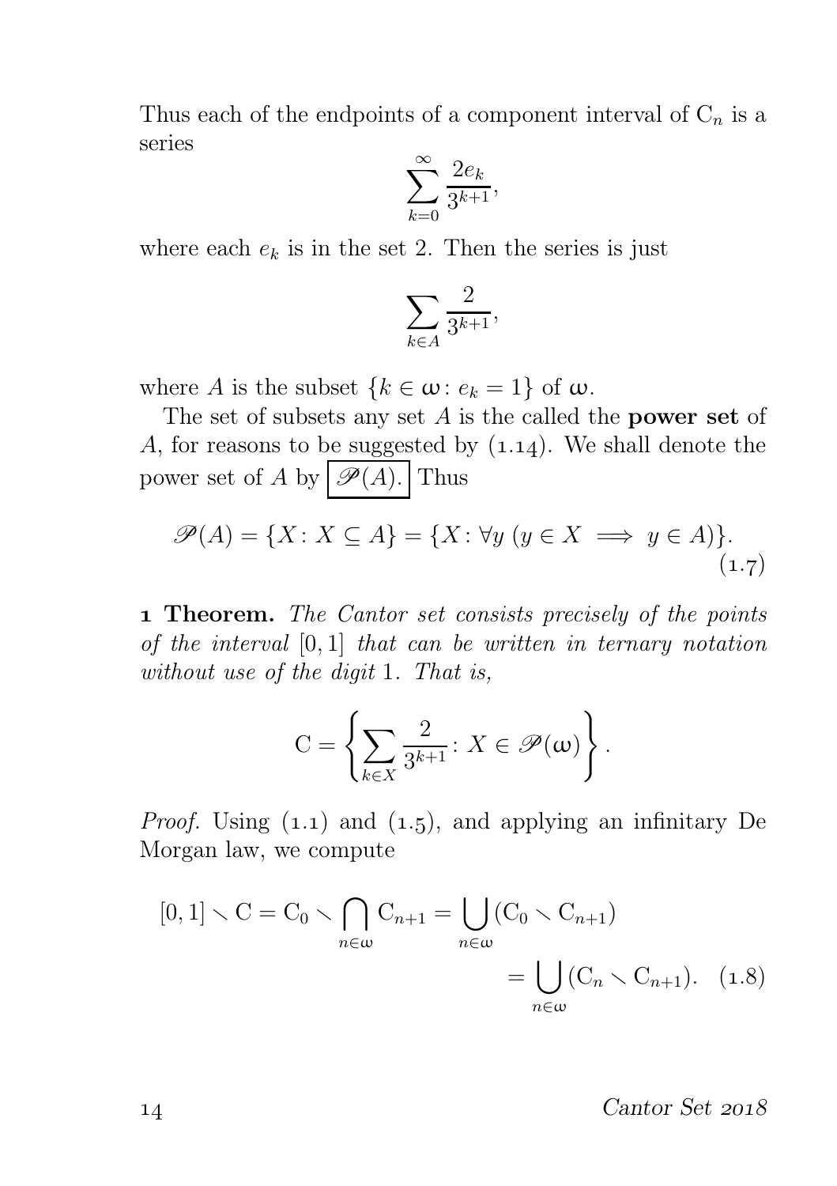Thus each of the endpoints of a component interval of $\mathrm{C}_n$ is a series

$$\sum_{k=0}^{\infty} \frac{2e_k}{3^{k+1}},$$

where each $e_k$ is in the set 2. Then the series is just

$$\sum_{k \in A} \frac{2}{3^{k+1}},$$

where $A$ is the subset $\{k \in \omega \colon e_k = 1\}$ of $\omega$.

The set of subsets any set $A$ is the called the **power set** of $A$, for reasons to be suggested by (1.14). We shall denote the power set of $A$ by $\boxed{\mathscr{P}(A).}$ Thus

$$\mathscr{P}(A) = \{X \colon X \subseteq A\} = \{X \colon \forall y\ (y \in X \implies y \in A)\}. \tag{1.7}$$

**1 Theorem.** *The Cantor set consists precisely of the points of the interval* $[0, 1]$ *that can be written in ternary notation without use of the digit* 1*. That is,*

$$\mathrm{C} = \left\{ \sum_{k \in X} \frac{2}{3^{k+1}} \colon X \in \mathscr{P}(\omega) \right\}.$$

*Proof.* Using (1.1) and (1.5), and applying an infinitary De Morgan law, we compute

$$\begin{aligned}[0, 1] \smallsetminus \mathrm{C} = \mathrm{C}_0 \smallsetminus \bigcap_{n \in \omega} \mathrm{C}_{n+1} &= \bigcup_{n \in \omega} (\mathrm{C}_0 \smallsetminus \mathrm{C}_{n+1}) \\ &= \bigcup_{n \in \omega} (\mathrm{C}_n \smallsetminus \mathrm{C}_{n+1}). \end{aligned} \tag{1.8}$$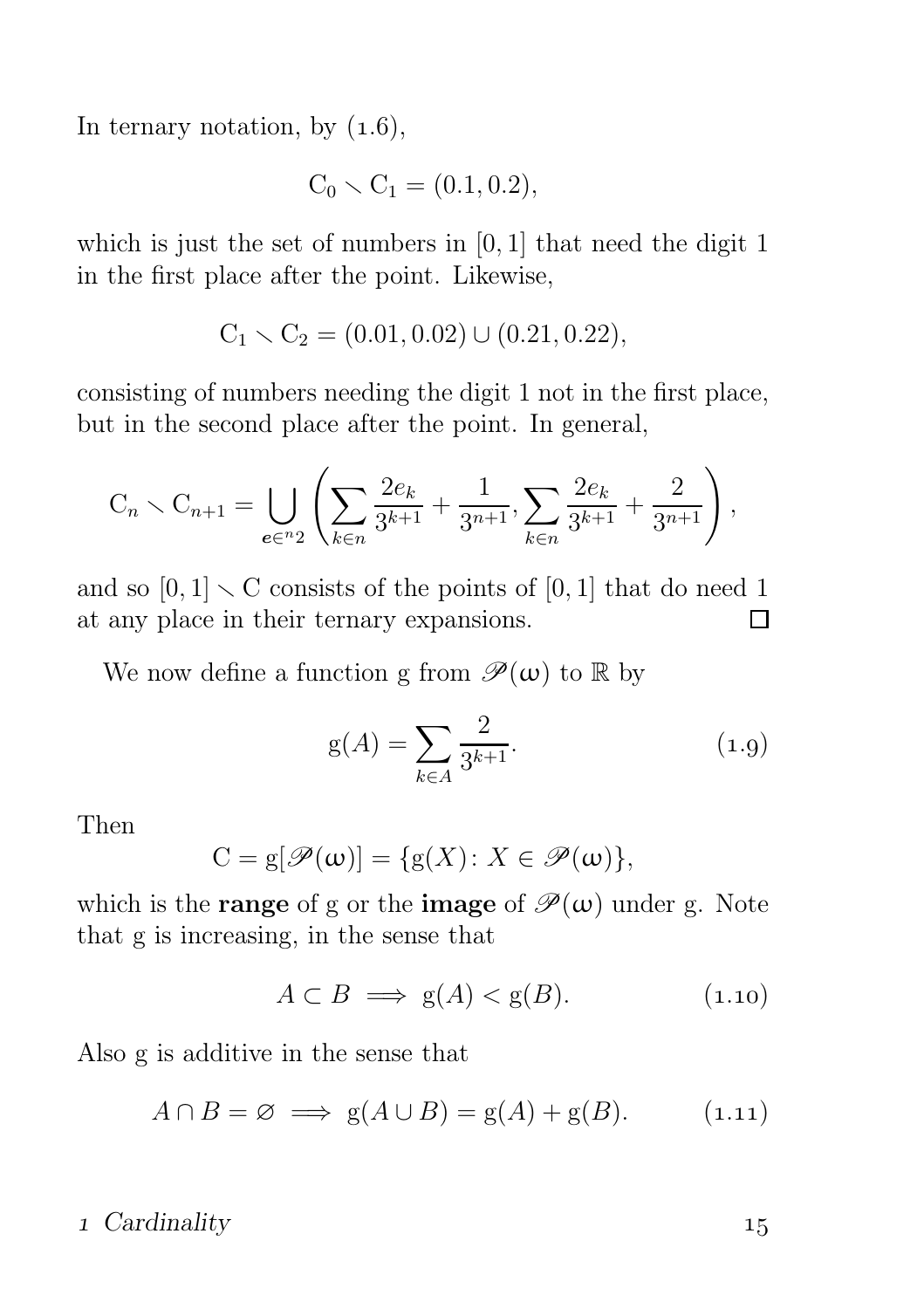In ternary notation, by (1.6),

$$\mathrm{C}_0 \smallsetminus \mathrm{C}_1 = (0.1, 0.2),$$

which is just the set of numbers in $[0,1]$ that need the digit 1 in the first place after the point. Likewise,

$$\mathrm{C}_1 \smallsetminus \mathrm{C}_2 = (0.01, 0.02) \cup (0.21, 0.22),$$

consisting of numbers needing the digit 1 not in the first place, but in the second place after the point. In general,

$$\mathrm{C}_n \smallsetminus \mathrm{C}_{n+1} = \bigcup_{\boldsymbol{e} \in {}^n 2} \left( \sum_{k \in n} \frac{2e_k}{3^{k+1}} + \frac{1}{3^{n+1}}, \sum_{k \in n} \frac{2e_k}{3^{k+1}} + \frac{2}{3^{n+1}} \right),$$

and so $[0,1] \smallsetminus \mathrm{C}$ consists of the points of $[0,1]$ that do need 1 at any place in their ternary expansions. □

We now define a function g from $\mathscr{P}(\omega)$ to $\mathbb{R}$ by

$$\mathrm{g}(A) = \sum_{k \in A} \frac{2}{3^{k+1}}. \tag{1.9}$$

Then

$$\mathrm{C} = \mathrm{g}[\mathscr{P}(\omega)] = \{\mathrm{g}(X) \colon X \in \mathscr{P}(\omega)\},$$

which is the **range** of g or the **image** of $\mathscr{P}(\omega)$ under g. Note that g is increasing, in the sense that

$$A \subset B \implies \mathrm{g}(A) < \mathrm{g}(B). \tag{1.10}$$

Also g is additive in the sense that

$$A \cap B = \varnothing \implies \mathrm{g}(A \cup B) = \mathrm{g}(A) + \mathrm{g}(B). \tag{1.11}$$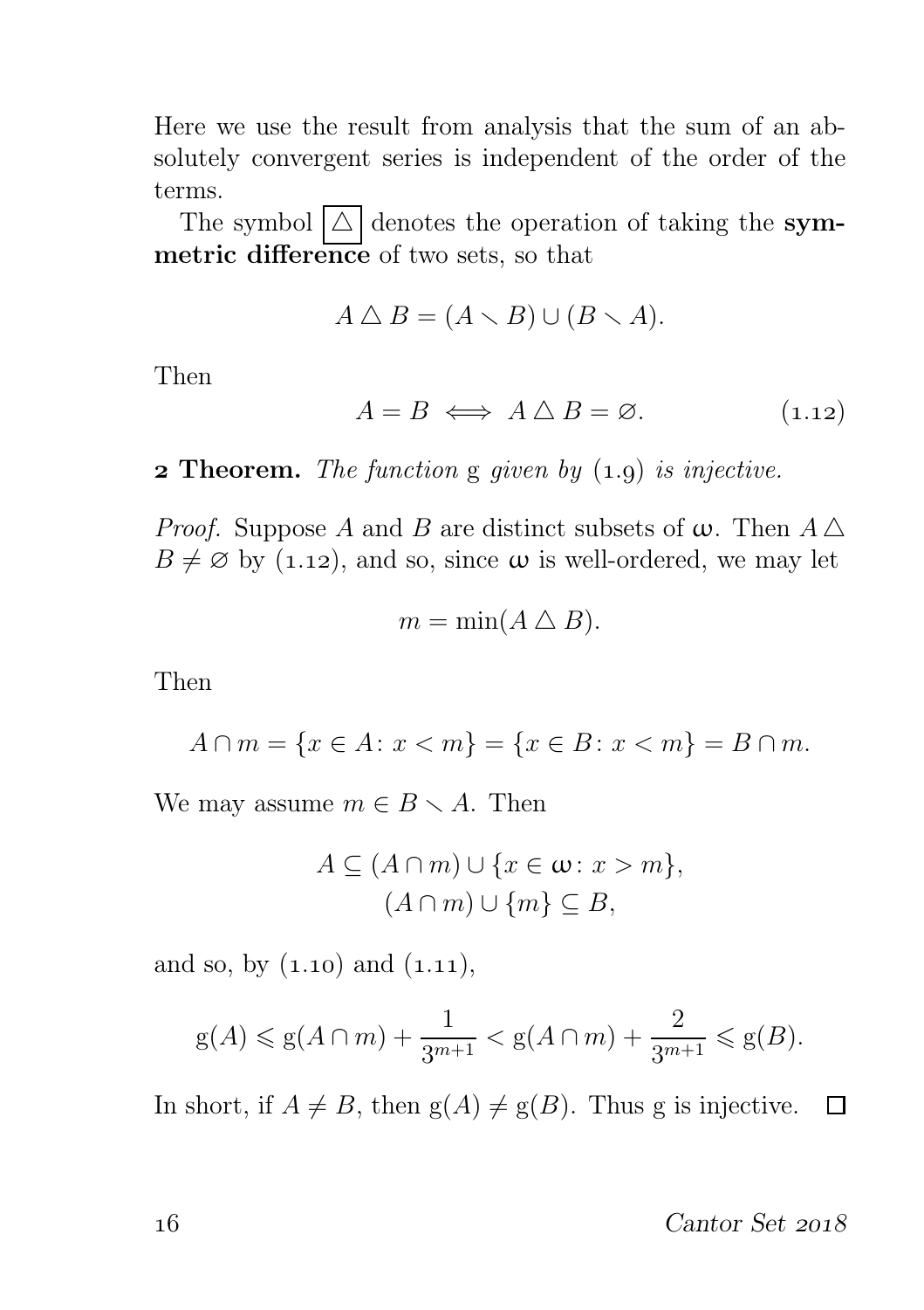Here we use the result from analysis that the sum of an absolutely convergent series is independent of the order of the terms.

The symbol $\boxed{\triangle}$ denotes the operation of taking the **symmetric difference** of two sets, so that

$$A \triangle B = (A \smallsetminus B) \cup (B \smallsetminus A).$$

Then

$$A = B \iff A \triangle B = \varnothing. \tag{1.12}$$

**2 Theorem.** *The function* g *given by* (1.9) *is injective.*

*Proof.* Suppose $A$ and $B$ are distinct subsets of $\omega$. Then $A \triangle B \neq \varnothing$ by (1.12), and so, since $\omega$ is well-ordered, we may let

$$m = \min(A \triangle B).$$

Then

$$A \cap m = \{x \in A \colon x < m\} = \{x \in B \colon x < m\} = B \cap m.$$

We may assume $m \in B \smallsetminus A$. Then

$$A \subseteq (A \cap m) \cup \{x \in \omega \colon x > m\},$$
$$(A \cap m) \cup \{m\} \subseteq B,$$

and so, by (1.10) and (1.11),

$$\mathrm{g}(A) \leqslant \mathrm{g}(A \cap m) + \frac{1}{3^{m+1}} < \mathrm{g}(A \cap m) + \frac{2}{3^{m+1}} \leqslant \mathrm{g}(B).$$

In short, if $A \neq B$, then $\mathrm{g}(A) \neq \mathrm{g}(B)$. Thus g is injective. □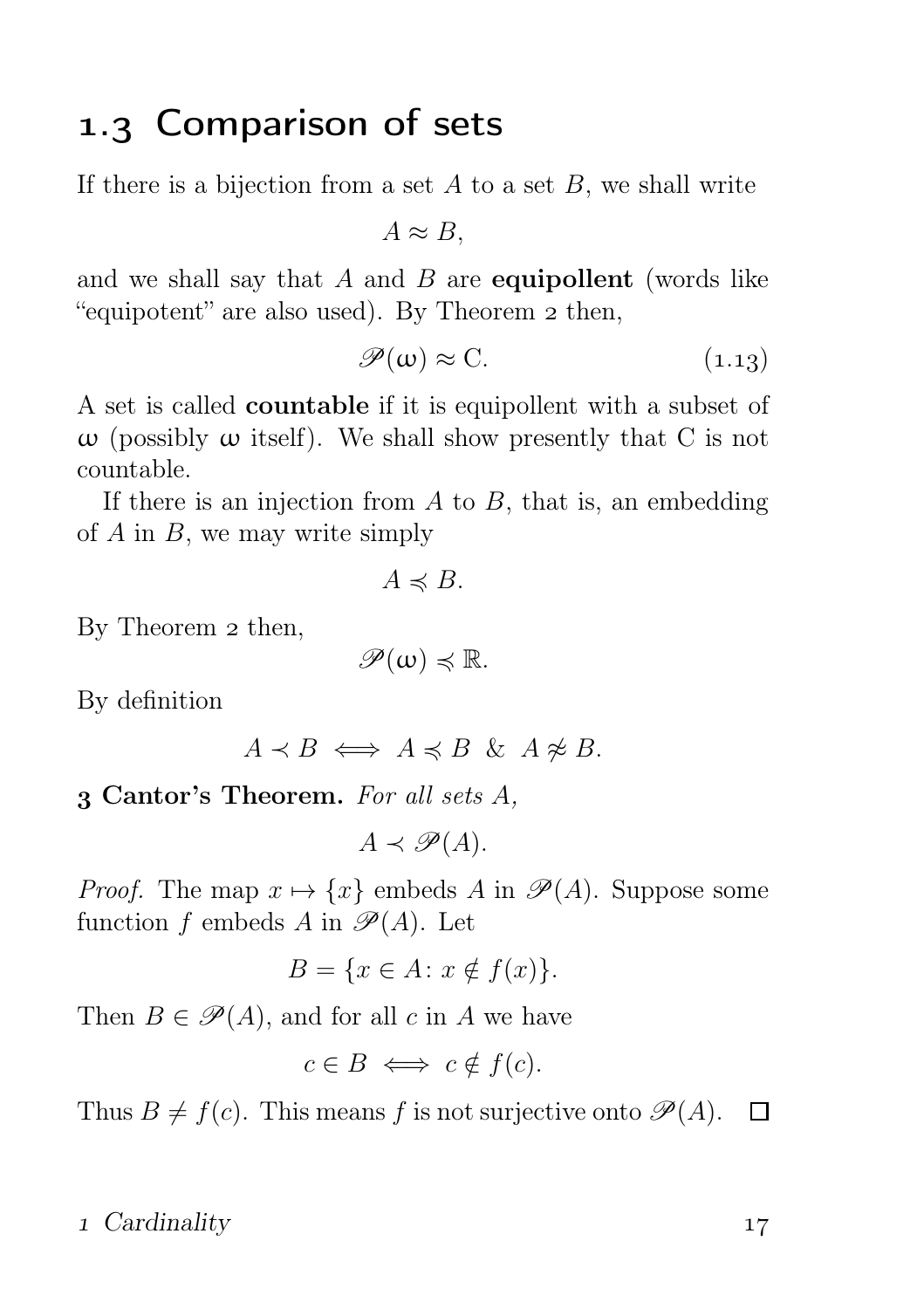## 1.3 Comparison of sets

If there is a bijection from a set $A$ to a set $B$, we shall write

$$A \approx B,$$

and we shall say that $A$ and $B$ are **equipollent** (words like "equipotent" are also used). By Theorem 2 then,

$$\mathscr{P}(\omega) \approx \mathrm{C}. \tag{1.13}$$

A set is called **countable** if it is equipollent with a subset of $\omega$ (possibly $\omega$ itself). We shall show presently that C is not countable.

If there is an injection from $A$ to $B$, that is, an embedding of $A$ in $B$, we may write simply

$$A \preccurlyeq B.$$

By Theorem 2 then,

$$\mathscr{P}(\omega) \preccurlyeq \mathbb{R}.$$

By definition

$$A \prec B \iff A \preccurlyeq B \ \& \ A \not\approx B.$$

**3 Cantor's Theorem.** *For all sets $A$,*

$$A \prec \mathscr{P}(A).$$

*Proof.* The map $x \mapsto \{x\}$ embeds $A$ in $\mathscr{P}(A)$. Suppose some function $f$ embeds $A$ in $\mathscr{P}(A)$. Let

$$B = \{x \in A \colon x \notin f(x)\}.$$

Then $B \in \mathscr{P}(A)$, and for all $c$ in $A$ we have

$$c \in B \iff c \notin f(c).$$

Thus $B \neq f(c)$. This means $f$ is not surjective onto $\mathscr{P}(A)$. □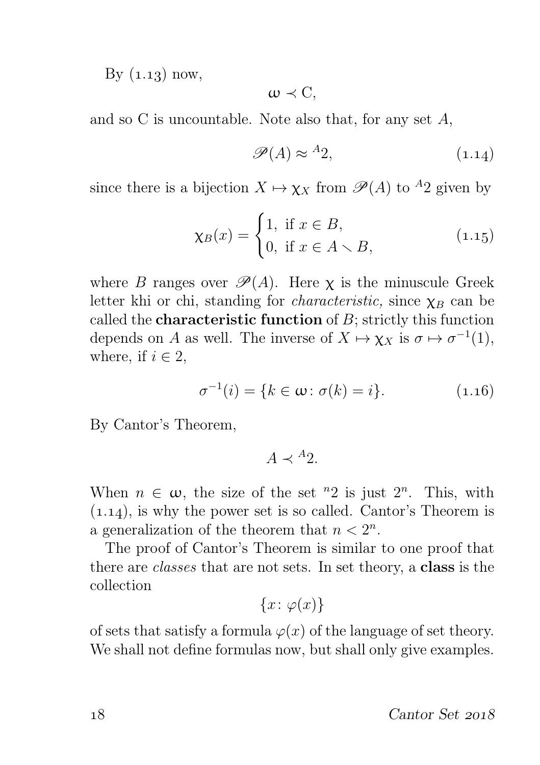By (1.13) now,

$$\omega \prec \mathrm{C},$$

and so C is uncountable. Note also that, for any set $A$,

$$\mathscr{P}(A) \approx {}^{A}2, \tag{1.14}$$

since there is a bijection $X \mapsto \chi_X$ from $\mathscr{P}(A)$ to ${}^{A}2$ given by

$$\chi_B(x) = \begin{cases} 1, & \text{if } x \in B, \\ 0, & \text{if } x \in A \smallsetminus B, \end{cases} \tag{1.15}$$

where $B$ ranges over $\mathscr{P}(A)$. Here $\chi$ is the minuscule Greek letter khi or chi, standing for *characteristic,* since $\chi_B$ can be called the **characteristic function** of $B$; strictly this function depends on $A$ as well. The inverse of $X \mapsto \chi_X$ is $\sigma \mapsto \sigma^{-1}(1)$, where, if $i \in 2$,

$$\sigma^{-1}(i) = \{k \in \omega \colon \sigma(k) = i\}. \tag{1.16}$$

By Cantor's Theorem,

$$A \prec {}^{A}2.$$

When $n \in \omega$, the size of the set ${}^{n}2$ is just $2^n$. This, with (1.14), is why the power set is so called. Cantor's Theorem is a generalization of the theorem that $n < 2^n$.

The proof of Cantor's Theorem is similar to one proof that there are *classes* that are not sets. In set theory, a **class** is the collection

$$\{x \colon \varphi(x)\}$$

of sets that satisfy a formula $\varphi(x)$ of the language of set theory. We shall not define formulas now, but shall only give examples.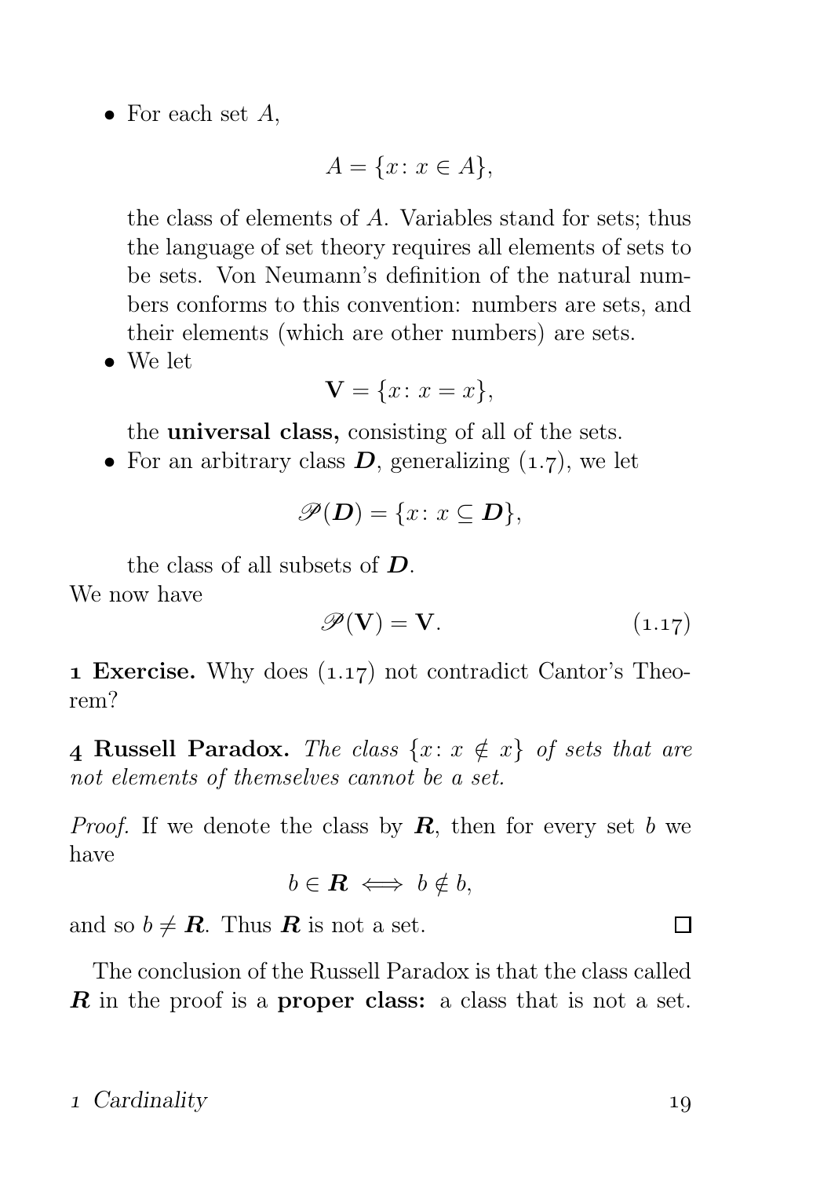- For each set $A$,

$$A = \{x \colon x \in A\},$$

  the class of elements of $A$. Variables stand for sets; thus the language of set theory requires all elements of sets to be sets. Von Neumann's definition of the natural numbers conforms to this convention: numbers are sets, and their elements (which are other numbers) are sets.
- We let

$$\mathbf{V} = \{x \colon x = x\},$$

  the **universal class,** consisting of all of the sets.
- For an arbitrary class $\boldsymbol{D}$, generalizing (1.7), we let

$$\mathscr{P}(\boldsymbol{D}) = \{x \colon x \subseteq \boldsymbol{D}\},$$

  the class of all subsets of $\boldsymbol{D}$.

We now have

$$\mathscr{P}(\mathbf{V}) = \mathbf{V}. \tag{1.17}$$

**1 Exercise.** Why does (1.17) not contradict Cantor's Theorem?

**4 Russell Paradox.** *The class $\{x \colon x \notin x\}$ of sets that are not elements of themselves cannot be a set.*

*Proof.* If we denote the class by $\boldsymbol{R}$, then for every set $b$ we have

$$b \in \boldsymbol{R} \iff b \notin b,$$

and so $b \neq \boldsymbol{R}$. Thus $\boldsymbol{R}$ is not a set. □

The conclusion of the Russell Paradox is that the class called $\boldsymbol{R}$ in the proof is a **proper class:** a class that is not a set.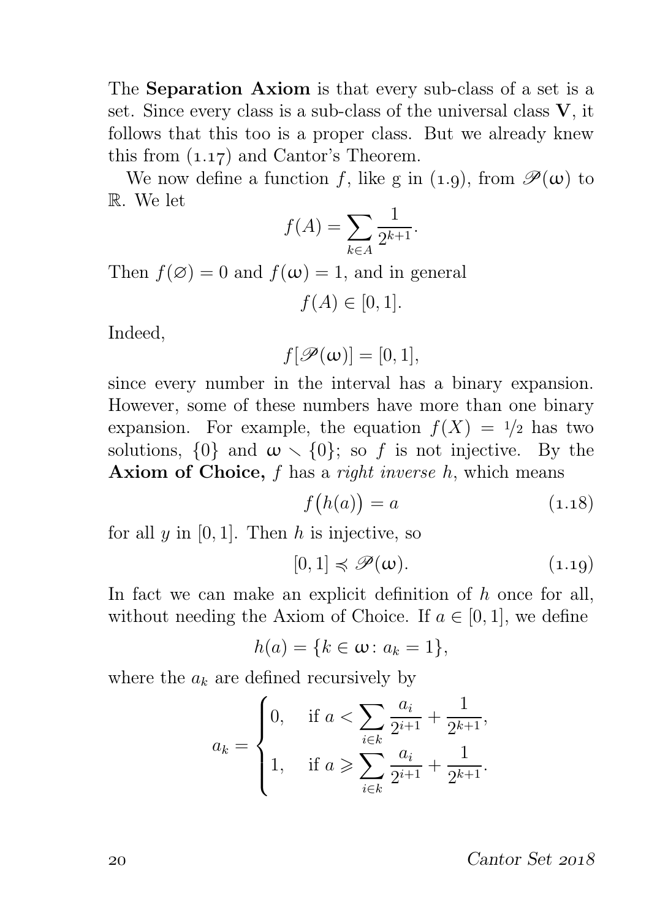The **Separation Axiom** is that every sub-class of a set is a set. Since every class is a sub-class of the universal class $\mathbf{V}$, it follows that this too is a proper class. But we already knew this from (1.17) and Cantor's Theorem.

We now define a function $f$, like g in (1.9), from $\mathscr{P}(\omega)$ to $\mathbb{R}$. We let

$$f(A) = \sum_{k \in A} \frac{1}{2^{k+1}}.$$

Then $f(\varnothing) = 0$ and $f(\omega) = 1$, and in general

$$f(A) \in [0, 1].$$

Indeed,

$$f[\mathscr{P}(\omega)] = [0, 1],$$

since every number in the interval has a binary expansion. However, some of these numbers have more than one binary expansion. For example, the equation $f(X) = 1/2$ has two solutions, $\{0\}$ and $\omega \smallsetminus \{0\}$; so $f$ is not injective. By the **Axiom of Choice,** $f$ has a *right inverse* $h$, which means

$$f\big(h(a)\big) = a \tag{1.18}$$

for all $y$ in $[0, 1]$. Then $h$ is injective, so

$$[0, 1] \preccurlyeq \mathscr{P}(\omega). \tag{1.19}$$

In fact we can make an explicit definition of $h$ once for all, without needing the Axiom of Choice. If $a \in [0, 1]$, we define

$$h(a) = \{k \in \omega \colon a_k = 1\},$$

where the $a_k$ are defined recursively by

$$a_k = \begin{cases} 0, & \text{if } a < \displaystyle\sum_{i \in k} \frac{a_i}{2^{i+1}} + \frac{1}{2^{k+1}}, \\ 1, & \text{if } a \geqslant \displaystyle\sum_{i \in k} \frac{a_i}{2^{i+1}} + \frac{1}{2^{k+1}}. \end{cases}$$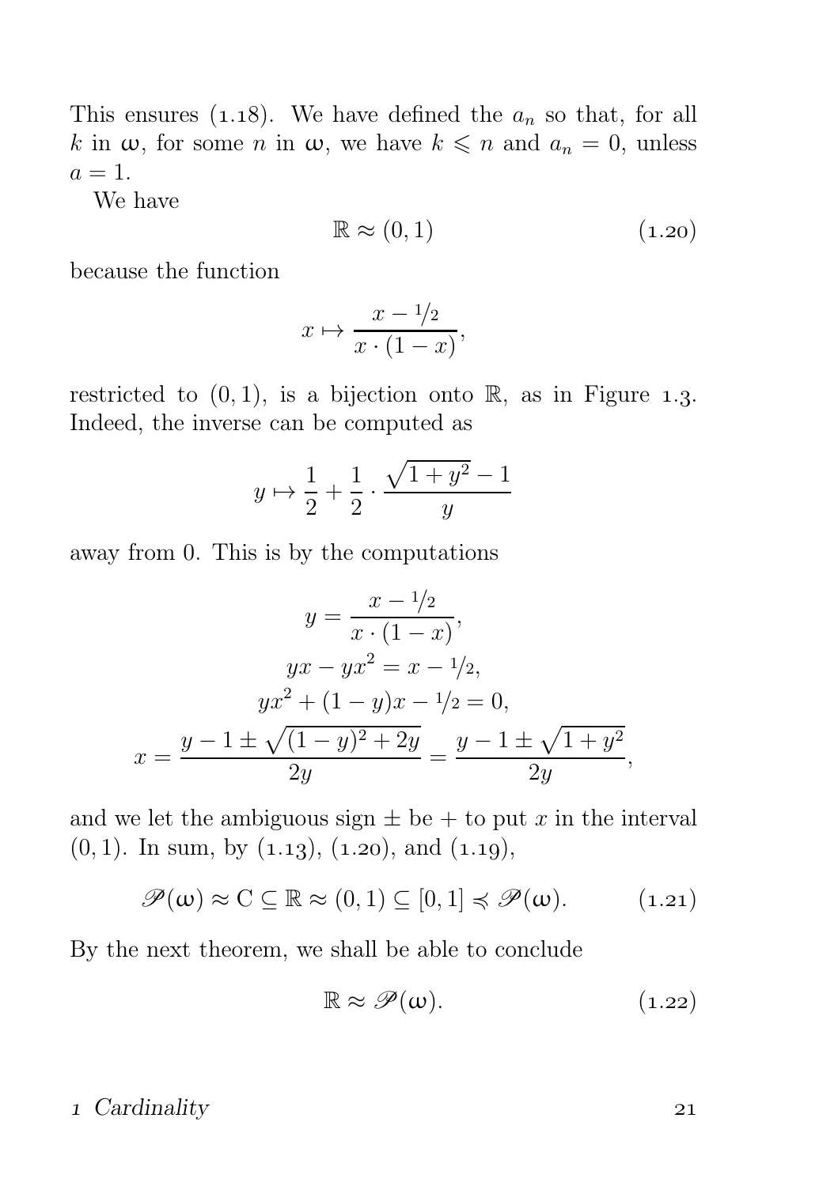This ensures (1.18). We have defined the $a_n$ so that, for all $k$ in $\omega$, for some $n$ in $\omega$, we have $k \leqslant n$ and $a_n = 0$, unless $a = 1$.

We have

$$\mathbb{R} \approx (0,1) \tag{1.20}$$

because the function

$$x \mapsto \frac{x - 1/2}{x \cdot (1-x)},$$

restricted to $(0,1)$, is a bijection onto $\mathbb{R}$, as in Figure 1.3. Indeed, the inverse can be computed as

$$y \mapsto \frac{1}{2} + \frac{1}{2} \cdot \frac{\sqrt{1+y^2} - 1}{y}$$

away from 0. This is by the computations

$$\begin{gathered} y = \frac{x - 1/2}{x \cdot (1-x)}, \\ yx - yx^2 = x - 1/2, \\ yx^2 + (1-y)x - 1/2 = 0, \\ x = \frac{y - 1 \pm \sqrt{(1-y)^2 + 2y}}{2y} = \frac{y - 1 \pm \sqrt{1+y^2}}{2y}, \end{gathered}$$

and we let the ambiguous sign $\pm$ be $+$ to put $x$ in the interval $(0,1)$. In sum, by (1.13), (1.20), and (1.19),

$$\mathscr{P}(\omega) \approx \mathrm{C} \subseteq \mathbb{R} \approx (0,1) \subseteq [0,1] \preccurlyeq \mathscr{P}(\omega). \tag{1.21}$$

By the next theorem, we shall be able to conclude

$$\mathbb{R} \approx \mathscr{P}(\omega). \tag{1.22}$$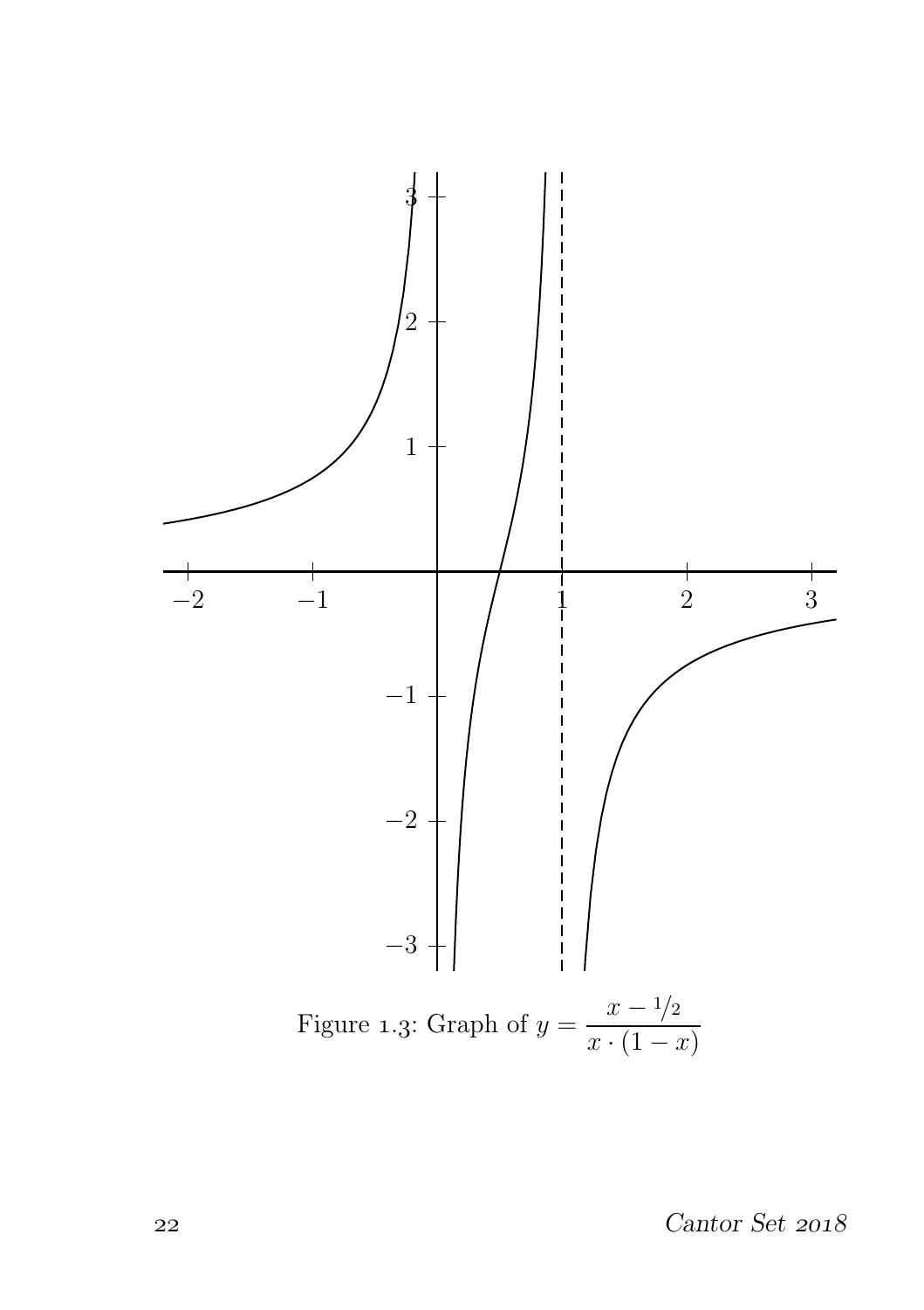Figure 1.3: Graph of $y = \dfrac{x - 1/2}{x \cdot (1-x)}$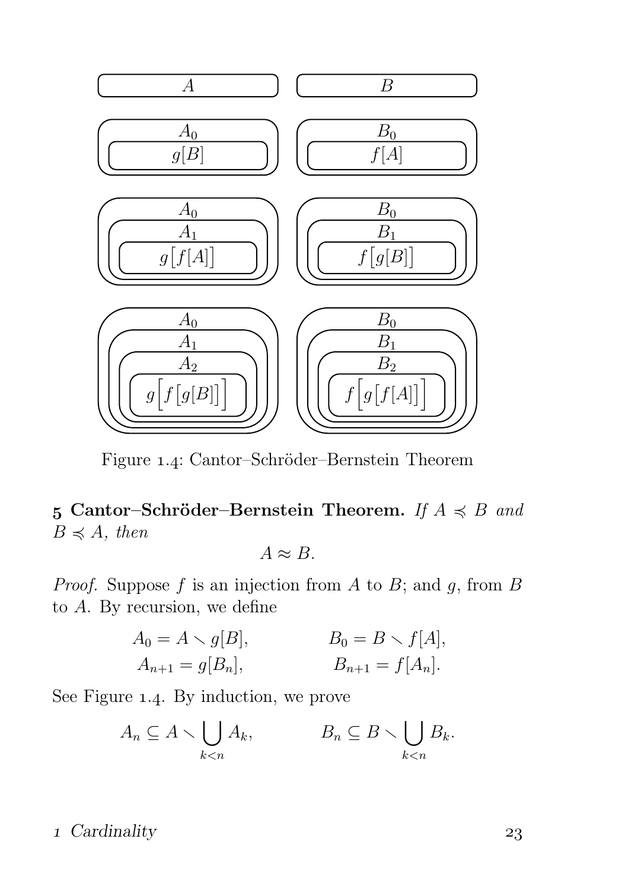Figure 1.4: Cantor–Schröder–Bernstein Theorem

**5 Cantor–Schröder–Bernstein Theorem.** *If $A \preccurlyeq B$ and $B \preccurlyeq A$, then*

$$A \approx B.$$

*Proof.* Suppose $f$ is an injection from $A$ to $B$; and $g$, from $B$ to $A$. By recursion, we define

$$A_0 = A \smallsetminus g[B], \qquad B_0 = B \smallsetminus f[A],$$
$$A_{n+1} = g[B_n], \qquad B_{n+1} = f[A_n].$$

See Figure 1.4. By induction, we prove

$$A_n \subseteq A \smallsetminus \bigcup_{k<n} A_k, \qquad B_n \subseteq B \smallsetminus \bigcup_{k<n} B_k.$$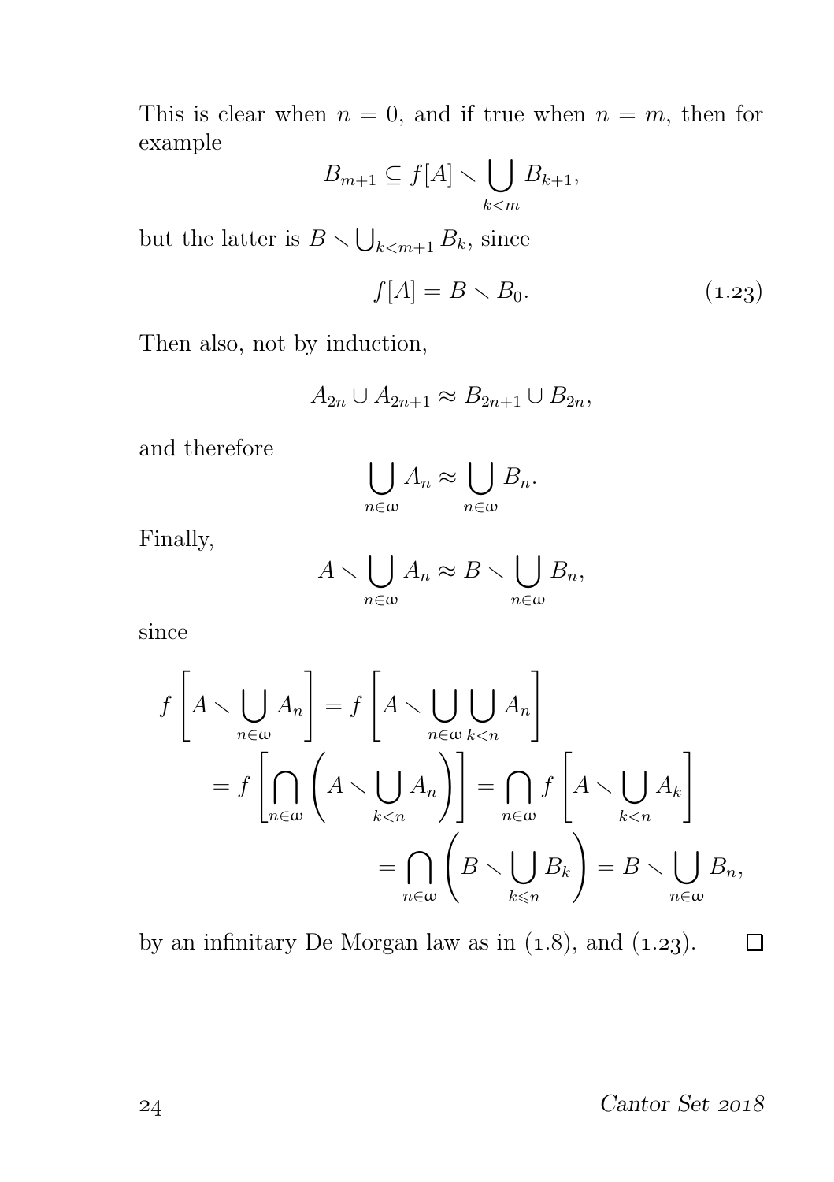This is clear when $n = 0$, and if true when $n = m$, then for example

$$B_{m+1} \subseteq f[A] \smallsetminus \bigcup_{k<m} B_{k+1},$$

but the latter is $B \smallsetminus \bigcup_{k<m+1} B_k$, since

$$f[A] = B \smallsetminus B_0. \tag{1.23}$$

Then also, not by induction,

$$A_{2n} \cup A_{2n+1} \approx B_{2n+1} \cup B_{2n},$$

and therefore

$$\bigcup_{n\in\omega} A_n \approx \bigcup_{n\in\omega} B_n.$$

Finally,

$$A \smallsetminus \bigcup_{n\in\omega} A_n \approx B \smallsetminus \bigcup_{n\in\omega} B_n,$$

since

$$\begin{aligned} f\left[A \smallsetminus \bigcup_{n\in\omega} A_n\right] &= f\left[A \smallsetminus \bigcup_{n\in\omega}\bigcup_{k<n} A_n\right] \\ &= f\left[\bigcap_{n\in\omega}\left(A \smallsetminus \bigcup_{k<n} A_n\right)\right] = \bigcap_{n\in\omega} f\left[A \smallsetminus \bigcup_{k<n} A_k\right] \\ &= \bigcap_{n\in\omega}\left(B \smallsetminus \bigcup_{k\leqslant n} B_k\right) = B \smallsetminus \bigcup_{n\in\omega} B_n, \end{aligned}$$

by an infinitary De Morgan law as in (1.8), and (1.23). □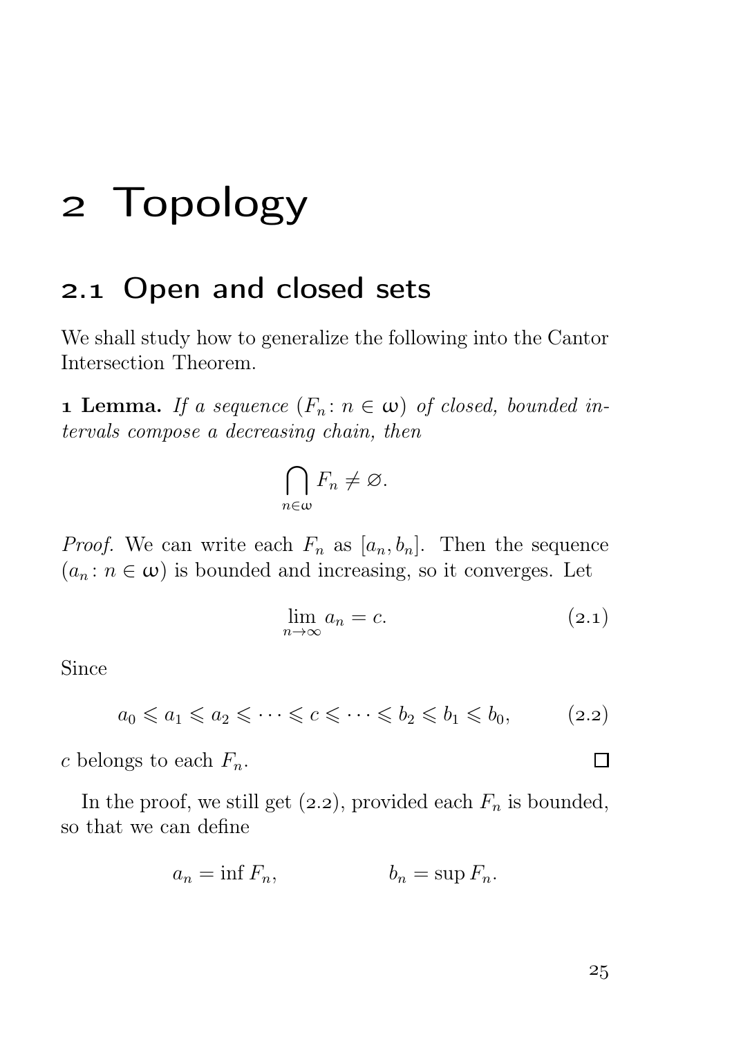# 2 Topology

## 2.1 Open and closed sets

We shall study how to generalize the following into the Cantor Intersection Theorem.

**1 Lemma.** *If a sequence $(F_n \colon n \in \omega)$ of closed, bounded intervals compose a decreasing chain, then*

$$\bigcap_{n\in\omega} F_n \neq \varnothing.$$

*Proof.* We can write each $F_n$ as $[a_n, b_n]$. Then the sequence $(a_n \colon n \in \omega)$ is bounded and increasing, so it converges. Let

$$\lim_{n\to\infty} a_n = c. \tag{2.1}$$

Since

$$a_0 \leqslant a_1 \leqslant a_2 \leqslant \cdots \leqslant c \leqslant \cdots \leqslant b_2 \leqslant b_1 \leqslant b_0, \tag{2.2}$$

$c$ belongs to each $F_n$. □

In the proof, we still get (2.2), provided each $F_n$ is bounded, so that we can define

$$a_n = \inf F_n, \qquad\qquad b_n = \sup F_n.$$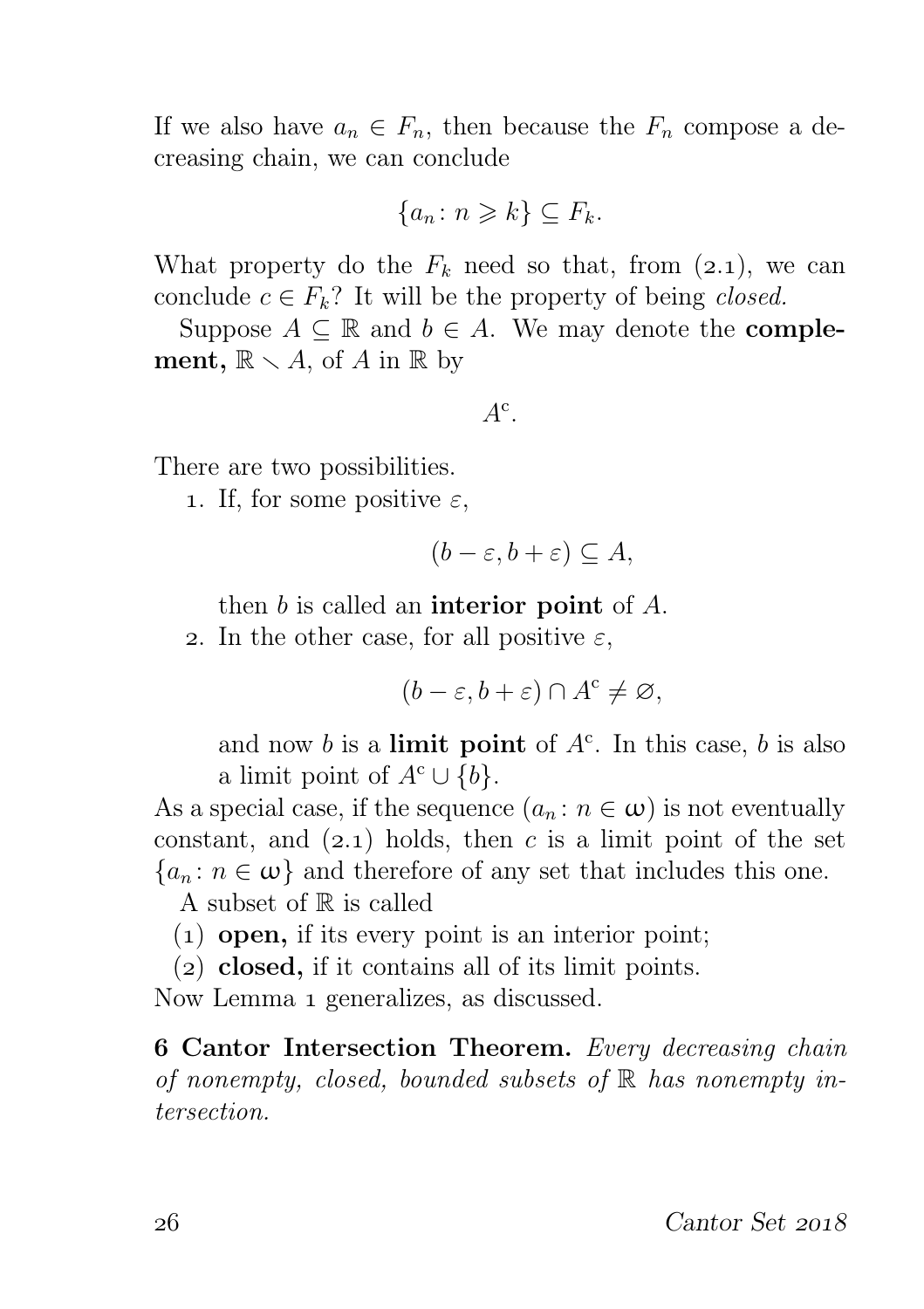If we also have $a_n \in F_n$, then because the $F_n$ compose a decreasing chain, we can conclude

$$\{a_n \colon n \geqslant k\} \subseteq F_k.$$

What property do the $F_k$ need so that, from (2.1), we can conclude $c \in F_k$? It will be the property of being *closed.*

Suppose $A \subseteq \mathbb{R}$ and $b \in A$. We may denote the **complement,** $\mathbb{R} \smallsetminus A$, of $A$ in $\mathbb{R}$ by

$$A^{\mathrm{c}}.$$

There are two possibilities.

1. If, for some positive $\varepsilon$,

$$(b - \varepsilon, b + \varepsilon) \subseteq A,$$

then $b$ is called an **interior point** of $A$.

2. In the other case, for all positive $\varepsilon$,

$$(b - \varepsilon, b + \varepsilon) \cap A^{\mathrm{c}} \neq \varnothing,$$

and now $b$ is a **limit point** of $A^{\mathrm{c}}$. In this case, $b$ is also a limit point of $A^{\mathrm{c}} \cup \{b\}$.

As a special case, if the sequence $(a_n \colon n \in \omega)$ is not eventually constant, and (2.1) holds, then $c$ is a limit point of the set $\{a_n \colon n \in \omega\}$ and therefore of any set that includes this one.

A subset of $\mathbb{R}$ is called

(1) **open,** if its every point is an interior point;

(2) **closed,** if it contains all of its limit points.

Now Lemma 1 generalizes, as discussed.

**6 Cantor Intersection Theorem.** *Every decreasing chain of nonempty, closed, bounded subsets of $\mathbb{R}$ has nonempty intersection.*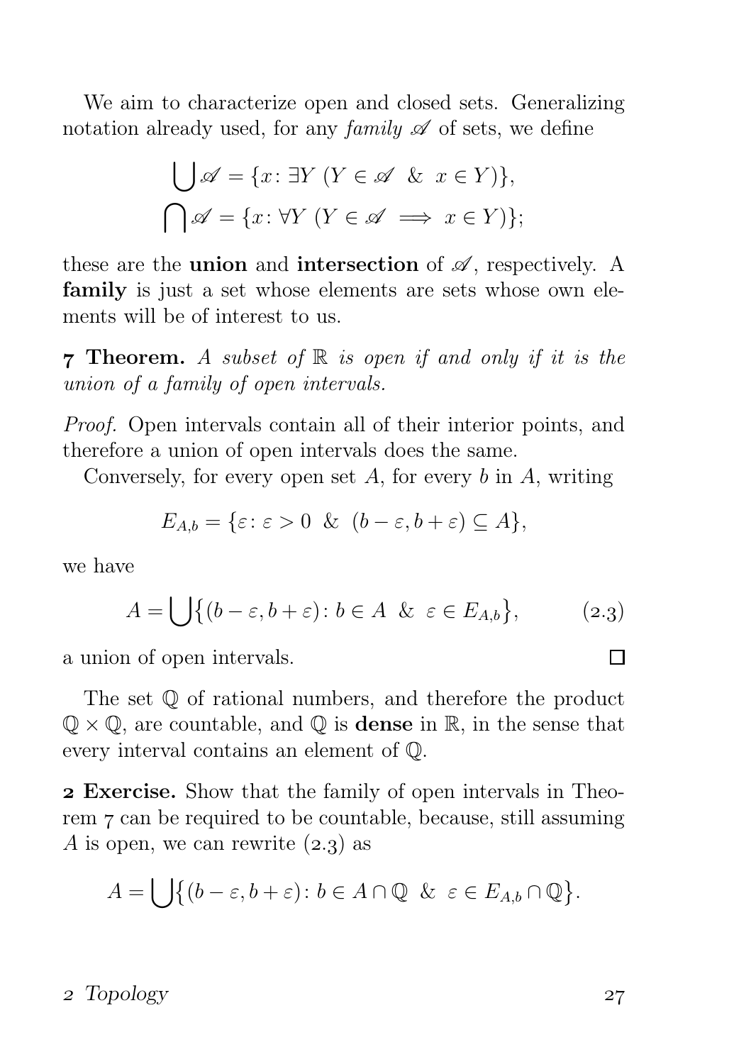We aim to characterize open and closed sets. Generalizing notation already used, for any *family* $\mathscr{A}$ of sets, we define

$$\bigcup \mathscr{A} = \{x \colon \exists Y \ (Y \in \mathscr{A} \ \ \& \ \ x \in Y)\},$$
$$\bigcap \mathscr{A} = \{x \colon \forall Y \ (Y \in \mathscr{A} \implies x \in Y)\};$$

these are the **union** and **intersection** of $\mathscr{A}$, respectively. A **family** is just a set whose elements are sets whose own elements will be of interest to us.

**7 Theorem.** *A subset of $\mathbb{R}$ is open if and only if it is the union of a family of open intervals.*

*Proof.* Open intervals contain all of their interior points, and therefore a union of open intervals does the same.

Conversely, for every open set $A$, for every $b$ in $A$, writing

$$E_{A,b} = \{\varepsilon \colon \varepsilon > 0 \ \ \& \ \ (b - \varepsilon, b + \varepsilon) \subseteq A\},$$

we have

$$A = \bigcup \bigl\{(b - \varepsilon, b + \varepsilon) \colon b \in A \ \ \& \ \ \varepsilon \in E_{A,b}\bigr\}, \tag{2.3}$$

a union of open intervals. $\square$

The set $\mathbb{Q}$ of rational numbers, and therefore the product $\mathbb{Q} \times \mathbb{Q}$, are countable, and $\mathbb{Q}$ is **dense** in $\mathbb{R}$, in the sense that every interval contains an element of $\mathbb{Q}$.

**2 Exercise.** Show that the family of open intervals in Theorem 7 can be required to be countable, because, still assuming $A$ is open, we can rewrite (2.3) as

$$A = \bigcup \bigl\{(b - \varepsilon, b + \varepsilon) \colon b \in A \cap \mathbb{Q} \ \ \& \ \ \varepsilon \in E_{A,b} \cap \mathbb{Q}\bigr\}.$$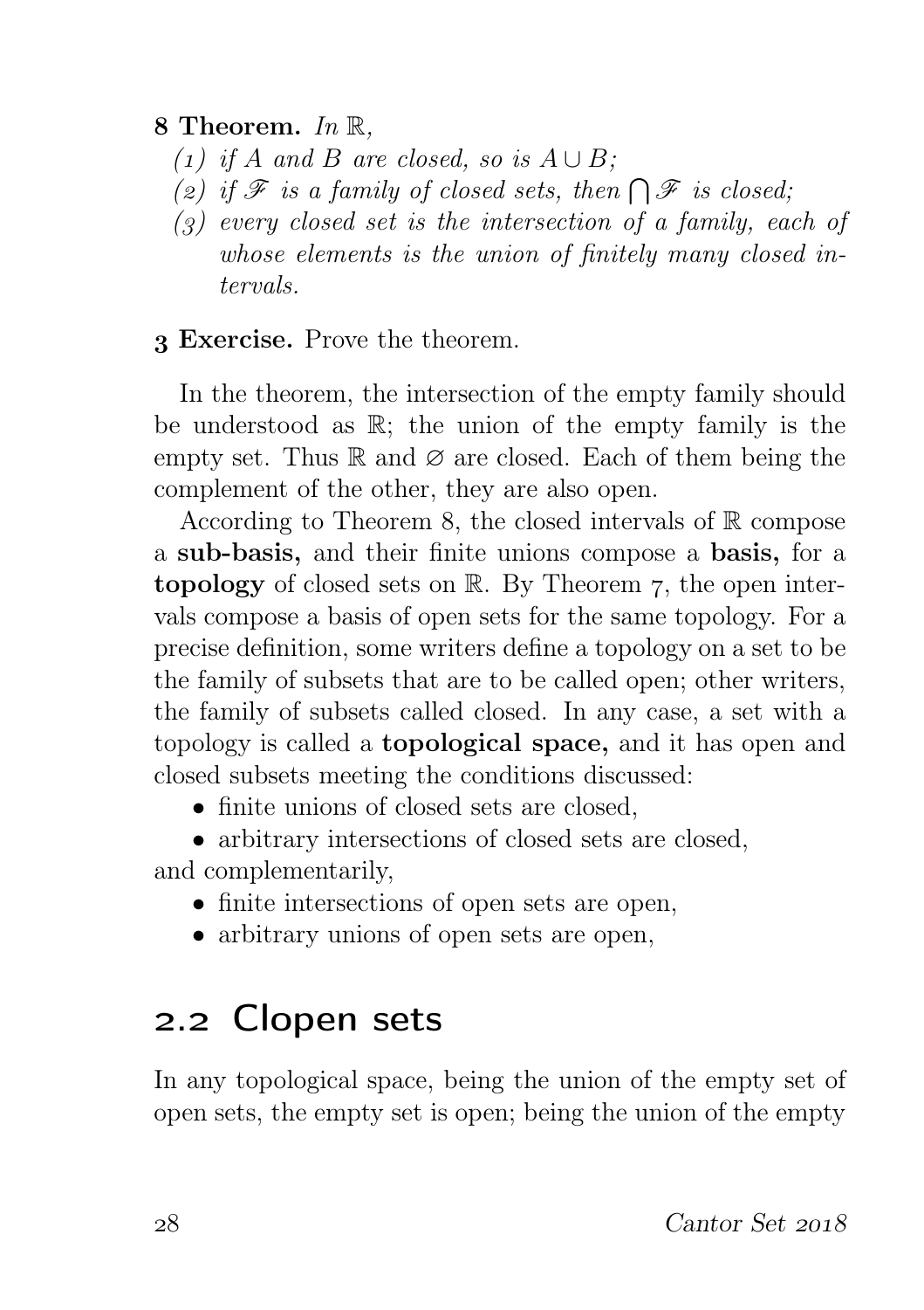**8 Theorem.** *In* $\mathbb{R}$*,*

1. *if* $A$ *and* $B$ *are closed, so is* $A \cup B$*;*
2. *if* $\mathscr{F}$ *is a family of closed sets, then* $\bigcap \mathscr{F}$ *is closed;*
3. *every closed set is the intersection of a family, each of whose elements is the union of finitely many closed intervals.*

**3 Exercise.** Prove the theorem.

In the theorem, the intersection of the empty family should be understood as $\mathbb{R}$; the union of the empty family is the empty set. Thus $\mathbb{R}$ and $\varnothing$ are closed. Each of them being the complement of the other, they are also open.

According to Theorem 8, the closed intervals of $\mathbb{R}$ compose a **sub-basis,** and their finite unions compose a **basis,** for a **topology** of closed sets on $\mathbb{R}$. By Theorem 7, the open intervals compose a basis of open sets for the same topology. For a precise definition, some writers define a topology on a set to be the family of subsets that are to be called open; other writers, the family of subsets called closed. In any case, a set with a topology is called a **topological space,** and it has open and closed subsets meeting the conditions discussed:

- finite unions of closed sets are closed,
- arbitrary intersections of closed sets are closed,

and complementarily,

- finite intersections of open sets are open,
- arbitrary unions of open sets are open,

## 2.2 Clopen sets

In any topological space, being the union of the empty set of open sets, the empty set is open; being the union of the empty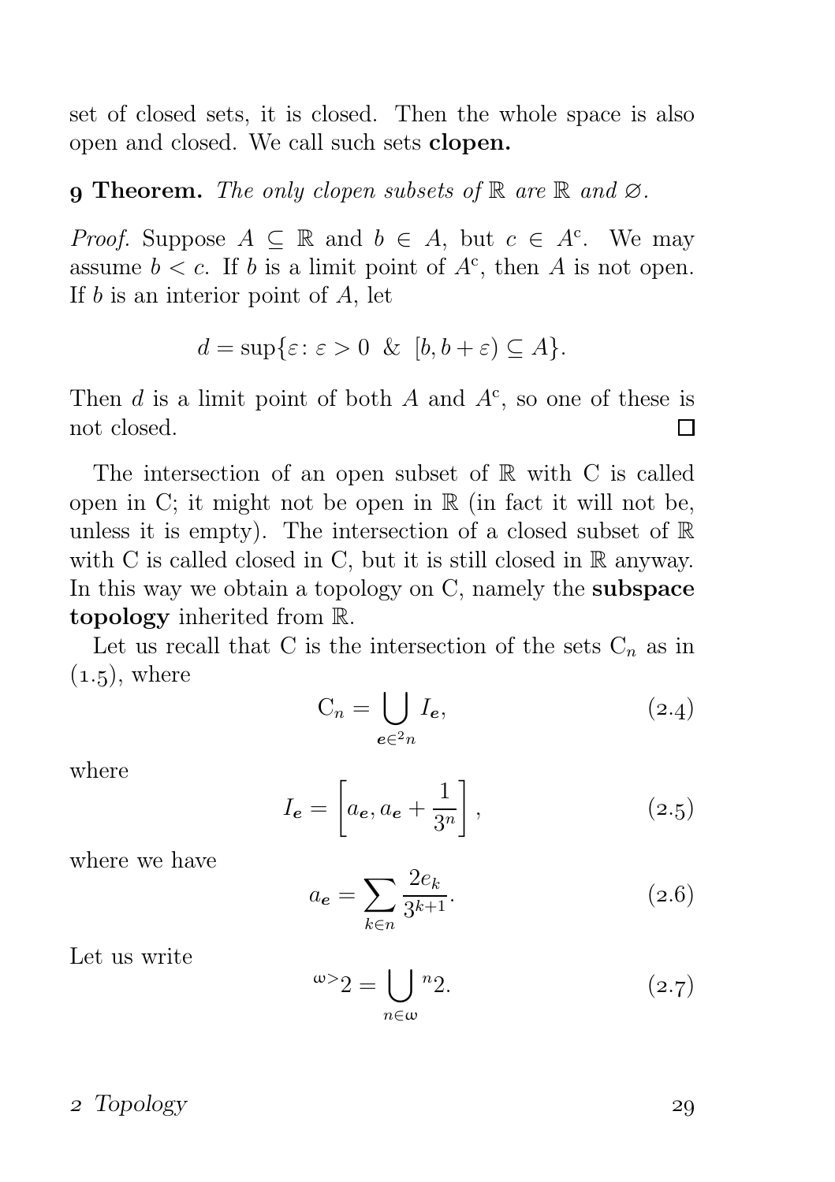set of closed sets, it is closed. Then the whole space is also open and closed. We call such sets **clopen.**

**9 Theorem.** *The only clopen subsets of* $\mathbb{R}$ *are* $\mathbb{R}$ *and* $\varnothing$*.*

*Proof.* Suppose $A \subseteq \mathbb{R}$ and $b \in A$, but $c \in A^{\mathrm{c}}$. We may assume $b < c$. If $b$ is a limit point of $A^{\mathrm{c}}$, then $A$ is not open. If $b$ is an interior point of $A$, let

$$d = \sup\{\varepsilon \colon \varepsilon > 0 \ \ \& \ \ [b, b+\varepsilon) \subseteq A\}.$$

Then $d$ is a limit point of both $A$ and $A^{\mathrm{c}}$, so one of these is not closed. □

The intersection of an open subset of $\mathbb{R}$ with $\mathrm{C}$ is called open in $\mathrm{C}$; it might not be open in $\mathbb{R}$ (in fact it will not be, unless it is empty). The intersection of a closed subset of $\mathbb{R}$ with $\mathrm{C}$ is called closed in $\mathrm{C}$, but it is still closed in $\mathbb{R}$ anyway. In this way we obtain a topology on $\mathrm{C}$, namely the **subspace topology** inherited from $\mathbb{R}$.

Let us recall that $\mathrm{C}$ is the intersection of the sets $\mathrm{C}_n$ as in (1.5), where

$$\mathrm{C}_n = \bigcup_{\boldsymbol{e} \in {}^{2}n} I_{\boldsymbol{e}}, \tag{2.4}$$

where

$$I_{\boldsymbol{e}} = \left[a_{\boldsymbol{e}}, a_{\boldsymbol{e}} + \frac{1}{3^n}\right], \tag{2.5}$$

where we have

$$a_{\boldsymbol{e}} = \sum_{k \in n} \frac{2e_k}{3^{k+1}}. \tag{2.6}$$

Let us write

$${}^{\omega>}2 = \bigcup_{n \in \omega} {}^{n}2. \tag{2.7}$$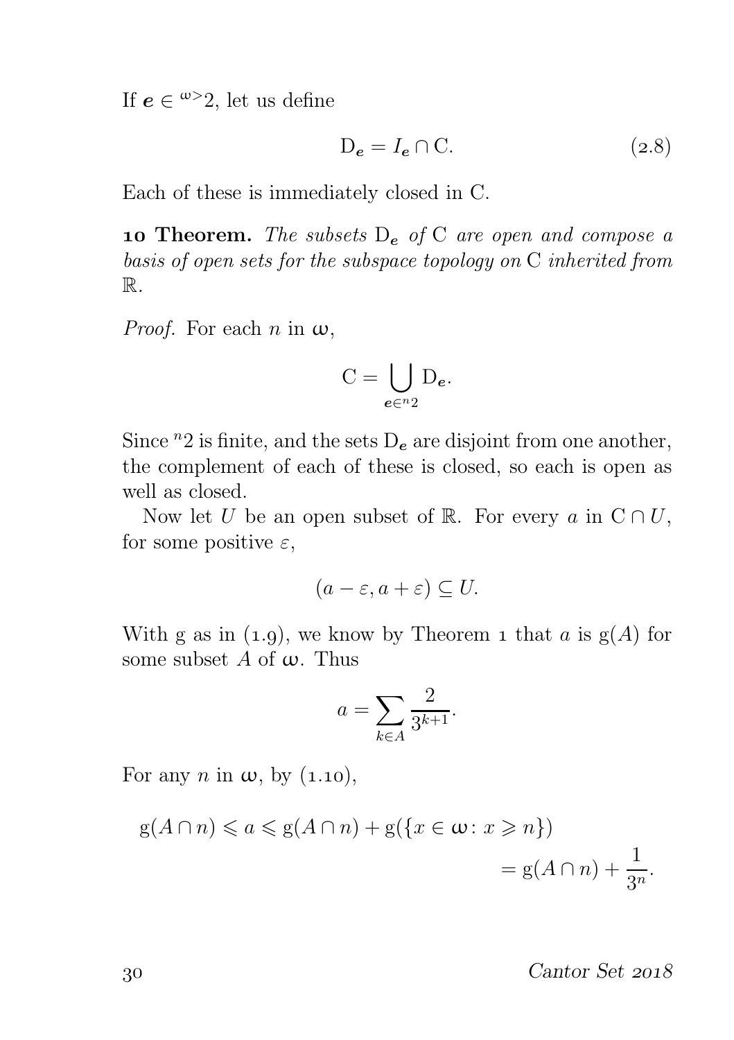If $\boldsymbol{e} \in {}^{\omega>}2$, let us define

$$\mathrm{D}_{\boldsymbol{e}} = I_{\boldsymbol{e}} \cap \mathrm{C}. \tag{2.8}$$

Each of these is immediately closed in C.

**10 Theorem.** *The subsets* $\mathrm{D}_{\boldsymbol{e}}$ *of* C *are open and compose a basis of open sets for the subspace topology on* C *inherited from* $\mathbb{R}$.

*Proof.* For each $n$ in $\omega$,

$$\mathrm{C} = \bigcup_{\boldsymbol{e} \in {}^n 2} \mathrm{D}_{\boldsymbol{e}}.$$

Since ${}^n 2$ is finite, and the sets $\mathrm{D}_{\boldsymbol{e}}$ are disjoint from one another, the complement of each of these is closed, so each is open as well as closed.

Now let $U$ be an open subset of $\mathbb{R}$. For every $a$ in $\mathrm{C} \cap U$, for some positive $\varepsilon$,

$$(a - \varepsilon, a + \varepsilon) \subseteq U.$$

With g as in (1.9), we know by Theorem 1 that $a$ is $\mathrm{g}(A)$ for some subset $A$ of $\omega$. Thus

$$a = \sum_{k \in A} \frac{2}{3^{k+1}}.$$

For any $n$ in $\omega$, by (1.10),

$$\begin{aligned} \mathrm{g}(A \cap n) \leqslant a \leqslant \mathrm{g}(A \cap n) + \mathrm{g}(\{x \in \omega \colon x \geqslant n\}) \\ = \mathrm{g}(A \cap n) + \frac{1}{3^n}. \end{aligned}$$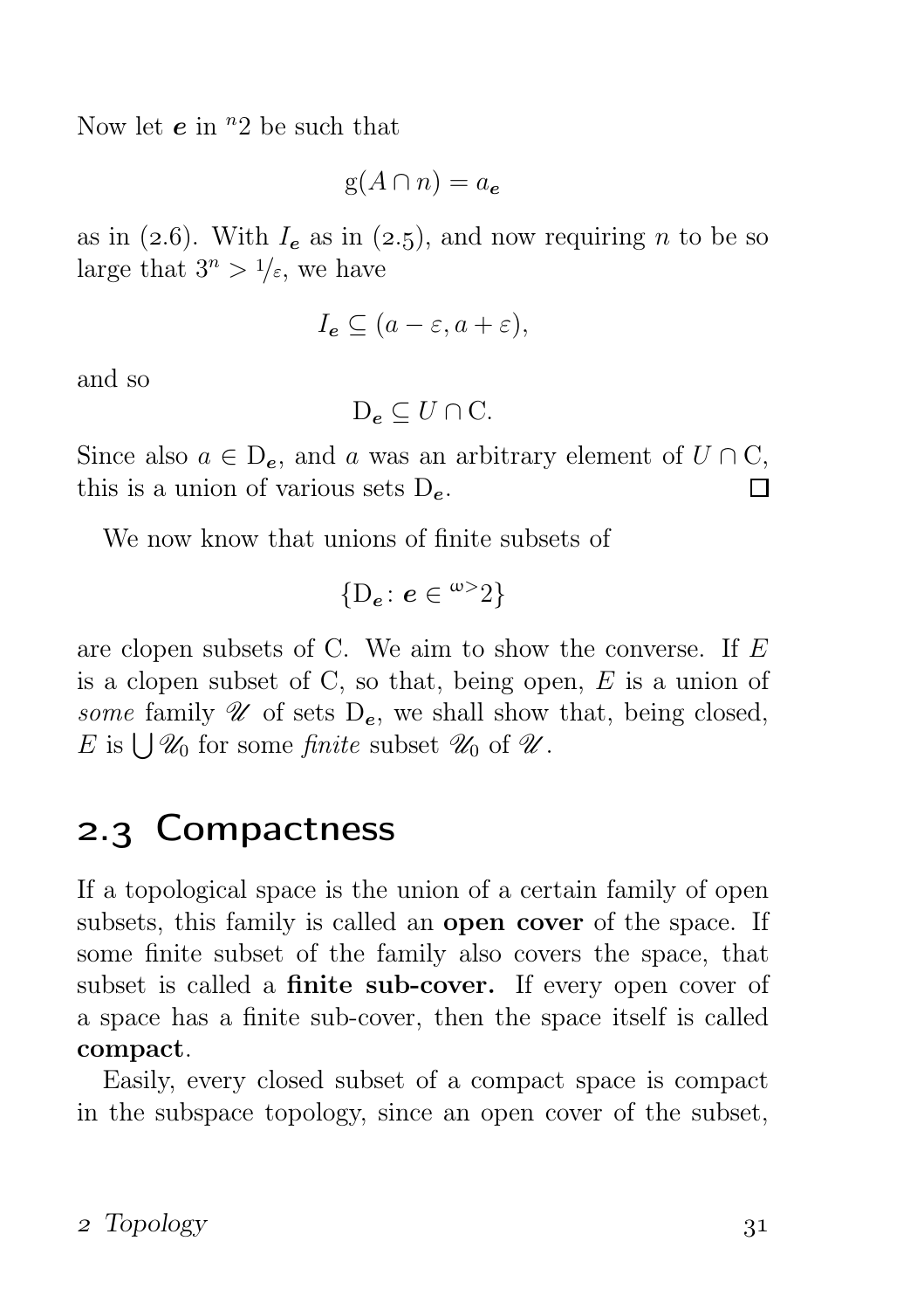Now let $\boldsymbol{e}$ in ${}^{n}2$ be such that

$$\mathrm{g}(A \cap n) = a_{\boldsymbol{e}}$$

as in (2.6). With $I_{\boldsymbol{e}}$ as in (2.5), and now requiring $n$ to be so large that $3^n > 1/\varepsilon$, we have

$$I_{\boldsymbol{e}} \subseteq (a - \varepsilon, a + \varepsilon),$$

and so

$$\mathrm{D}_{\boldsymbol{e}} \subseteq U \cap \mathrm{C}.$$

Since also $a \in \mathrm{D}_{\boldsymbol{e}}$, and $a$ was an arbitrary element of $U \cap \mathrm{C}$, this is a union of various sets $\mathrm{D}_{\boldsymbol{e}}$. □

We now know that unions of finite subsets of

$$\{\mathrm{D}_{\boldsymbol{e}} \colon \boldsymbol{e} \in {}^{\omega>}2\}$$

are clopen subsets of C. We aim to show the converse. If $E$ is a clopen subset of C, so that, being open, $E$ is a union of *some* family $\mathscr{U}$ of sets $\mathrm{D}_{\boldsymbol{e}}$, we shall show that, being closed, $E$ is $\bigcup \mathscr{U}_0$ for some *finite* subset $\mathscr{U}_0$ of $\mathscr{U}$.

## 2.3 Compactness

If a topological space is the union of a certain family of open subsets, this family is called an **open cover** of the space. If some finite subset of the family also covers the space, that subset is called a **finite sub-cover.** If every open cover of a space has a finite sub-cover, then the space itself is called **compact**.

Easily, every closed subset of a compact space is compact in the subspace topology, since an open cover of the subset,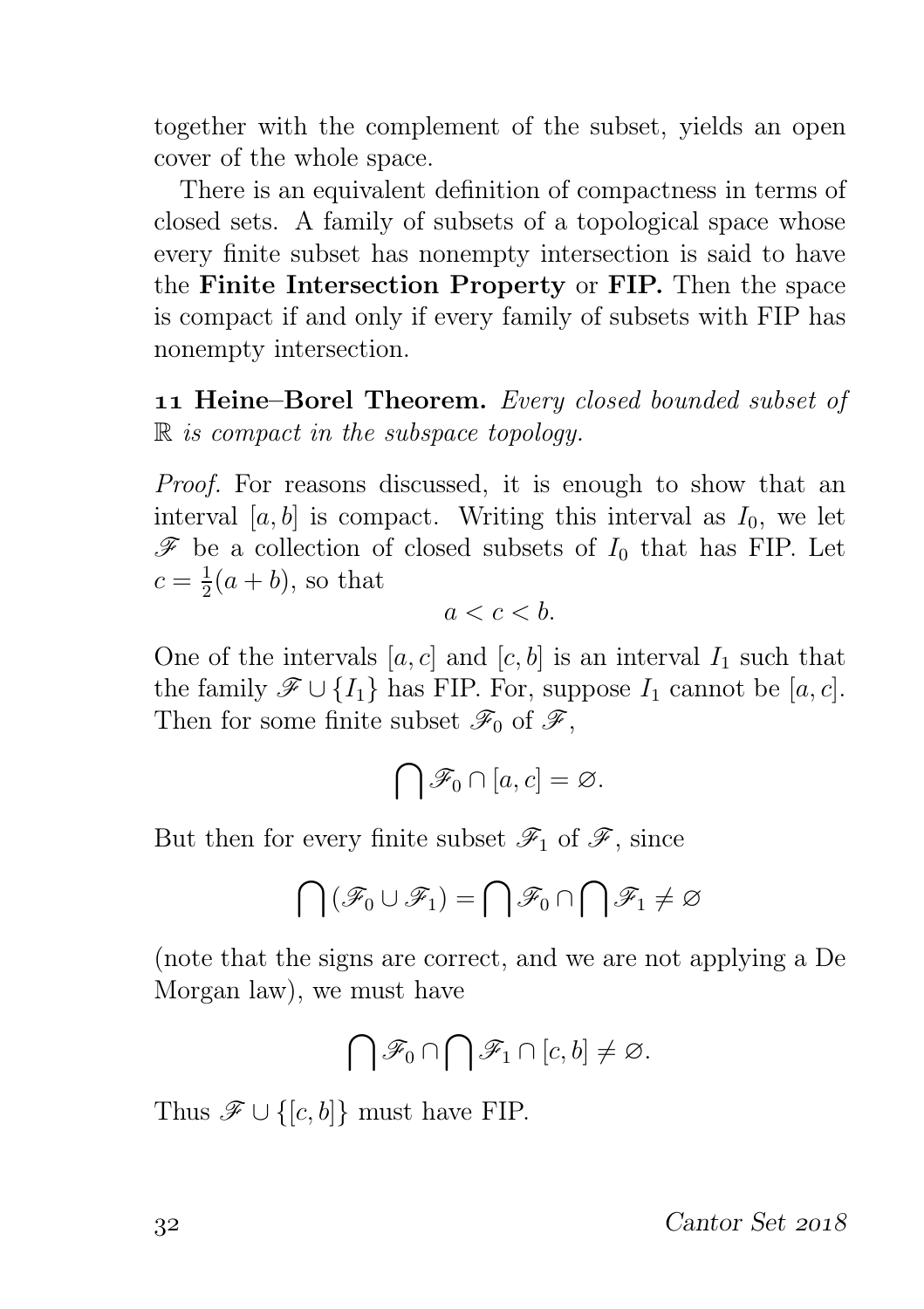together with the complement of the subset, yields an open cover of the whole space.

There is an equivalent definition of compactness in terms of closed sets. A family of subsets of a topological space whose every finite subset has nonempty intersection is said to have the **Finite Intersection Property** or **FIP.** Then the space is compact if and only if every family of subsets with FIP has nonempty intersection.

**11 Heine–Borel Theorem.** *Every closed bounded subset of* $\mathbb{R}$ *is compact in the subspace topology.*

*Proof.* For reasons discussed, it is enough to show that an interval $[a, b]$ is compact. Writing this interval as $I_0$, we let $\mathscr{F}$ be a collection of closed subsets of $I_0$ that has FIP. Let $c = \frac{1}{2}(a + b)$, so that

$$a < c < b.$$

One of the intervals $[a, c]$ and $[c, b]$ is an interval $I_1$ such that the family $\mathscr{F} \cup \{I_1\}$ has FIP. For, suppose $I_1$ cannot be $[a, c]$. Then for some finite subset $\mathscr{F}_0$ of $\mathscr{F}$,

$$\bigcap \mathscr{F}_0 \cap [a, c] = \varnothing.$$

But then for every finite subset $\mathscr{F}_1$ of $\mathscr{F}$, since

$$\bigcap(\mathscr{F}_0 \cup \mathscr{F}_1) = \bigcap \mathscr{F}_0 \cap \bigcap \mathscr{F}_1 \neq \varnothing$$

(note that the signs are correct, and we are not applying a De Morgan law), we must have

$$\bigcap \mathscr{F}_0 \cap \bigcap \mathscr{F}_1 \cap [c, b] \neq \varnothing.$$

Thus $\mathscr{F} \cup \{[c, b]\}$ must have FIP.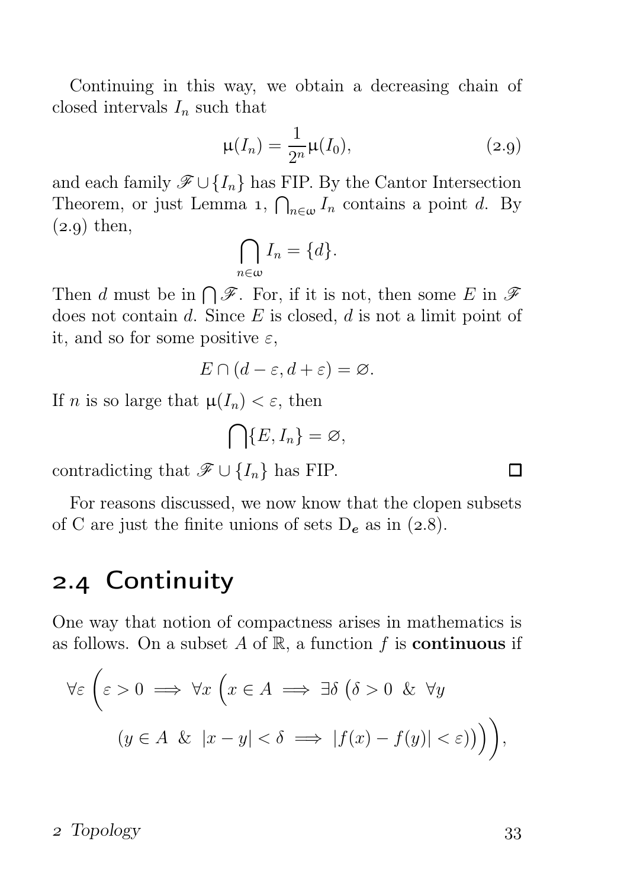Continuing in this way, we obtain a decreasing chain of closed intervals $I_n$ such that

$$\mu(I_n) = \frac{1}{2^n}\mu(I_0), \tag{2.9}$$

and each family $\mathscr{F} \cup \{I_n\}$ has FIP. By the Cantor Intersection Theorem, or just Lemma 1, $\bigcap_{n\in\omega} I_n$ contains a point $d$. By (2.9) then,

$$\bigcap_{n\in\omega} I_n = \{d\}.$$

Then $d$ must be in $\bigcap \mathscr{F}$. For, if it is not, then some $E$ in $\mathscr{F}$ does not contain $d$. Since $E$ is closed, $d$ is not a limit point of it, and so for some positive $\varepsilon$,

$$E \cap (d - \varepsilon, d + \varepsilon) = \varnothing.$$

If $n$ is so large that $\mu(I_n) < \varepsilon$, then

$$\bigcap \{E, I_n\} = \varnothing,$$

contradicting that $\mathscr{F} \cup \{I_n\}$ has FIP. □

For reasons discussed, we now know that the clopen subsets of $\mathrm{C}$ are just the finite unions of sets $\mathrm{D}_{\boldsymbol{e}}$ as in (2.8).

## 2.4 Continuity

One way that notion of compactness arises in mathematics is as follows. On a subset $A$ of $\mathbb{R}$, a function $f$ is **continuous** if

$$\forall\varepsilon\left(\varepsilon > 0 \implies \forall x\left(x \in A \implies \exists\delta\left(\delta > 0 \ \&\ \forall y\right.\right.\right.$$
$$\left.\left.\left.(y \in A \ \&\ |x - y| < \delta \implies |f(x) - f(y)| < \varepsilon)\right)\right)\right),$$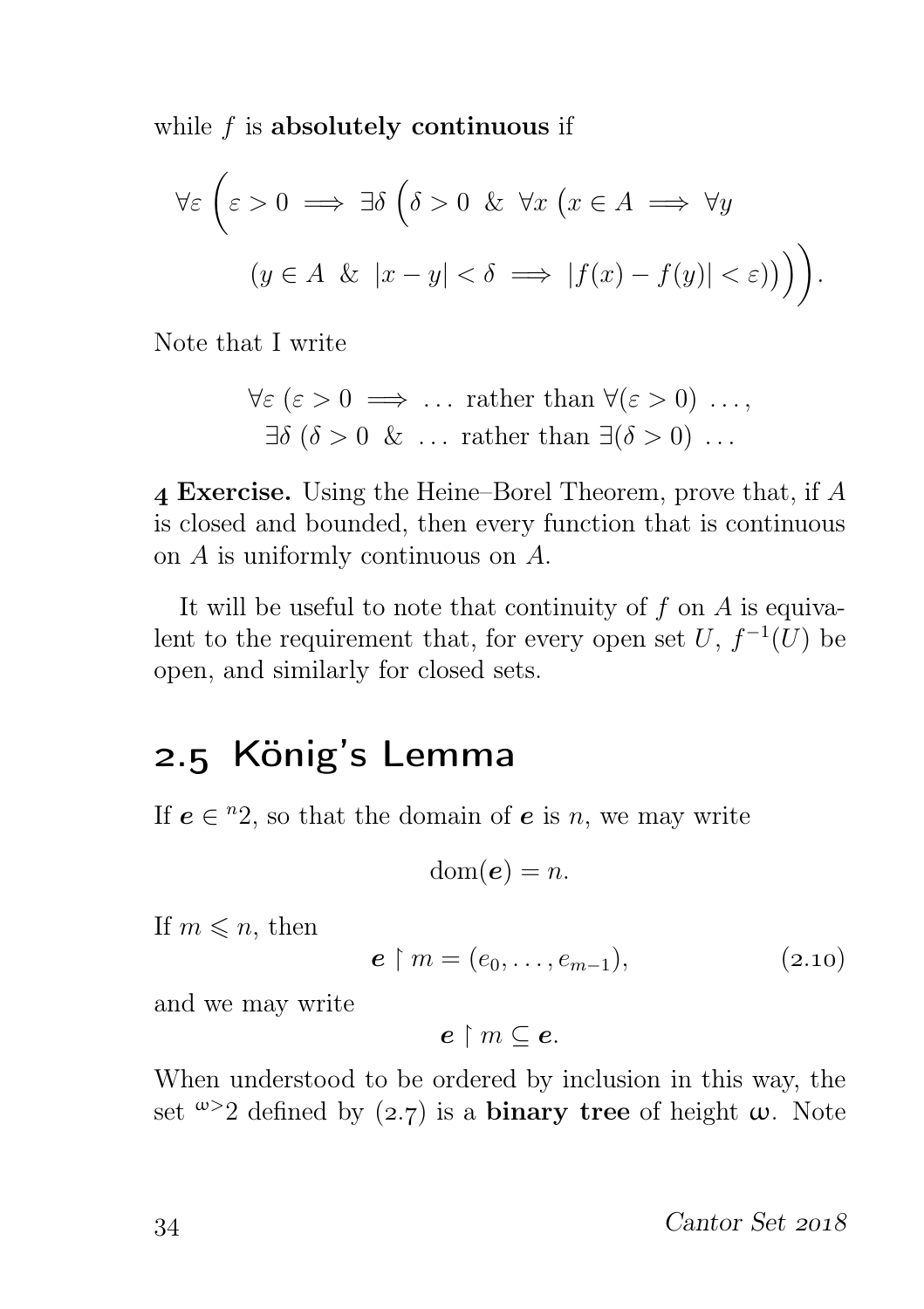while $f$ is **absolutely continuous** if

$$\forall\varepsilon\ \Big(\varepsilon > 0 \implies \exists\delta\ \big(\delta > 0\ \&\ \forall x\ \big(x \in A \implies \forall y$$

$$(y \in A\ \&\ |x - y| < \delta \implies |f(x) - f(y)| < \varepsilon)\big)\big)\Big).$$

Note that I write

$$\forall\varepsilon\ (\varepsilon > 0 \implies \ldots \text{ rather than } \forall(\varepsilon > 0)\ \ldots,$$
$$\exists\delta\ (\delta > 0\ \&\ \ldots \text{ rather than } \exists(\delta > 0)\ \ldots$$

**4 Exercise.** Using the Heine–Borel Theorem, prove that, if $A$ is closed and bounded, then every function that is continuous on $A$ is uniformly continuous on $A$.

It will be useful to note that continuity of $f$ on $A$ is equivalent to the requirement that, for every open set $U$, $f^{-1}(U)$ be open, and similarly for closed sets.

## 2.5 König's Lemma

If $\boldsymbol{e} \in {}^{n}2$, so that the domain of $\boldsymbol{e}$ is $n$, we may write

$$\operatorname{dom}(\boldsymbol{e}) = n.$$

If $m \leqslant n$, then

$$\boldsymbol{e} \restriction m = (e_0, \ldots, e_{m-1}), \tag{2.10}$$

and we may write

$$\boldsymbol{e} \restriction m \subseteq \boldsymbol{e}.$$

When understood to be ordered by inclusion in this way, the set ${}^{\omega>}2$ defined by (2.7) is a **binary tree** of height $\omega$. Note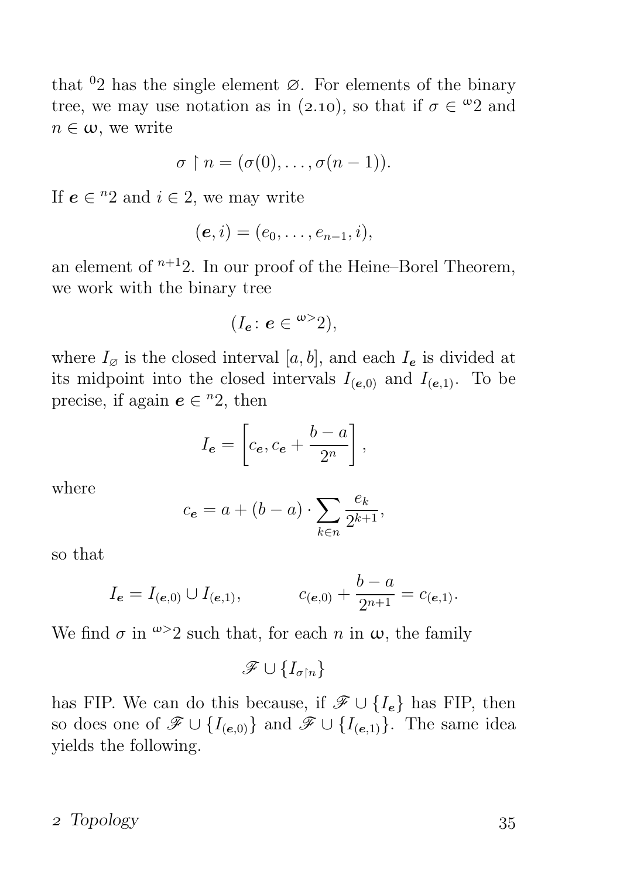that ${}^{0}2$ has the single element $\varnothing$. For elements of the binary tree, we may use notation as in (2.10), so that if $\sigma \in {}^{\omega}2$ and $n \in \omega$, we write

$$\sigma \upharpoonright n = (\sigma(0), \dots, \sigma(n-1)).$$

If $\boldsymbol{e} \in {}^{n}2$ and $i \in 2$, we may write

$$(\boldsymbol{e}, i) = (e_0, \dots, e_{n-1}, i),$$

an element of ${}^{n+1}2$. In our proof of the Heine–Borel Theorem, we work with the binary tree

$$(I_{\boldsymbol{e}} \colon \boldsymbol{e} \in {}^{\omega>}2),$$

where $I_\varnothing$ is the closed interval $[a, b]$, and each $I_{\boldsymbol{e}}$ is divided at its midpoint into the closed intervals $I_{(\boldsymbol{e},0)}$ and $I_{(\boldsymbol{e},1)}$. To be precise, if again $\boldsymbol{e} \in {}^{n}2$, then

$$I_{\boldsymbol{e}} = \left[c_{\boldsymbol{e}}, c_{\boldsymbol{e}} + \frac{b-a}{2^n}\right],$$

where

$$c_{\boldsymbol{e}} = a + (b-a) \cdot \sum_{k \in n} \frac{e_k}{2^{k+1}},$$

so that

$$I_{\boldsymbol{e}} = I_{(\boldsymbol{e},0)} \cup I_{(\boldsymbol{e},1)}, \qquad c_{(\boldsymbol{e},0)} + \frac{b-a}{2^{n+1}} = c_{(\boldsymbol{e},1)}.$$

We find $\sigma$ in ${}^{\omega>}2$ such that, for each $n$ in $\omega$, the family

$$\mathscr{F} \cup \{I_{\sigma \upharpoonright n}\}$$

has FIP. We can do this because, if $\mathscr{F} \cup \{I_{\boldsymbol{e}}\}$ has FIP, then so does one of $\mathscr{F} \cup \{I_{(\boldsymbol{e},0)}\}$ and $\mathscr{F} \cup \{I_{(\boldsymbol{e},1)}\}$. The same idea yields the following.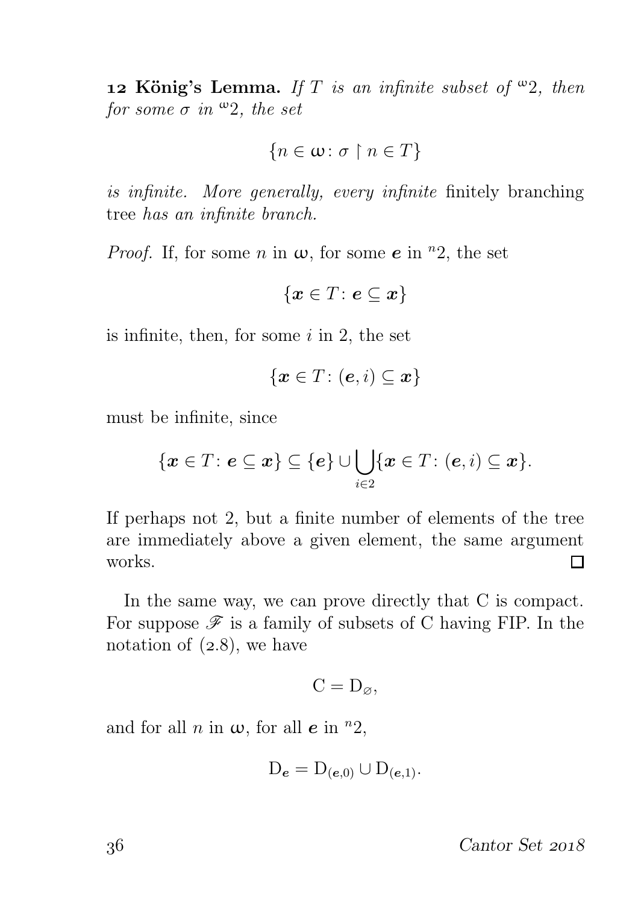**12 König's Lemma.** *If $T$ is an infinite subset of ${}^{\omega}2$, then for some $\sigma$ in ${}^{\omega}2$, the set*

$$\{n \in \omega \colon \sigma \restriction n \in T\}$$

*is infinite. More generally, every infinite* finitely branching tree *has an infinite branch.*

*Proof.* If, for some $n$ in $\omega$, for some $\boldsymbol{e}$ in ${}^{n}2$, the set

$$\{\boldsymbol{x} \in T \colon \boldsymbol{e} \subseteq \boldsymbol{x}\}$$

is infinite, then, for some $i$ in 2, the set

$$\{\boldsymbol{x} \in T \colon (\boldsymbol{e}, i) \subseteq \boldsymbol{x}\}$$

must be infinite, since

$$\{\boldsymbol{x} \in T \colon \boldsymbol{e} \subseteq \boldsymbol{x}\} \subseteq \{\boldsymbol{e}\} \cup \bigcup_{i \in 2} \{\boldsymbol{x} \in T \colon (\boldsymbol{e}, i) \subseteq \boldsymbol{x}\}.$$

If perhaps not 2, but a finite number of elements of the tree are immediately above a given element, the same argument works. □

In the same way, we can prove directly that C is compact. For suppose $\mathscr{F}$ is a family of subsets of C having FIP. In the notation of (2.8), we have

$$\mathrm{C} = \mathrm{D}_{\varnothing},$$

and for all $n$ in $\omega$, for all $\boldsymbol{e}$ in ${}^{n}2$,

$$\mathrm{D}_{\boldsymbol{e}} = \mathrm{D}_{(\boldsymbol{e},0)} \cup \mathrm{D}_{(\boldsymbol{e},1)}.$$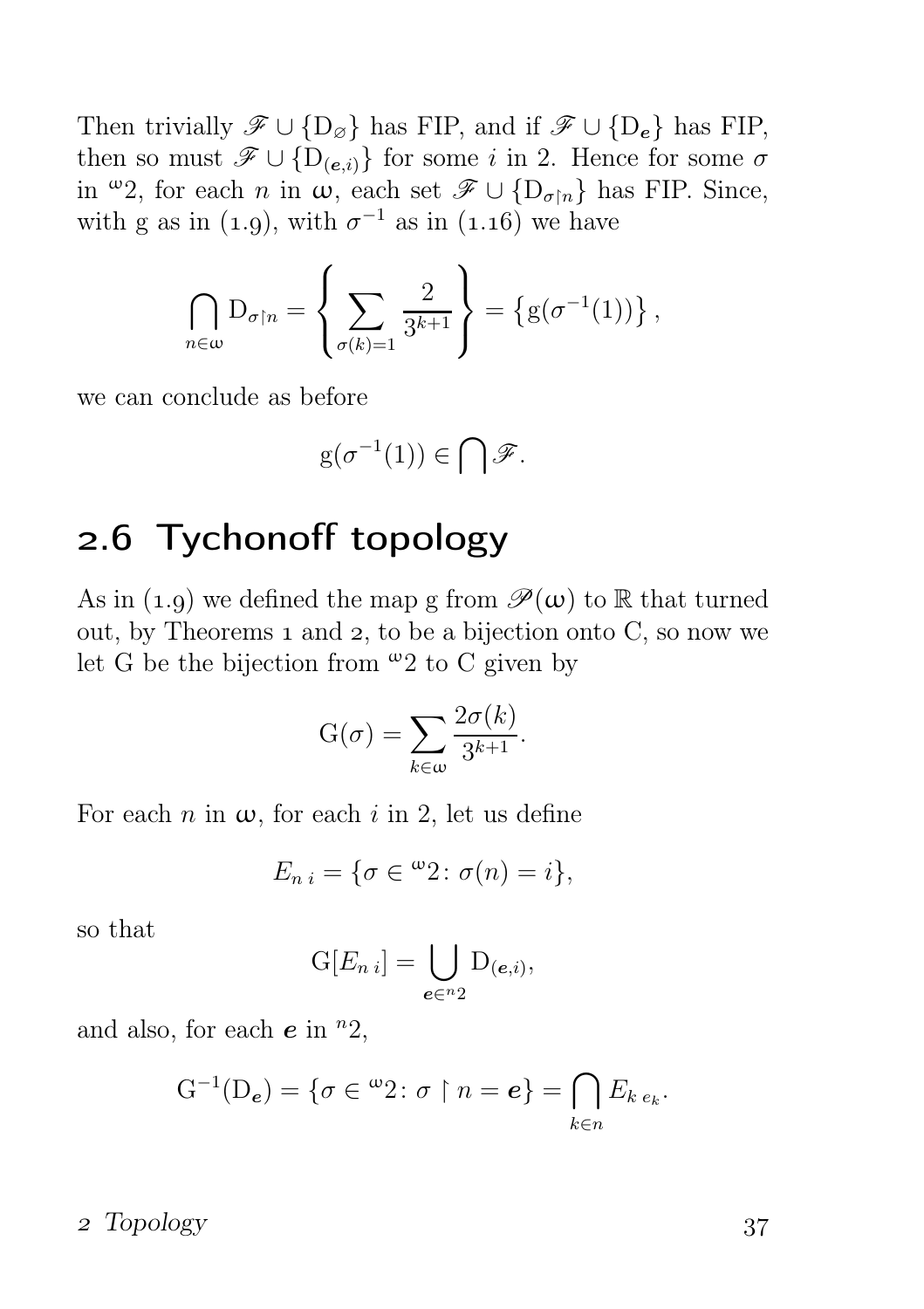Then trivially $\mathscr{F} \cup \{\mathrm{D}_\varnothing\}$ has FIP, and if $\mathscr{F} \cup \{\mathrm{D}_{\boldsymbol{e}}\}$ has FIP, then so must $\mathscr{F} \cup \{\mathrm{D}_{(\boldsymbol{e},i)}\}$ for some $i$ in 2. Hence for some $\sigma$ in ${}^{\omega}2$, for each $n$ in $\omega$, each set $\mathscr{F} \cup \{\mathrm{D}_{\sigma\restriction n}\}$ has FIP. Since, with g as in (1.9), with $\sigma^{-1}$ as in (1.16) we have

$$\bigcap_{n\in\omega} \mathrm{D}_{\sigma\restriction n} = \left\{ \sum_{\sigma(k)=1} \frac{2}{3^{k+1}} \right\} = \left\{ \mathrm{g}(\sigma^{-1}(1)) \right\},$$

we can conclude as before

$$\mathrm{g}(\sigma^{-1}(1)) \in \bigcap \mathscr{F}.$$

## 2.6 Tychonoff topology

As in (1.9) we defined the map g from $\mathscr{P}(\omega)$ to $\mathbb{R}$ that turned out, by Theorems 1 and 2, to be a bijection onto C, so now we let G be the bijection from ${}^{\omega}2$ to C given by

$$\mathrm{G}(\sigma) = \sum_{k\in\omega} \frac{2\sigma(k)}{3^{k+1}}.$$

For each $n$ in $\omega$, for each $i$ in 2, let us define

$$E_{n\,i} = \{\sigma \in {}^{\omega}2 \colon \sigma(n) = i\},$$

so that

$$\mathrm{G}[E_{n\,i}] = \bigcup_{\boldsymbol{e}\in{}^{n}2} \mathrm{D}_{(\boldsymbol{e},i)},$$

and also, for each $\boldsymbol{e}$ in ${}^{n}2$,

$$\mathrm{G}^{-1}(\mathrm{D}_{\boldsymbol{e}}) = \{\sigma \in {}^{\omega}2 \colon \sigma \restriction n = \boldsymbol{e}\} = \bigcap_{k\in n} E_{k\,e_k}.$$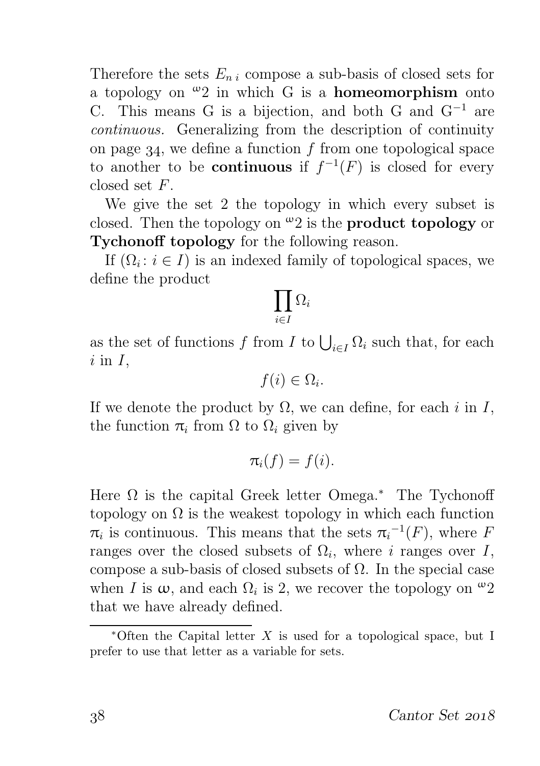Therefore the sets $E_{n\,i}$ compose a sub-basis of closed sets for a topology on ${}^{\omega}2$ in which G is a **homeomorphism** onto C. This means G is a bijection, and both G and $\mathrm{G}^{-1}$ are *continuous.* Generalizing from the description of continuity on page 34, we define a function $f$ from one topological space to another to be **continuous** if $f^{-1}(F)$ is closed for every closed set $F$.

We give the set 2 the topology in which every subset is closed. Then the topology on ${}^{\omega}2$ is the **product topology** or **Tychonoff topology** for the following reason.

If $(\Omega_i \colon i \in I)$ is an indexed family of topological spaces, we define the product

$$\prod_{i \in I} \Omega_i$$

as the set of functions $f$ from $I$ to $\bigcup_{i \in I} \Omega_i$ such that, for each $i$ in $I$,

$$f(i) \in \Omega_i.$$

If we denote the product by $\Omega$, we can define, for each $i$ in $I$, the function $\pi_i$ from $\Omega$ to $\Omega_i$ given by

$$\pi_i(f) = f(i).$$

Here $\Omega$ is the capital Greek letter Omega.* The Tychonoff topology on $\Omega$ is the weakest topology in which each function $\pi_i$ is continuous. This means that the sets ${\pi_i}^{-1}(F)$, where $F$ ranges over the closed subsets of $\Omega_i$, where $i$ ranges over $I$, compose a sub-basis of closed subsets of $\Omega$. In the special case when $I$ is $\omega$, and each $\Omega_i$ is 2, we recover the topology on ${}^{\omega}2$ that we have already defined.

*Often the Capital letter $X$ is used for a topological space, but I prefer to use that letter as a variable for sets.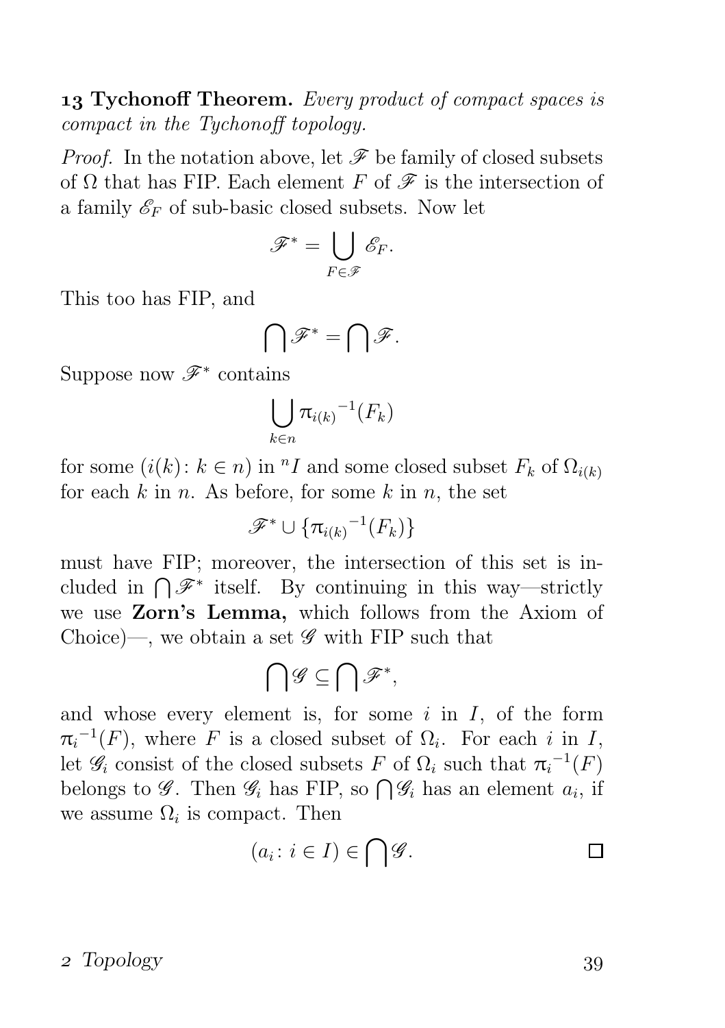**13 Tychonoff Theorem.** *Every product of compact spaces is compact in the Tychonoff topology.*

*Proof.* In the notation above, let $\mathscr{F}$ be family of closed subsets of $\Omega$ that has FIP. Each element $F$ of $\mathscr{F}$ is the intersection of a family $\mathscr{E}_F$ of sub-basic closed subsets. Now let

$$\mathscr{F}^* = \bigcup_{F \in \mathscr{F}} \mathscr{E}_F.$$

This too has FIP, and

$$\bigcap \mathscr{F}^* = \bigcap \mathscr{F}.$$

Suppose now $\mathscr{F}^*$ contains

$$\bigcup_{k \in n} {\pi_{i(k)}}^{-1}(F_k)$$

for some $(i(k) \colon k \in n)$ in ${}^nI$ and some closed subset $F_k$ of $\Omega_{i(k)}$ for each $k$ in $n$. As before, for some $k$ in $n$, the set

$$\mathscr{F}^* \cup \{{\pi_{i(k)}}^{-1}(F_k)\}$$

must have FIP; moreover, the intersection of this set is included in $\bigcap \mathscr{F}^*$ itself. By continuing in this way—strictly we use **Zorn's Lemma,** which follows from the Axiom of Choice)—, we obtain a set $\mathscr{G}$ with FIP such that

$$\bigcap \mathscr{G} \subseteq \bigcap \mathscr{F}^*,$$

and whose every element is, for some $i$ in $I$, of the form ${\pi_i}^{-1}(F)$, where $F$ is a closed subset of $\Omega_i$. For each $i$ in $I$, let $\mathscr{G}_i$ consist of the closed subsets $F$ of $\Omega_i$ such that ${\pi_i}^{-1}(F)$ belongs to $\mathscr{G}$. Then $\mathscr{G}_i$ has FIP, so $\bigcap \mathscr{G}_i$ has an element $a_i$, if we assume $\Omega_i$ is compact. Then

$$(a_i \colon i \in I) \in \bigcap \mathscr{G}. \qquad \square$$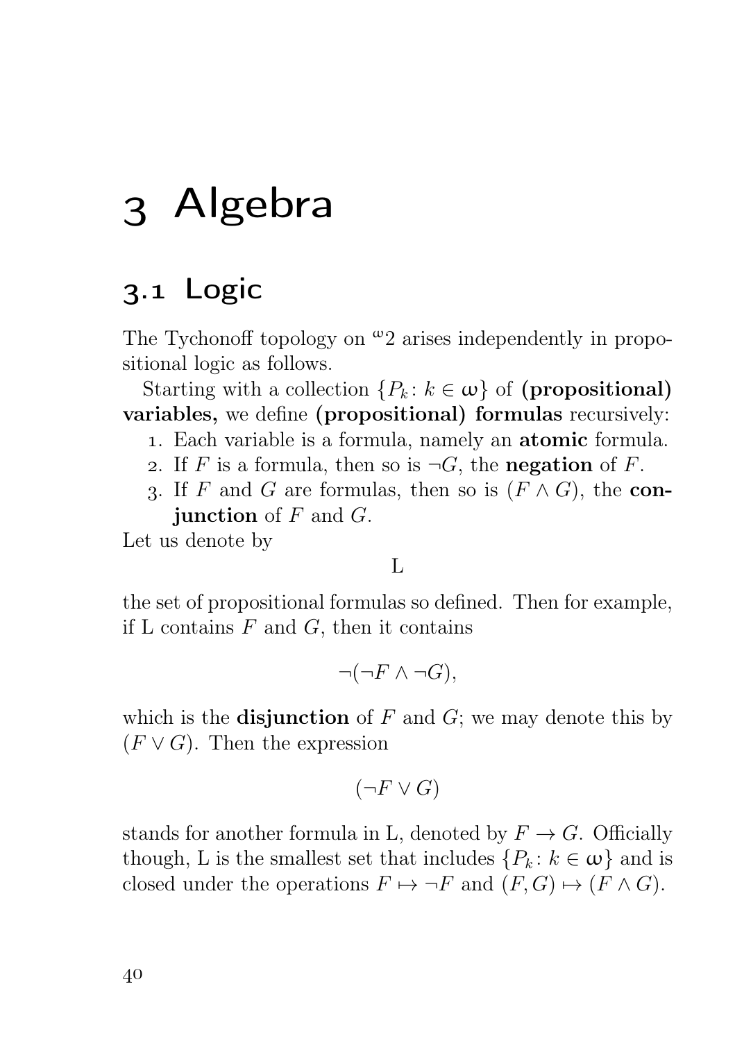# 3 Algebra

## 3.1 Logic

The Tychonoff topology on ${}^{\omega}2$ arises independently in propositional logic as follows.

Starting with a collection $\{P_k \colon k \in \omega\}$ of **(propositional) variables,** we define **(propositional) formulas** recursively:

1. Each variable is a formula, namely an **atomic** formula.
2. If $F$ is a formula, then so is $\neg G$, the **negation** of $F$.
3. If $F$ and $G$ are formulas, then so is $(F \wedge G)$, the **conjunction** of $F$ and $G$.

Let us denote by

$$\mathrm{L}$$

the set of propositional formulas so defined. Then for example, if L contains $F$ and $G$, then it contains

$$\neg(\neg F \wedge \neg G),$$

which is the **disjunction** of $F$ and $G$; we may denote this by $(F \vee G)$. Then the expression

$$(\neg F \vee G)$$

stands for another formula in L, denoted by $F \to G$. Officially though, L is the smallest set that includes $\{P_k \colon k \in \omega\}$ and is closed under the operations $F \mapsto \neg F$ and $(F, G) \mapsto (F \wedge G)$.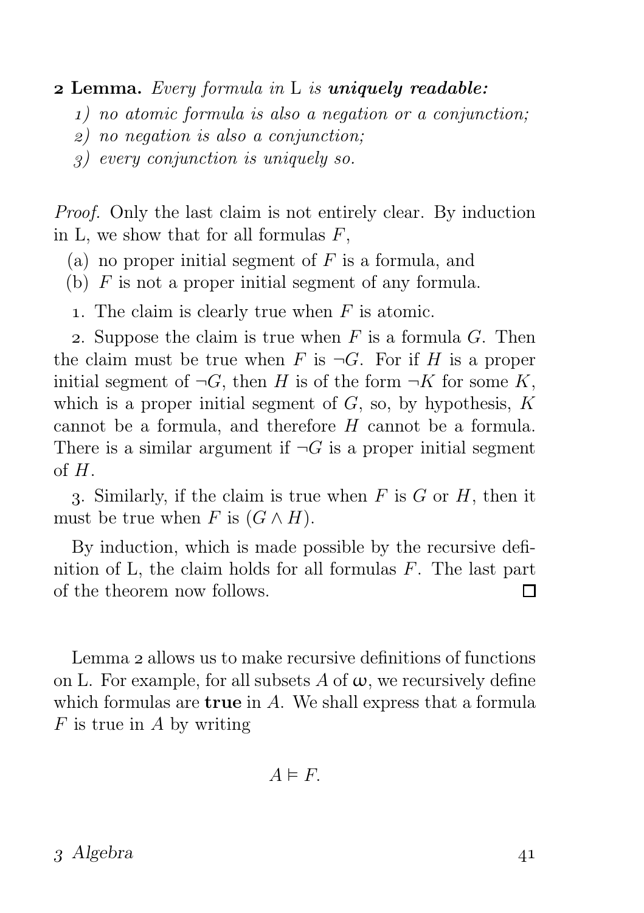**2 Lemma.** *Every formula in* L *is* ***uniquely readable:***

1) *no atomic formula is also a negation or a conjunction;*
2) *no negation is also a conjunction;*
3) *every conjunction is uniquely so.*

*Proof.* Only the last claim is not entirely clear. By induction in L, we show that for all formulas $F$,

(a) no proper initial segment of $F$ is a formula, and
(b) $F$ is not a proper initial segment of any formula.

1. The claim is clearly true when $F$ is atomic.

2. Suppose the claim is true when $F$ is a formula $G$. Then the claim must be true when $F$ is $\neg G$. For if $H$ is a proper initial segment of $\neg G$, then $H$ is of the form $\neg K$ for some $K$, which is a proper initial segment of $G$, so, by hypothesis, $K$ cannot be a formula, and therefore $H$ cannot be a formula. There is a similar argument if $\neg G$ is a proper initial segment of $H$.

3. Similarly, if the claim is true when $F$ is $G$ or $H$, then it must be true when $F$ is $(G \wedge H)$.

By induction, which is made possible by the recursive definition of L, the claim holds for all formulas $F$. The last part of the theorem now follows. □

Lemma 2 allows us to make recursive definitions of functions on L. For example, for all subsets $A$ of $\omega$, we recursively define which formulas are **true** in $A$. We shall express that a formula $F$ is true in $A$ by writing

$$A \vDash F.$$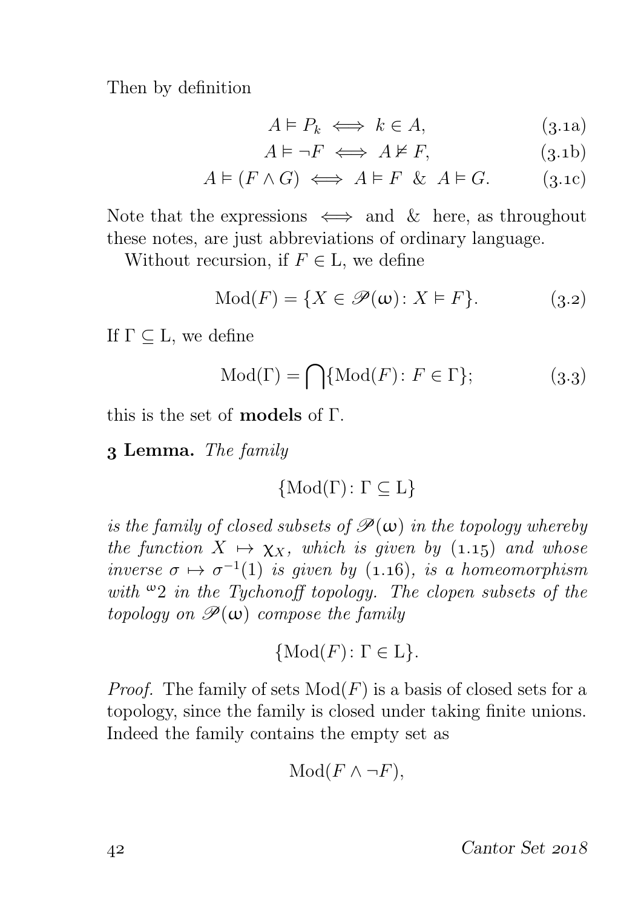Then by definition

$$A \vDash P_k \iff k \in A, \tag{3.1a}$$

$$A \vDash \neg F \iff A \nvDash F, \tag{3.1b}$$

$$A \vDash (F \wedge G) \iff A \vDash F \;\;\&\;\; A \vDash G. \tag{3.1c}$$

Note that the expressions $\iff$ and & here, as throughout these notes, are just abbreviations of ordinary language.

Without recursion, if $F \in \mathrm{L}$, we define

$$\mathrm{Mod}(F) = \{X \in \mathscr{P}(\omega) \colon X \vDash F\}. \tag{3.2}$$

If $\Gamma \subseteq \mathrm{L}$, we define

$$\mathrm{Mod}(\Gamma) = \bigcap\{\mathrm{Mod}(F) \colon F \in \Gamma\}; \tag{3.3}$$

this is the set of **models** of $\Gamma$.

**3 Lemma.** *The family*

$$\{\mathrm{Mod}(\Gamma) \colon \Gamma \subseteq \mathrm{L}\}$$

*is the family of closed subsets of $\mathscr{P}(\omega)$ in the topology whereby the function $X \mapsto \chi_X$, which is given by (1.15) and whose inverse $\sigma \mapsto \sigma^{-1}(1)$ is given by (1.16), is a homeomorphism with ${}^{\omega}2$ in the Tychonoff topology. The clopen subsets of the topology on $\mathscr{P}(\omega)$ compose the family*

$$\{\mathrm{Mod}(F) \colon \Gamma \in \mathrm{L}\}.$$

*Proof.* The family of sets $\mathrm{Mod}(F)$ is a basis of closed sets for a topology, since the family is closed under taking finite unions. Indeed the family contains the empty set as

$$\mathrm{Mod}(F \wedge \neg F),$$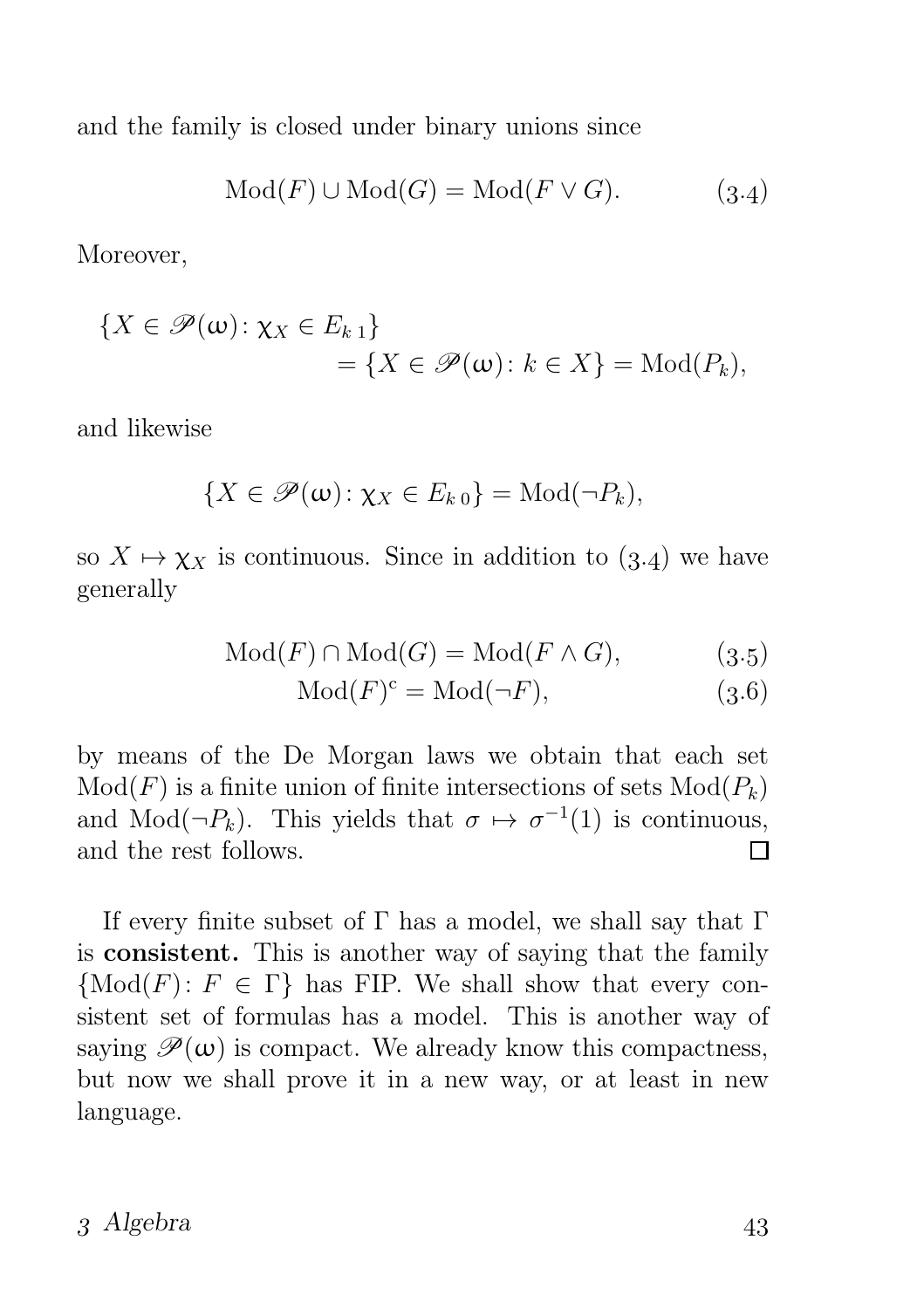and the family is closed under binary unions since

$$\operatorname{Mod}(F) \cup \operatorname{Mod}(G) = \operatorname{Mod}(F \vee G). \tag{3.4}$$

Moreover,

$$\begin{aligned}\{X \in \mathscr{P}(\omega) \colon \chi_X \in E_{k\,1}\} \\ = \{X \in \mathscr{P}(\omega) \colon k \in X\} = \operatorname{Mod}(P_k),\end{aligned}$$

and likewise

$$\{X \in \mathscr{P}(\omega) \colon \chi_X \in E_{k\,0}\} = \operatorname{Mod}(\neg P_k),$$

so $X \mapsto \chi_X$ is continuous. Since in addition to (3.4) we have generally

$$\operatorname{Mod}(F) \cap \operatorname{Mod}(G) = \operatorname{Mod}(F \wedge G), \tag{3.5}$$

$$\operatorname{Mod}(F)^{\mathrm{c}} = \operatorname{Mod}(\neg F), \tag{3.6}$$

by means of the De Morgan laws we obtain that each set $\operatorname{Mod}(F)$ is a finite union of finite intersections of sets $\operatorname{Mod}(P_k)$ and $\operatorname{Mod}(\neg P_k)$. This yields that $\sigma \mapsto \sigma^{-1}(1)$ is continuous, and the rest follows. □

If every finite subset of $\Gamma$ has a model, we shall say that $\Gamma$ is **consistent.** This is another way of saying that the family $\{\operatorname{Mod}(F) \colon F \in \Gamma\}$ has FIP. We shall show that every consistent set of formulas has a model. This is another way of saying $\mathscr{P}(\omega)$ is compact. We already know this compactness, but now we shall prove it in a new way, or at least in new language.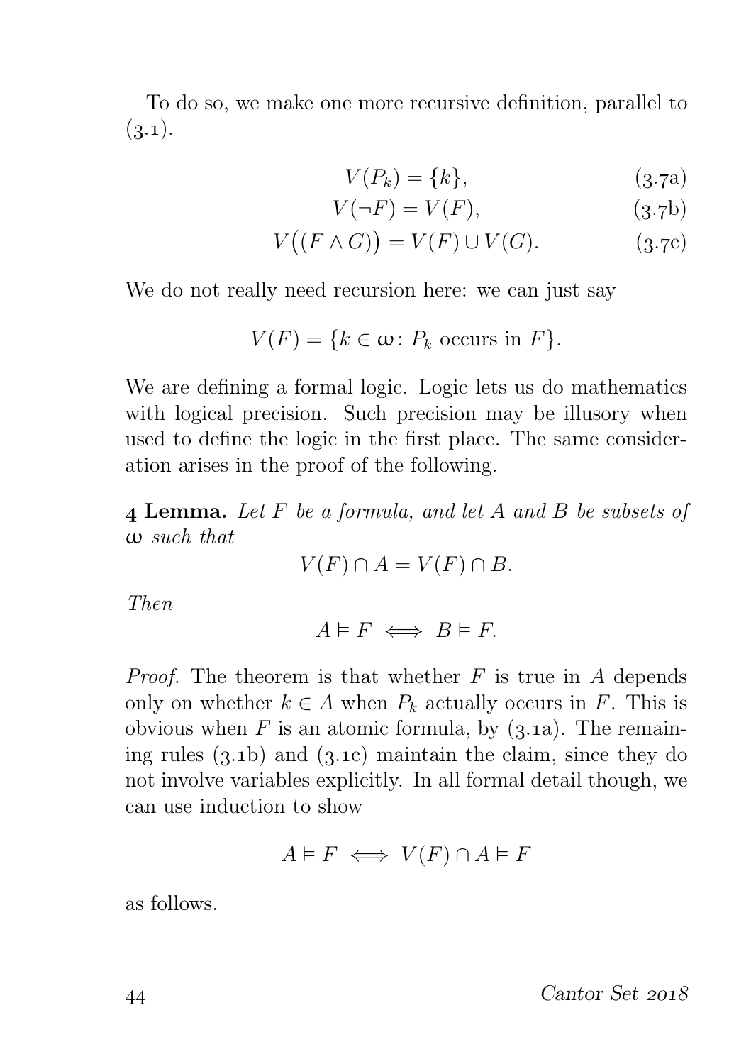To do so, we make one more recursive definition, parallel to (3.1).

$$V(P_k) = \{k\}, \tag{3.7a}$$

$$V(\neg F) = V(F), \tag{3.7b}$$

$$V\big((F \wedge G)\big) = V(F) \cup V(G). \tag{3.7c}$$

We do not really need recursion here: we can just say

$$V(F) = \{k \in \omega \colon P_k \text{ occurs in } F\}.$$

We are defining a formal logic. Logic lets us do mathematics with logical precision. Such precision may be illusory when used to define the logic in the first place. The same consideration arises in the proof of the following.

**4 Lemma.** *Let $F$ be a formula, and let $A$ and $B$ be subsets of $\omega$ such that*

$$V(F) \cap A = V(F) \cap B.$$

*Then*

$$A \vDash F \iff B \vDash F.$$

*Proof.* The theorem is that whether $F$ is true in $A$ depends only on whether $k \in A$ when $P_k$ actually occurs in $F$. This is obvious when $F$ is an atomic formula, by (3.1a). The remaining rules (3.1b) and (3.1c) maintain the claim, since they do not involve variables explicitly. In all formal detail though, we can use induction to show

$$A \vDash F \iff V(F) \cap A \vDash F$$

as follows.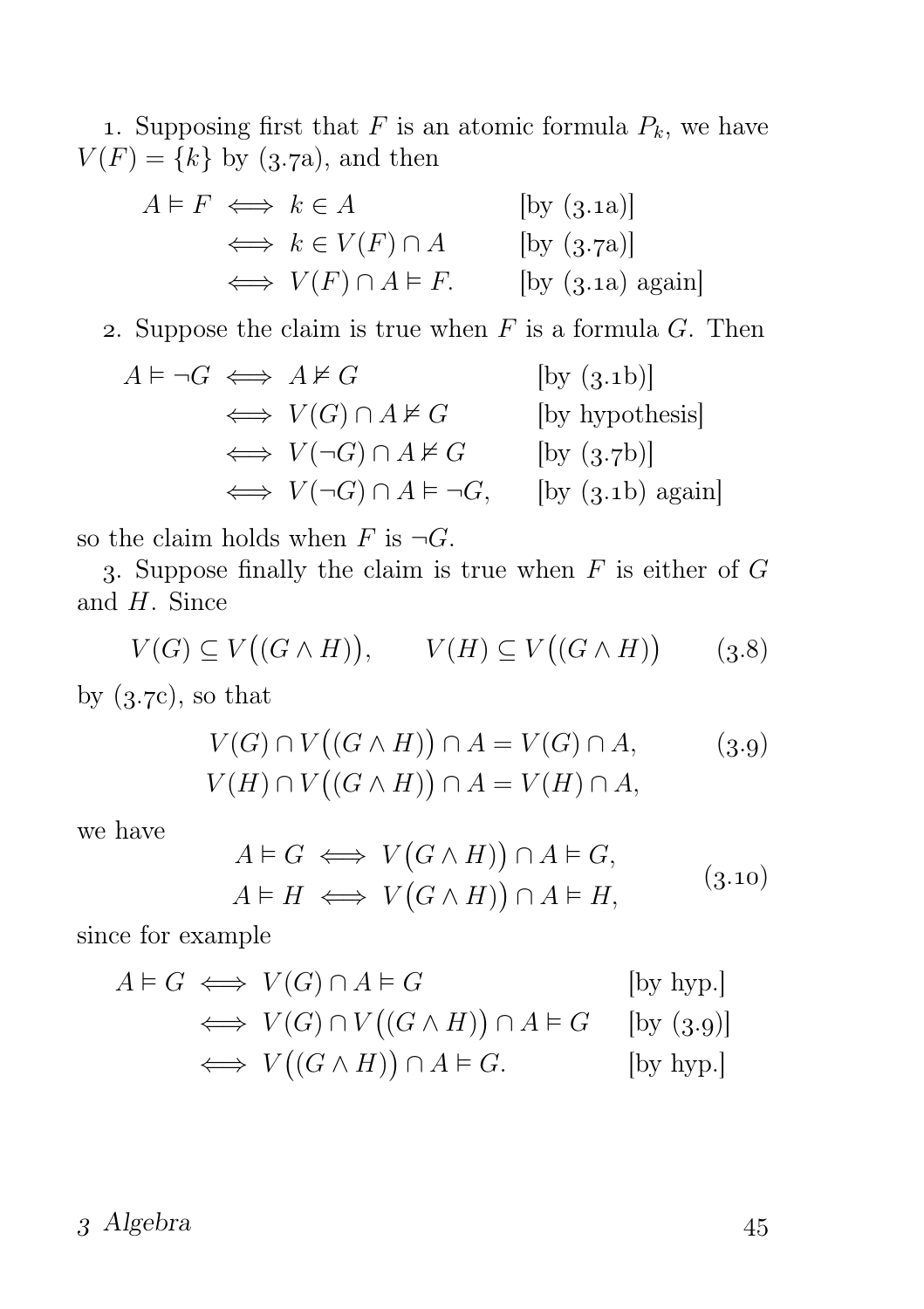1. Supposing first that $F$ is an atomic formula $P_k$, we have $V(F) = \{k\}$ by (3.7a), and then

$$
\begin{aligned}
A \vDash F &\iff k \in A && \text{[by (3.1a)]} \\
&\iff k \in V(F) \cap A && \text{[by (3.7a)]} \\
&\iff V(F) \cap A \vDash F. && \text{[by (3.1a) again]}
\end{aligned}
$$

2. Suppose the claim is true when $F$ is a formula $G$. Then

$$
\begin{aligned}
A \vDash \neg G &\iff A \nvDash G && \text{[by (3.1b)]} \\
&\iff V(G) \cap A \nvDash G && \text{[by hypothesis]} \\
&\iff V(\neg G) \cap A \nvDash G && \text{[by (3.7b)]} \\
&\iff V(\neg G) \cap A \vDash \neg G, && \text{[by (3.1b) again]}
\end{aligned}
$$

so the claim holds when $F$ is $\neg G$.

3. Suppose finally the claim is true when $F$ is either of $G$ and $H$. Since

$$
V(G) \subseteq V\big((G \wedge H)\big), \qquad V(H) \subseteq V\big((G \wedge H)\big) \tag{3.8}
$$

by (3.7c), so that

$$
\begin{aligned}
V(G) \cap V\big((G \wedge H)\big) \cap A &= V(G) \cap A, \\
V(H) \cap V\big((G \wedge H)\big) \cap A &= V(H) \cap A,
\end{aligned} \tag{3.9}
$$

we have

$$
\begin{aligned}
A \vDash G &\iff V\big(G \wedge H)\big) \cap A \vDash G, \\
A \vDash H &\iff V\big(G \wedge H)\big) \cap A \vDash H,
\end{aligned} \tag{3.10}
$$

since for example

$$
\begin{aligned}
A \vDash G &\iff V(G) \cap A \vDash G && \text{[by hyp.]} \\
&\iff V(G) \cap V\big((G \wedge H)\big) \cap A \vDash G && \text{[by (3.9)]} \\
&\iff V\big((G \wedge H)\big) \cap A \vDash G. && \text{[by hyp.]}
\end{aligned}
$$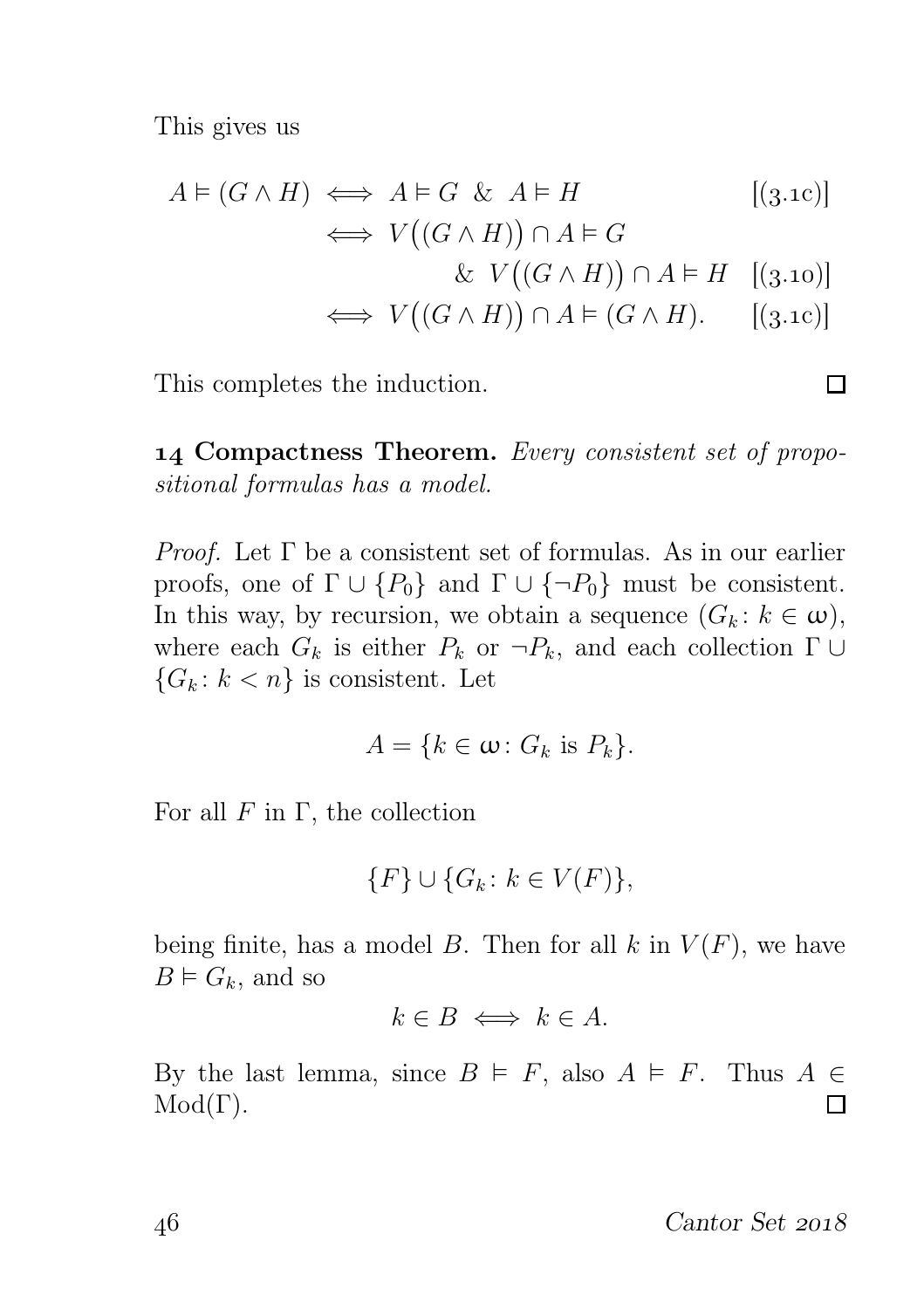This gives us

$$
\begin{aligned}
A \vDash (G \wedge H) &\iff A \vDash G \ \&\ A \vDash H && [(3.1c)] \\
&\iff V\big((G \wedge H)\big) \cap A \vDash G \\
&\qquad\quad \&\ V\big((G \wedge H)\big) \cap A \vDash H && [(3.10)] \\
&\iff V\big((G \wedge H)\big) \cap A \vDash (G \wedge H). && [(3.1c)]
\end{aligned}
$$

This completes the induction. □

**14 Compactness Theorem.** *Every consistent set of propositional formulas has a model.*

*Proof.* Let $\Gamma$ be a consistent set of formulas. As in our earlier proofs, one of $\Gamma \cup \{P_0\}$ and $\Gamma \cup \{\neg P_0\}$ must be consistent. In this way, by recursion, we obtain a sequence $(G_k : k \in \omega)$, where each $G_k$ is either $P_k$ or $\neg P_k$, and each collection $\Gamma \cup \{G_k : k < n\}$ is consistent. Let

$$A = \{k \in \omega : G_k \text{ is } P_k\}.$$

For all $F$ in $\Gamma$, the collection

$$\{F\} \cup \{G_k : k \in V(F)\},$$

being finite, has a model $B$. Then for all $k$ in $V(F)$, we have $B \vDash G_k$, and so

$$k \in B \iff k \in A.$$

By the last lemma, since $B \vDash F$, also $A \vDash F$. Thus $A \in \mathrm{Mod}(\Gamma)$. □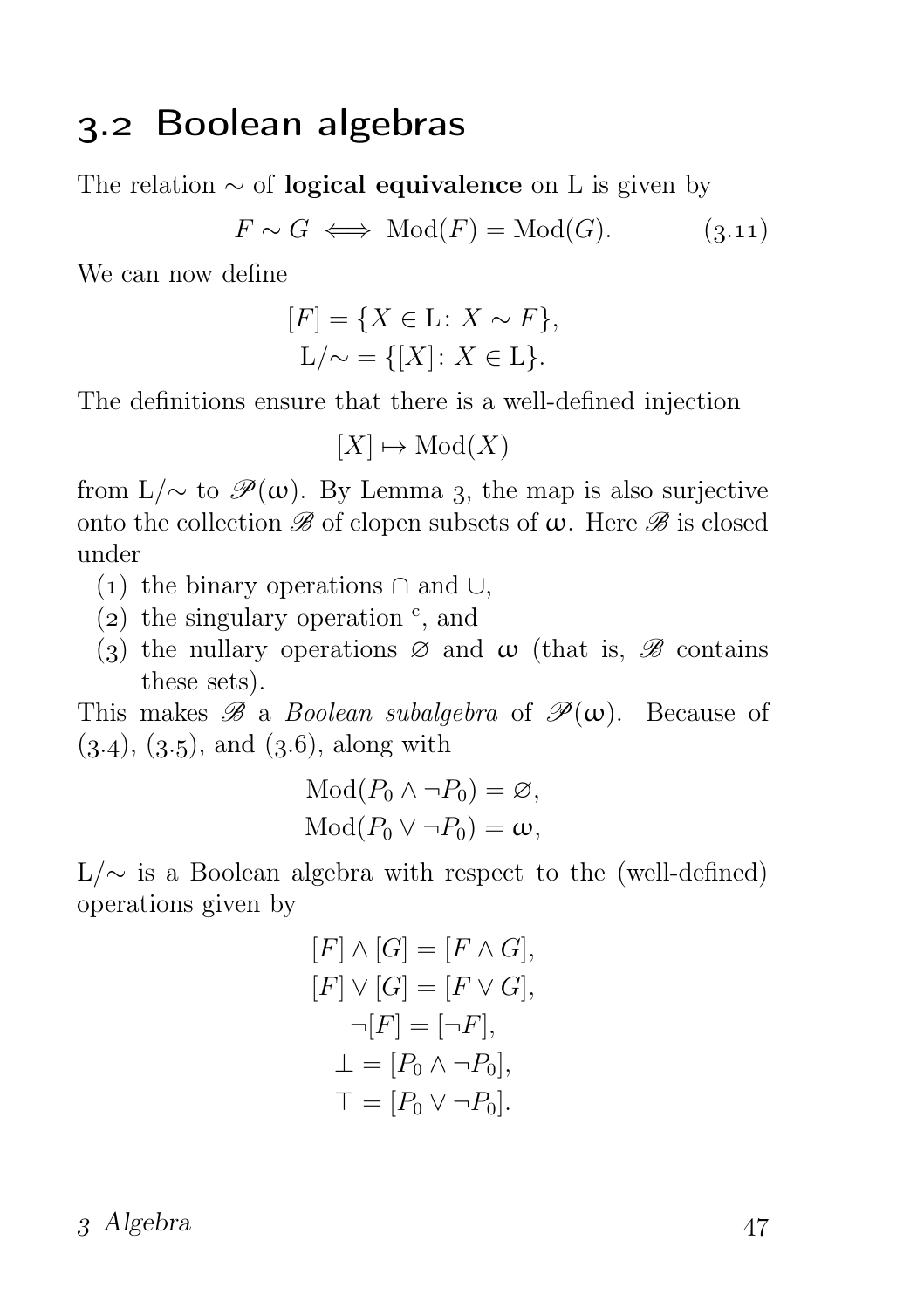## 3.2 Boolean algebras

The relation $\sim$ of **logical equivalence** on L is given by

$$F \sim G \iff \mathrm{Mod}(F) = \mathrm{Mod}(G). \tag{3.11}$$

We can now define

$$[F] = \{X \in \mathrm{L} \colon X \sim F\},$$
$$\mathrm{L}/{\sim} = \{[X] \colon X \in \mathrm{L}\}.$$

The definitions ensure that there is a well-defined injection

$$[X] \mapsto \mathrm{Mod}(X)$$

from $\mathrm{L}/{\sim}$ to $\mathscr{P}(\omega)$. By Lemma 3, the map is also surjective onto the collection $\mathscr{B}$ of clopen subsets of $\omega$. Here $\mathscr{B}$ is closed under

(1) the binary operations $\cap$ and $\cup$,
(2) the singulary operation ${}^{\mathrm{c}}$, and
(3) the nullary operations $\varnothing$ and $\omega$ (that is, $\mathscr{B}$ contains these sets).

This makes $\mathscr{B}$ a *Boolean subalgebra* of $\mathscr{P}(\omega)$. Because of (3.4), (3.5), and (3.6), along with

$$\mathrm{Mod}(P_0 \land \neg P_0) = \varnothing,$$
$$\mathrm{Mod}(P_0 \lor \neg P_0) = \omega,$$

$\mathrm{L}/{\sim}$ is a Boolean algebra with respect to the (well-defined) operations given by

$$[F] \land [G] = [F \land G],$$
$$[F] \lor [G] = [F \lor G],$$
$$\neg[F] = [\neg F],$$
$$\bot = [P_0 \land \neg P_0],$$
$$\top = [P_0 \lor \neg P_0].$$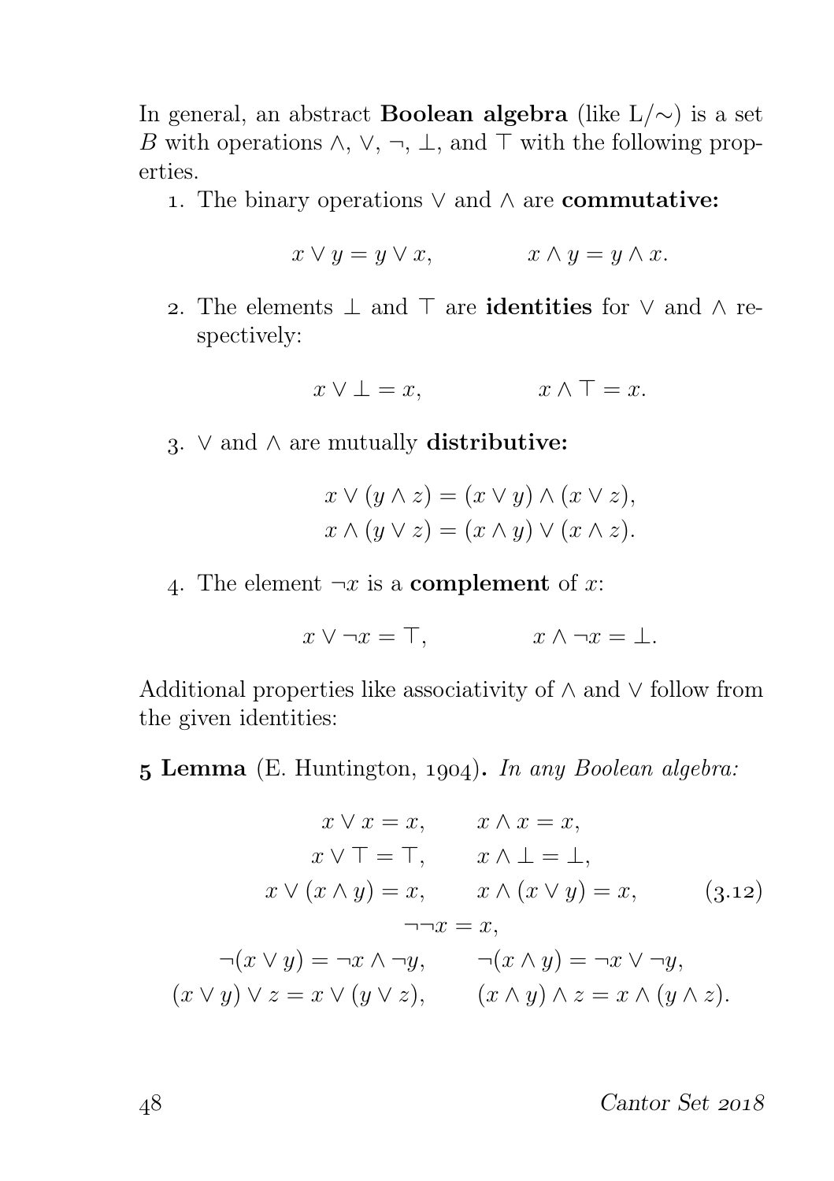In general, an abstract **Boolean algebra** (like $\mathrm{L}/{\sim}$) is a set $B$ with operations $\wedge$, $\vee$, $\neg$, $\bot$, and $\top$ with the following properties.

1. The binary operations $\vee$ and $\wedge$ are **commutative:**

$$x \vee y = y \vee x, \qquad x \wedge y = y \wedge x.$$

2. The elements $\bot$ and $\top$ are **identities** for $\vee$ and $\wedge$ respectively:

$$x \vee \bot = x, \qquad x \wedge \top = x.$$

3. $\vee$ and $\wedge$ are mutually **distributive:**

$$\begin{aligned} x \vee (y \wedge z) &= (x \vee y) \wedge (x \vee z), \\ x \wedge (y \vee z) &= (x \wedge y) \vee (x \wedge z). \end{aligned}$$

4. The element $\neg x$ is a **complement** of $x$:

$$x \vee \neg x = \top, \qquad x \wedge \neg x = \bot.$$

Additional properties like associativity of $\wedge$ and $\vee$ follow from the given identities:

**5 Lemma** (E. Huntington, 1904)**.** *In any Boolean algebra:*

$$\begin{gathered} x \vee x = x, \qquad x \wedge x = x, \\ x \vee \top = \top, \qquad x \wedge \bot = \bot, \\ x \vee (x \wedge y) = x, \qquad x \wedge (x \vee y) = x, \\ \neg\neg x = x, \\ \neg(x \vee y) = \neg x \wedge \neg y, \qquad \neg(x \wedge y) = \neg x \vee \neg y, \\ (x \vee y) \vee z = x \vee (y \vee z), \qquad (x \wedge y) \wedge z = x \wedge (y \wedge z). \end{gathered} \tag{3.12}$$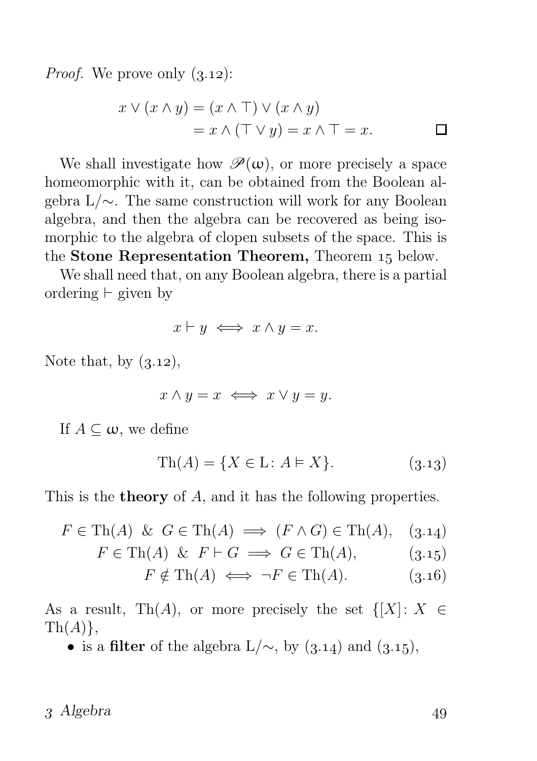*Proof.* We prove only (3.12):

$$\begin{aligned} x \vee (x \wedge y) &= (x \wedge \top) \vee (x \wedge y) \\ &= x \wedge (\top \vee y) = x \wedge \top = x. \end{aligned} \qquad \square$$

We shall investigate how $\mathscr{P}(\omega)$, or more precisely a space homeomorphic with it, can be obtained from the Boolean algebra $\mathrm{L}/{\sim}$. The same construction will work for any Boolean algebra, and then the algebra can be recovered as being isomorphic to the algebra of clopen subsets of the space. This is the **Stone Representation Theorem,** Theorem 15 below.

We shall need that, on any Boolean algebra, there is a partial ordering $\vdash$ given by

$$x \vdash y \iff x \wedge y = x.$$

Note that, by (3.12),

$$x \wedge y = x \iff x \vee y = y.$$

If $A \subseteq \omega$, we define

$$\mathrm{Th}(A) = \{X \in \mathrm{L} \colon A \vDash X\}. \tag{3.13}$$

This is the **theory** of $A$, and it has the following properties.

$$F \in \mathrm{Th}(A) \;\&\; G \in \mathrm{Th}(A) \implies (F \wedge G) \in \mathrm{Th}(A), \tag{3.14}$$

$$F \in \mathrm{Th}(A) \;\&\; F \vdash G \implies G \in \mathrm{Th}(A), \tag{3.15}$$

$$F \notin \mathrm{Th}(A) \iff \neg F \in \mathrm{Th}(A). \tag{3.16}$$

As a result, $\mathrm{Th}(A)$, or more precisely the set $\{[X] \colon X \in \mathrm{Th}(A)\}$,

- is a **filter** of the algebra $\mathrm{L}/{\sim}$, by (3.14) and (3.15),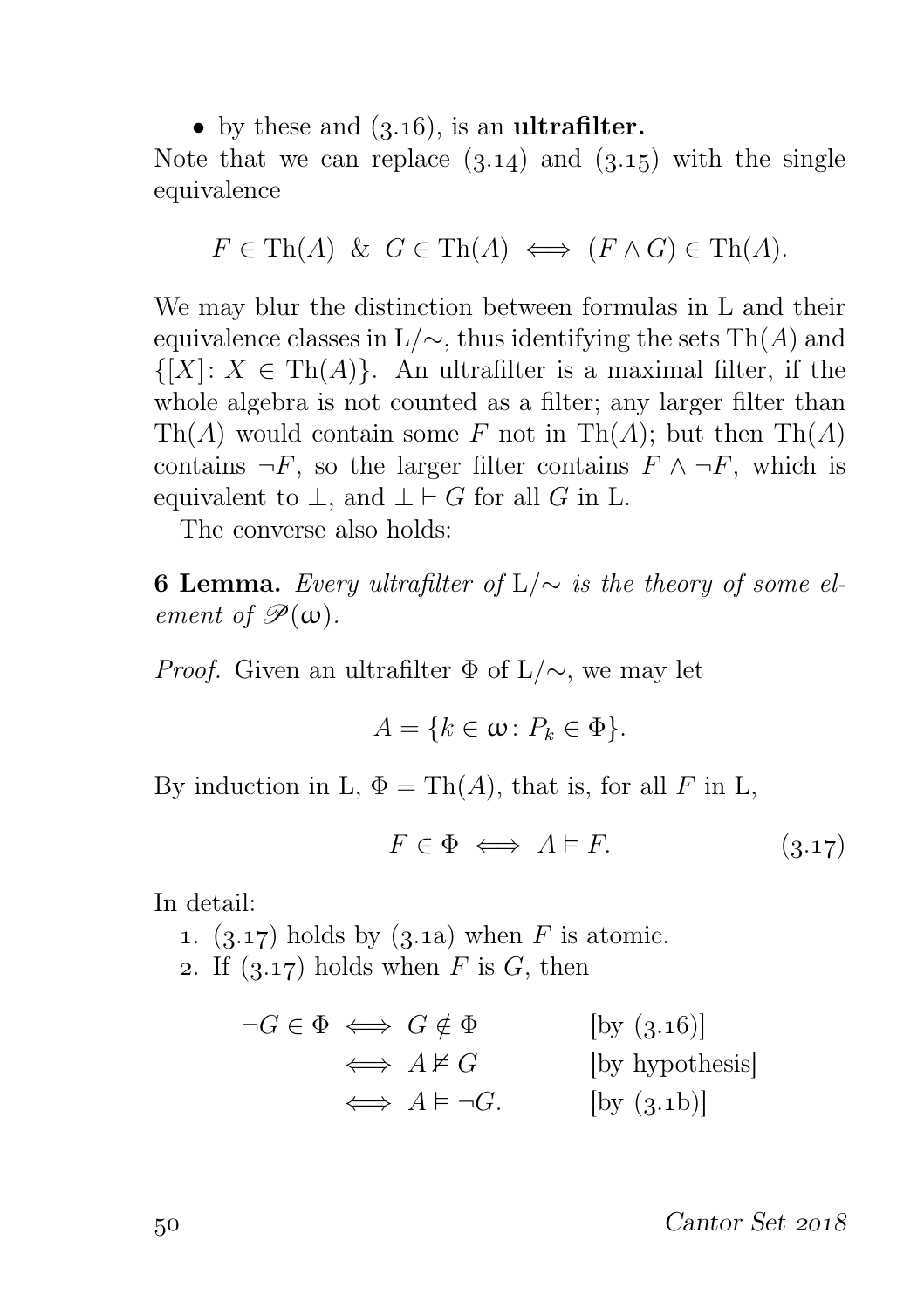- by these and (3.16), is an **ultrafilter.**

Note that we can replace (3.14) and (3.15) with the single equivalence

$$F \in \mathrm{Th}(A) \ \& \ G \in \mathrm{Th}(A) \iff (F \land G) \in \mathrm{Th}(A).$$

We may blur the distinction between formulas in L and their equivalence classes in $\mathrm{L}/{\sim}$, thus identifying the sets $\mathrm{Th}(A)$ and $\{[X] \colon X \in \mathrm{Th}(A)\}$. An ultrafilter is a maximal filter, if the whole algebra is not counted as a filter; any larger filter than $\mathrm{Th}(A)$ would contain some $F$ not in $\mathrm{Th}(A)$; but then $\mathrm{Th}(A)$ contains $\neg F$, so the larger filter contains $F \land \neg F$, which is equivalent to $\bot$, and $\bot \vdash G$ for all $G$ in L.

The converse also holds:

**6 Lemma.** *Every ultrafilter of* $\mathrm{L}/{\sim}$ *is the theory of some element of* $\mathscr{P}(\omega)$*.*

*Proof.* Given an ultrafilter $\Phi$ of $\mathrm{L}/{\sim}$, we may let

$$A = \{k \in \omega \colon P_k \in \Phi\}.$$

By induction in L, $\Phi = \mathrm{Th}(A)$, that is, for all $F$ in L,

$$F \in \Phi \iff A \vDash F. \tag{3.17}$$

In detail:

1. (3.17) holds by (3.1a) when $F$ is atomic.
2. If (3.17) holds when $F$ is $G$, then

$$\begin{aligned} \neg G \in \Phi &\iff G \notin \Phi && \text{[by (3.16)]} \\ &\iff A \nvDash G && \text{[by hypothesis]} \\ &\iff A \vDash \neg G. && \text{[by (3.1b)]} \end{aligned}$$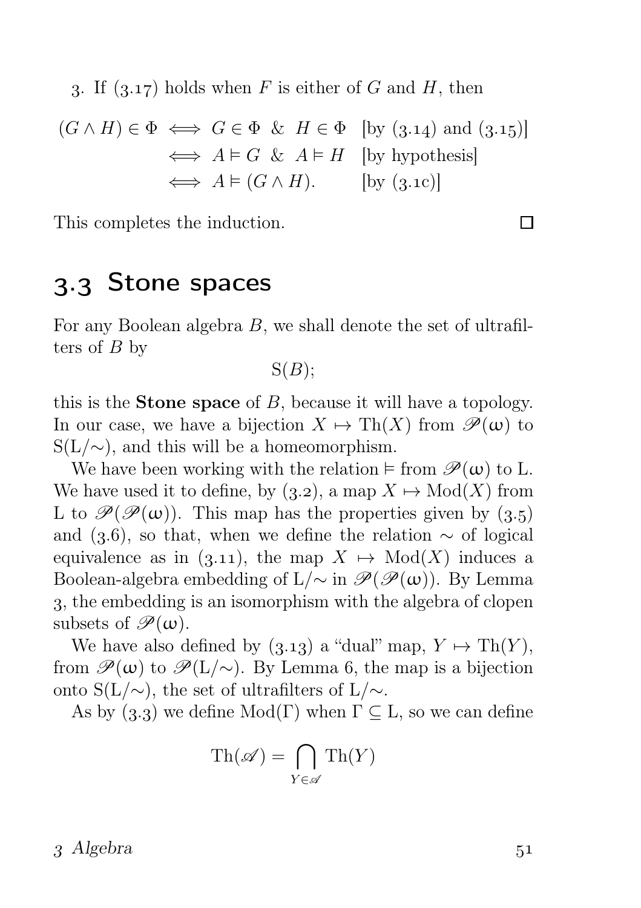3. If (3.17) holds when $F$ is either of $G$ and $H$, then

$$\begin{aligned}
(G \wedge H) \in \Phi &\iff G \in \Phi \ \& \ H \in \Phi && \text{[by (3.14) and (3.15)]}\\
&\iff A \vDash G \ \& \ A \vDash H && \text{[by hypothesis]}\\
&\iff A \vDash (G \wedge H). && \text{[by (3.1c)]}
\end{aligned}$$

This completes the induction. □

## 3.3 Stone spaces

For any Boolean algebra $B$, we shall denote the set of ultrafilters of $B$ by

$$\mathrm{S}(B);$$

this is the **Stone space** of $B$, because it will have a topology. In our case, we have a bijection $X \mapsto \mathrm{Th}(X)$ from $\mathscr{P}(\omega)$ to $\mathrm{S}(\mathrm{L}/{\sim})$, and this will be a homeomorphism.

We have been working with the relation $\vDash$ from $\mathscr{P}(\omega)$ to L. We have used it to define, by (3.2), a map $X \mapsto \mathrm{Mod}(X)$ from L to $\mathscr{P}(\mathscr{P}(\omega))$. This map has the properties given by (3.5) and (3.6), so that, when we define the relation $\sim$ of logical equivalence as in (3.11), the map $X \mapsto \mathrm{Mod}(X)$ induces a Boolean-algebra embedding of $\mathrm{L}/{\sim}$ in $\mathscr{P}(\mathscr{P}(\omega))$. By Lemma 3, the embedding is an isomorphism with the algebra of clopen subsets of $\mathscr{P}(\omega)$.

We have also defined by (3.13) a "dual" map, $Y \mapsto \mathrm{Th}(Y)$, from $\mathscr{P}(\omega)$ to $\mathscr{P}(\mathrm{L}/{\sim})$. By Lemma 6, the map is a bijection onto $\mathrm{S}(\mathrm{L}/{\sim})$, the set of ultrafilters of $\mathrm{L}/{\sim}$.

As by (3.3) we define $\mathrm{Mod}(\Gamma)$ when $\Gamma \subseteq \mathrm{L}$, so we can define

$$\mathrm{Th}(\mathscr{A}) = \bigcap_{Y \in \mathscr{A}} \mathrm{Th}(Y)$$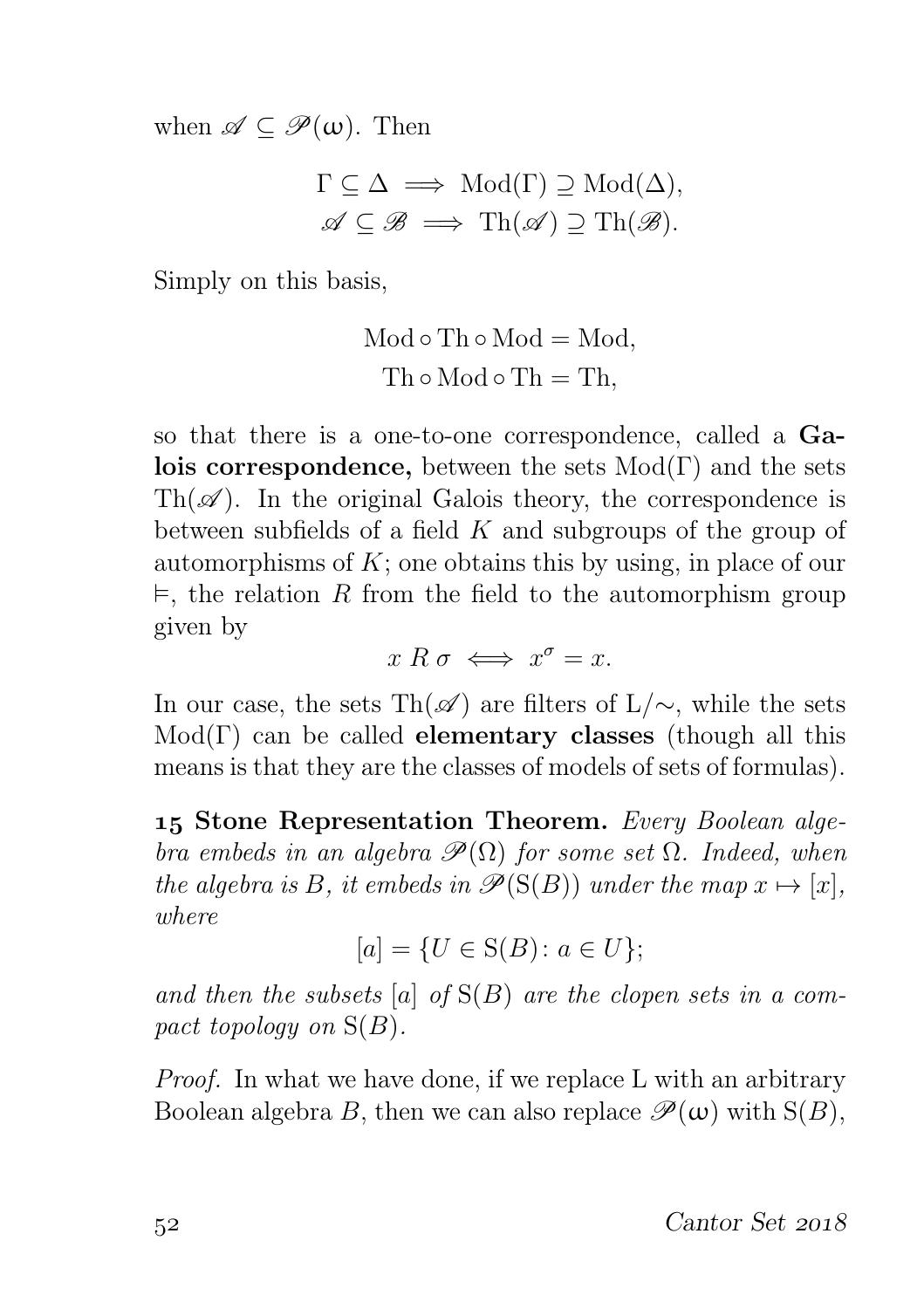when $\mathscr{A} \subseteq \mathscr{P}(\omega)$. Then

$$\Gamma \subseteq \Delta \implies \operatorname{Mod}(\Gamma) \supseteq \operatorname{Mod}(\Delta),$$
$$\mathscr{A} \subseteq \mathscr{B} \implies \operatorname{Th}(\mathscr{A}) \supseteq \operatorname{Th}(\mathscr{B}).$$

Simply on this basis,

$$\operatorname{Mod} \circ \operatorname{Th} \circ \operatorname{Mod} = \operatorname{Mod},$$
$$\operatorname{Th} \circ \operatorname{Mod} \circ \operatorname{Th} = \operatorname{Th},$$

so that there is a one-to-one correspondence, called a **Galois correspondence,** between the sets $\operatorname{Mod}(\Gamma)$ and the sets $\operatorname{Th}(\mathscr{A})$. In the original Galois theory, the correspondence is between subfields of a field $K$ and subgroups of the group of automorphisms of $K$; one obtains this by using, in place of our $\vDash$, the relation $R$ from the field to the automorphism group given by

$$x \mathrel{R} \sigma \iff x^{\sigma} = x.$$

In our case, the sets $\operatorname{Th}(\mathscr{A})$ are filters of $\mathrm{L}/{\sim}$, while the sets $\operatorname{Mod}(\Gamma)$ can be called **elementary classes** (though all this means is that they are the classes of models of sets of formulas).

**15 Stone Representation Theorem.** *Every Boolean algebra embeds in an algebra $\mathscr{P}(\Omega)$ for some set $\Omega$. Indeed, when the algebra is $B$, it embeds in $\mathscr{P}(\mathrm{S}(B))$ under the map $x \mapsto [x]$, where*

$$[a] = \{U \in \mathrm{S}(B) \colon a \in U\};$$

*and then the subsets $[a]$ of $\mathrm{S}(B)$ are the clopen sets in a compact topology on $\mathrm{S}(B)$.*

*Proof.* In what we have done, if we replace L with an arbitrary Boolean algebra $B$, then we can also replace $\mathscr{P}(\omega)$ with $\mathrm{S}(B)$,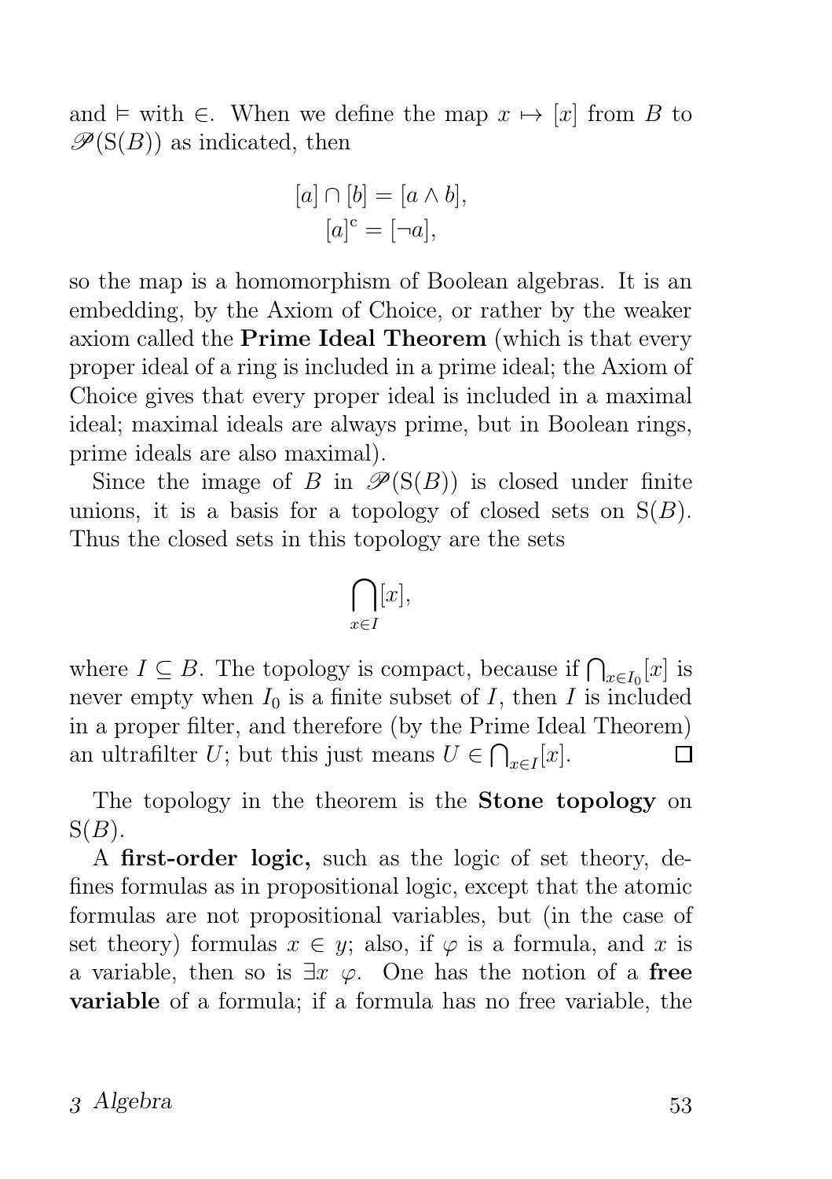and $\vDash$ with $\in$. When we define the map $x \mapsto [x]$ from $B$ to $\mathscr{P}(\mathrm{S}(B))$ as indicated, then

$$[a] \cap [b] = [a \wedge b],$$
$$[a]^{\mathrm{c}} = [\neg a],$$

so the map is a homomorphism of Boolean algebras. It is an embedding, by the Axiom of Choice, or rather by the weaker axiom called the **Prime Ideal Theorem** (which is that every proper ideal of a ring is included in a prime ideal; the Axiom of Choice gives that every proper ideal is included in a maximal ideal; maximal ideals are always prime, but in Boolean rings, prime ideals are also maximal).

Since the image of $B$ in $\mathscr{P}(\mathrm{S}(B))$ is closed under finite unions, it is a basis for a topology of closed sets on $\mathrm{S}(B)$. Thus the closed sets in this topology are the sets

$$\bigcap_{x \in I} [x],$$

where $I \subseteq B$. The topology is compact, because if $\bigcap_{x \in I_0}[x]$ is never empty when $I_0$ is a finite subset of $I$, then $I$ is included in a proper filter, and therefore (by the Prime Ideal Theorem) an ultrafilter $U$; but this just means $U \in \bigcap_{x \in I}[x]$. □

The topology in the theorem is the **Stone topology** on $\mathrm{S}(B)$.

A **first-order logic,** such as the logic of set theory, defines formulas as in propositional logic, except that the atomic formulas are not propositional variables, but (in the case of set theory) formulas $x \in y$; also, if $\varphi$ is a formula, and $x$ is a variable, then so is $\exists x\ \varphi$. One has the notion of a **free variable** of a formula; if a formula has no free variable, the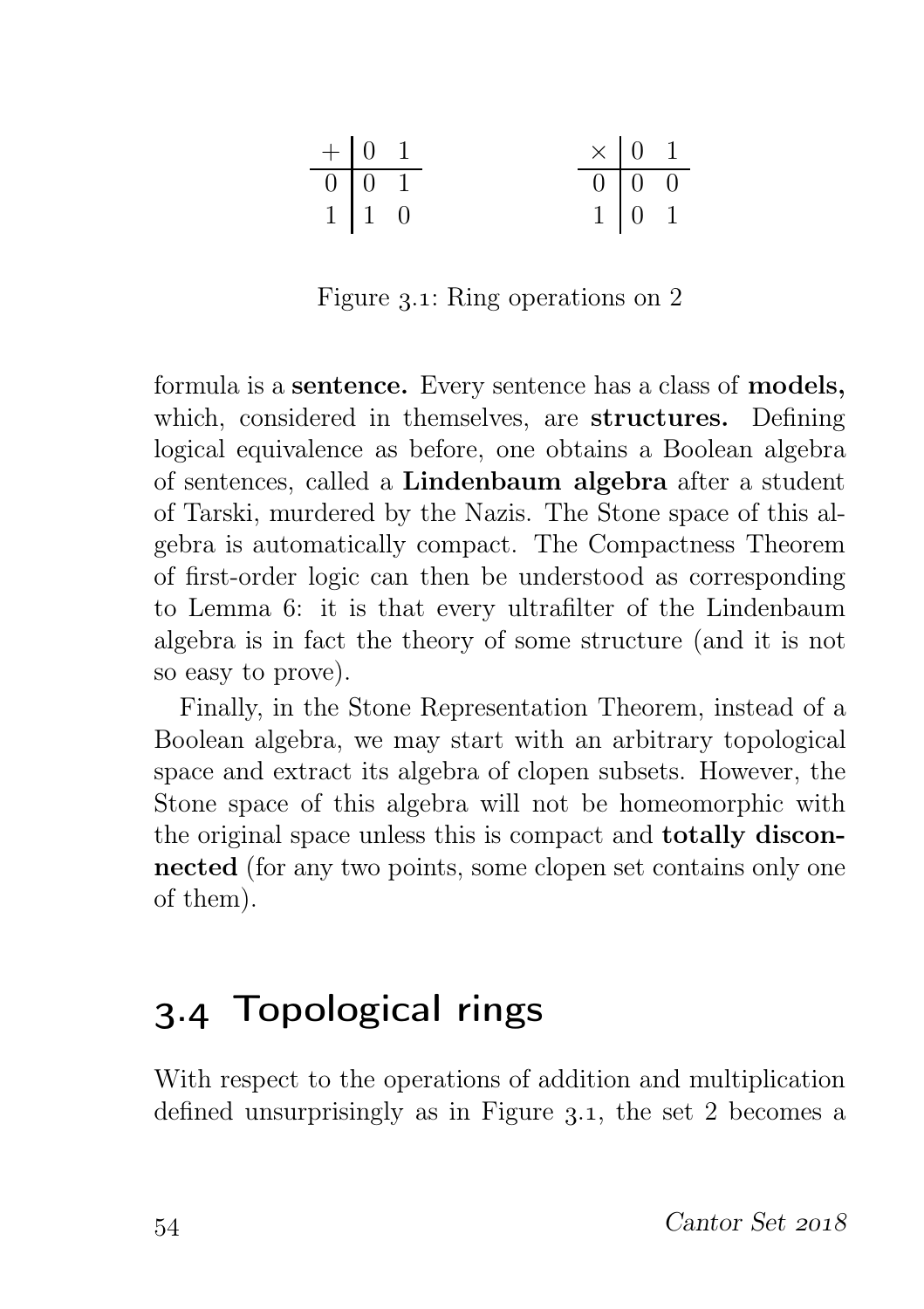| + | 0 | 1 |
|---|---|---|
| 0 | 0 | 1 |
| 1 | 1 | 0 |

| × | 0 | 1 |
|---|---|---|
| 0 | 0 | 0 |
| 1 | 0 | 1 |

Figure 3.1: Ring operations on 2

formula is a **sentence.** Every sentence has a class of **models,** which, considered in themselves, are **structures.** Defining logical equivalence as before, one obtains a Boolean algebra of sentences, called a **Lindenbaum algebra** after a student of Tarski, murdered by the Nazis. The Stone space of this algebra is automatically compact. The Compactness Theorem of first-order logic can then be understood as corresponding to Lemma 6: it is that every ultrafilter of the Lindenbaum algebra is in fact the theory of some structure (and it is not so easy to prove).

Finally, in the Stone Representation Theorem, instead of a Boolean algebra, we may start with an arbitrary topological space and extract its algebra of clopen subsets. However, the Stone space of this algebra will not be homeomorphic with the original space unless this is compact and **totally disconnected** (for any two points, some clopen set contains only one of them).

## 3.4 Topological rings

With respect to the operations of addition and multiplication defined unsurprisingly as in Figure 3.1, the set 2 becomes a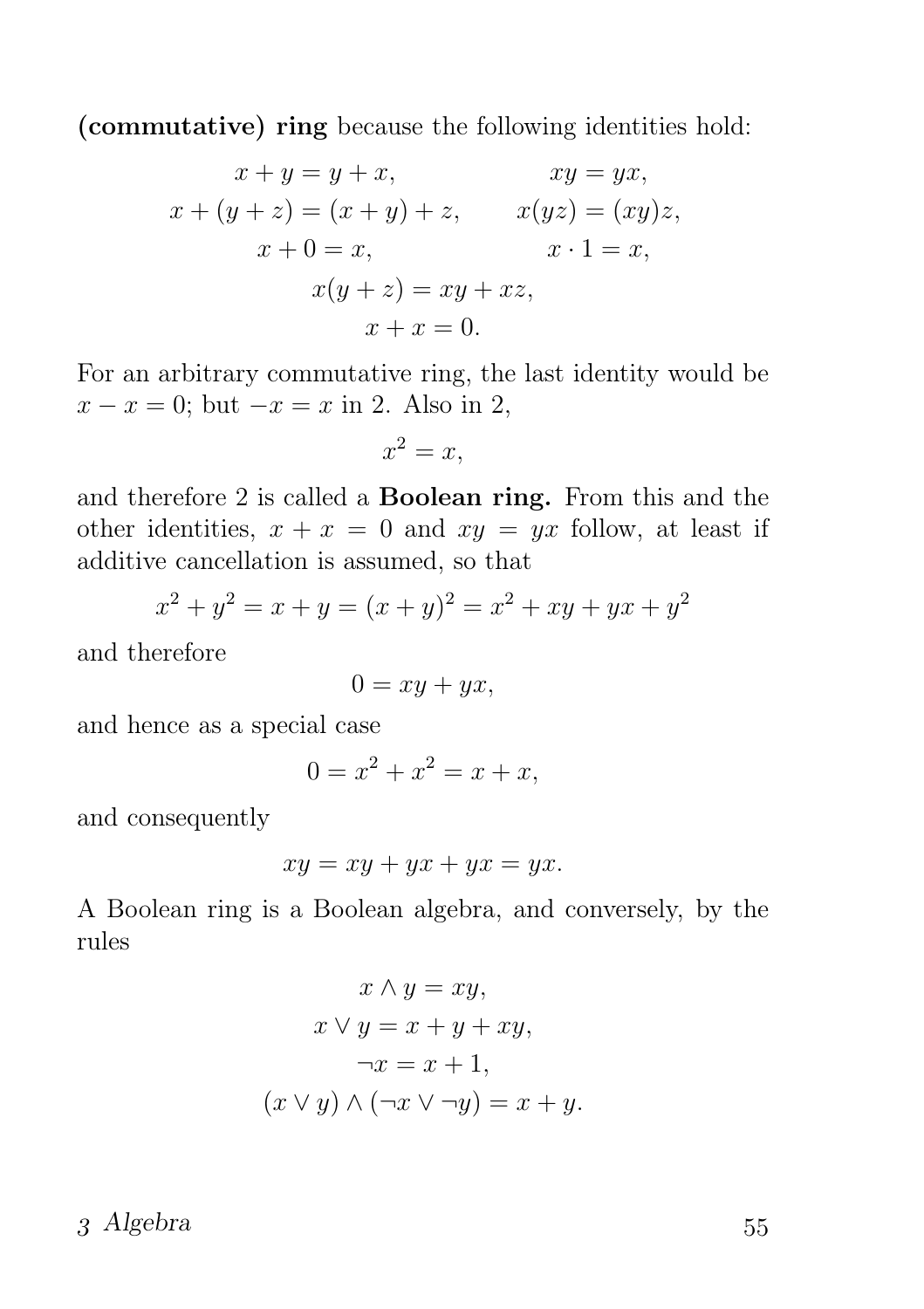**(commutative) ring** because the following identities hold:

$$x + y = y + x, \qquad xy = yx,$$
$$x + (y + z) = (x + y) + z, \qquad x(yz) = (xy)z,$$
$$x + 0 = x, \qquad x \cdot 1 = x,$$
$$x(y + z) = xy + xz,$$
$$x + x = 0.$$

For an arbitrary commutative ring, the last identity would be $x - x = 0$; but $-x = x$ in 2. Also in 2,

$$x^2 = x,$$

and therefore 2 is called a **Boolean ring.** From this and the other identities, $x + x = 0$ and $xy = yx$ follow, at least if additive cancellation is assumed, so that

$$x^2 + y^2 = x + y = (x + y)^2 = x^2 + xy + yx + y^2$$

and therefore

$$0 = xy + yx,$$

and hence as a special case

$$0 = x^2 + x^2 = x + x,$$

and consequently

$$xy = xy + yx + yx = yx.$$

A Boolean ring is a Boolean algebra, and conversely, by the rules

$$x \wedge y = xy,$$
$$x \vee y = x + y + xy,$$
$$\neg x = x + 1,$$
$$(x \vee y) \wedge (\neg x \vee \neg y) = x + y.$$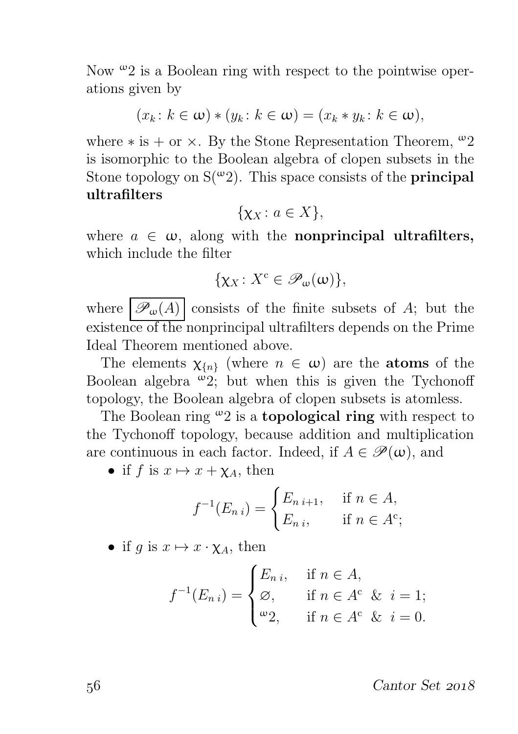Now ${}^{\omega}2$ is a Boolean ring with respect to the pointwise operations given by

$$(x_k\colon k \in \omega) * (y_k\colon k \in \omega) = (x_k * y_k\colon k \in \omega),$$

where $*$ is $+$ or $\times$. By the Stone Representation Theorem, ${}^{\omega}2$ is isomorphic to the Boolean algebra of clopen subsets in the Stone topology on $\mathrm{S}({}^{\omega}2)$. This space consists of the **principal ultrafilters**

$$\{\chi_X\colon a \in X\},$$

where $a \in \omega$, along with the **nonprincipal ultrafilters,** which include the filter

$$\{\chi_X\colon X^{\mathrm{c}} \in \mathscr{P}_{\omega}(\omega)\},$$

where $\boxed{\mathscr{P}_{\omega}(A)}$ consists of the finite subsets of $A$; but the existence of the nonprincipal ultrafilters depends on the Prime Ideal Theorem mentioned above.

The elements $\chi_{\{n\}}$ (where $n \in \omega$) are the **atoms** of the Boolean algebra ${}^{\omega}2$; but when this is given the Tychonoff topology, the Boolean algebra of clopen subsets is atomless.

The Boolean ring ${}^{\omega}2$ is a **topological ring** with respect to the Tychonoff topology, because addition and multiplication are continuous in each factor. Indeed, if $A \in \mathscr{P}(\omega)$, and

- if $f$ is $x \mapsto x + \chi_A$, then

$$f^{-1}(E_{n\,i}) = \begin{cases} E_{n\,i+1}, & \text{if } n \in A,\\ E_{n\,i}, & \text{if } n \in A^{\mathrm{c}}; \end{cases}$$

- if $g$ is $x \mapsto x \cdot \chi_A$, then

$$f^{-1}(E_{n\,i}) = \begin{cases} E_{n\,i}, & \text{if } n \in A,\\ \varnothing, & \text{if } n \in A^{\mathrm{c}} \ \&\ i = 1;\\ {}^{\omega}2, & \text{if } n \in A^{\mathrm{c}} \ \&\ i = 0. \end{cases}$$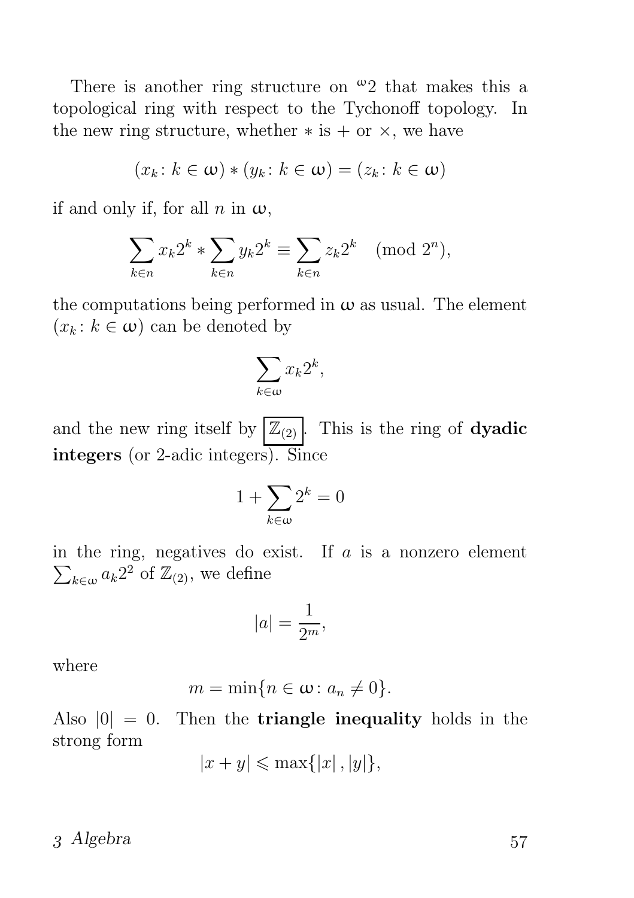There is another ring structure on ${}^{\omega}2$ that makes this a topological ring with respect to the Tychonoff topology. In the new ring structure, whether $*$ is $+$ or $\times$, we have

$$(x_k \colon k \in \omega) * (y_k \colon k \in \omega) = (z_k \colon k \in \omega)$$

if and only if, for all $n$ in $\omega$,

$$\sum_{k \in n} x_k 2^k * \sum_{k \in n} y_k 2^k \equiv \sum_{k \in n} z_k 2^k \pmod{2^n},$$

the computations being performed in $\omega$ as usual. The element $(x_k \colon k \in \omega)$ can be denoted by

$$\sum_{k \in \omega} x_k 2^k,$$

and the new ring itself by $\boxed{\mathbb{Z}_{(2)}}$. This is the ring of **dyadic integers** (or 2-adic integers). Since

$$1 + \sum_{k \in \omega} 2^k = 0$$

in the ring, negatives do exist. If $a$ is a nonzero element $\sum_{k \in \omega} a_k 2^2$ of $\mathbb{Z}_{(2)}$, we define

$$|a| = \frac{1}{2^m},$$

where

$$m = \min\{n \in \omega \colon a_n \neq 0\}.$$

Also $|0| = 0$. Then the **triangle inequality** holds in the strong form

$$|x + y| \leqslant \max\{|x|, |y|\},$$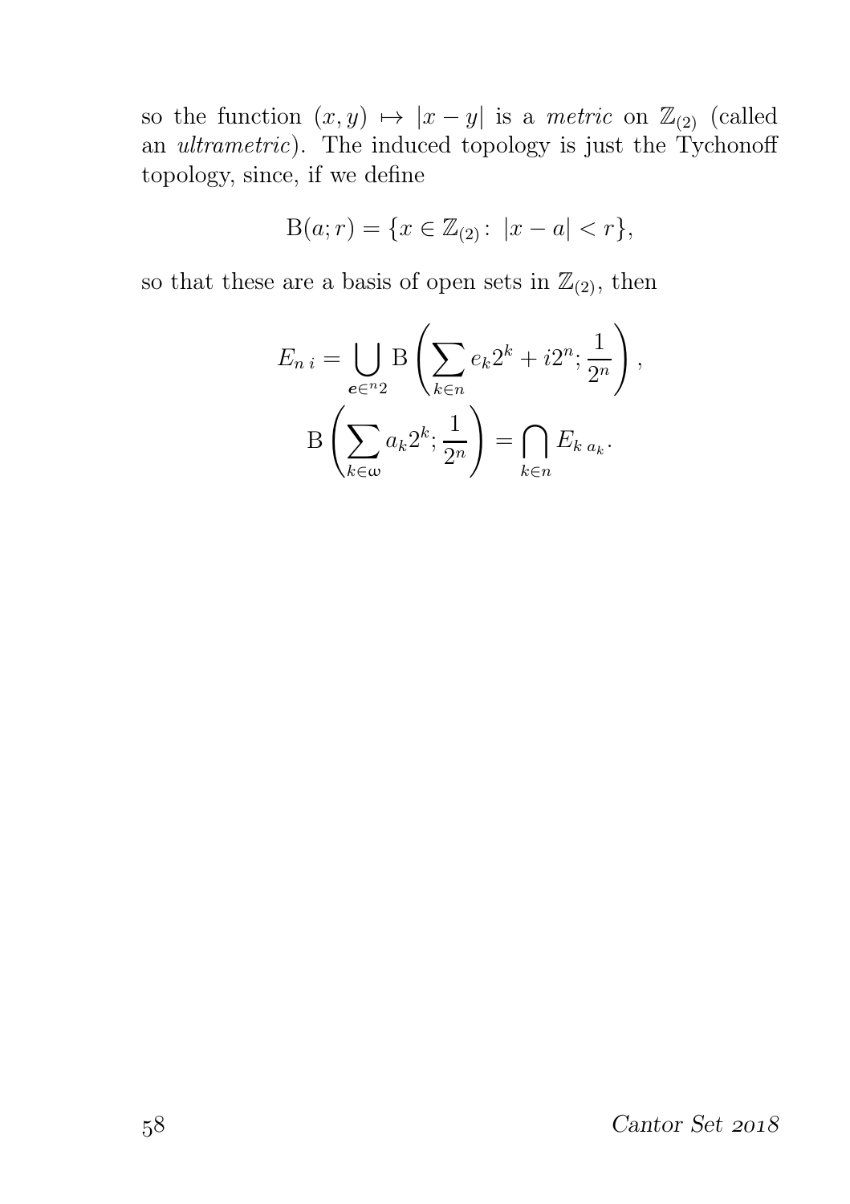so the function $(x, y) \mapsto |x - y|$ is a *metric* on $\mathbb{Z}_{(2)}$ (called an *ultrametric*). The induced topology is just the Tychonoff topology, since, if we define

$$\mathrm{B}(a; r) = \{x \in \mathbb{Z}_{(2)} \colon |x - a| < r\},$$

so that these are a basis of open sets in $\mathbb{Z}_{(2)}$, then

$$E_{n\ i} = \bigcup_{\boldsymbol{e} \in {}^{n}2} \mathrm{B}\left(\sum_{k \in n} e_k 2^k + i 2^n; \frac{1}{2^n}\right),$$

$$\mathrm{B}\left(\sum_{k \in \omega} a_k 2^k; \frac{1}{2^n}\right) = \bigcap_{k \in n} E_{k\ a_k}.$$